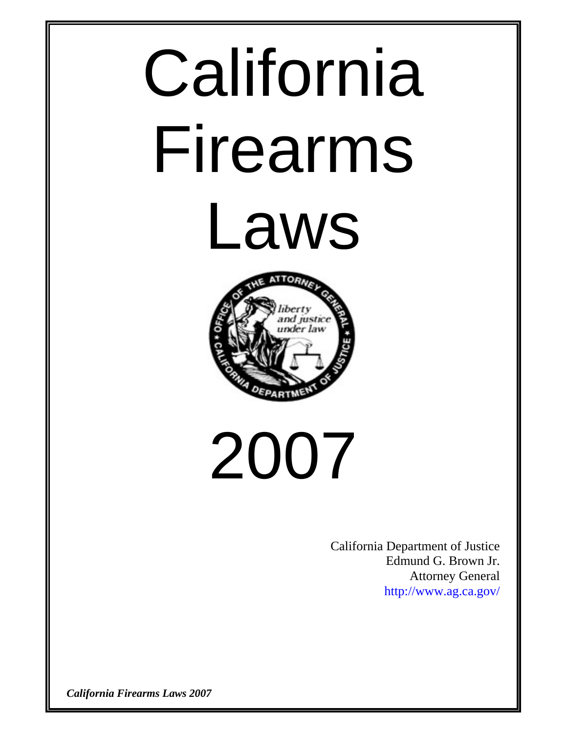# California Firearms Laws

# 2007

California Department of Justice
Edmund G. Brown Jr.
Attorney General
http://www.ag.ca.gov/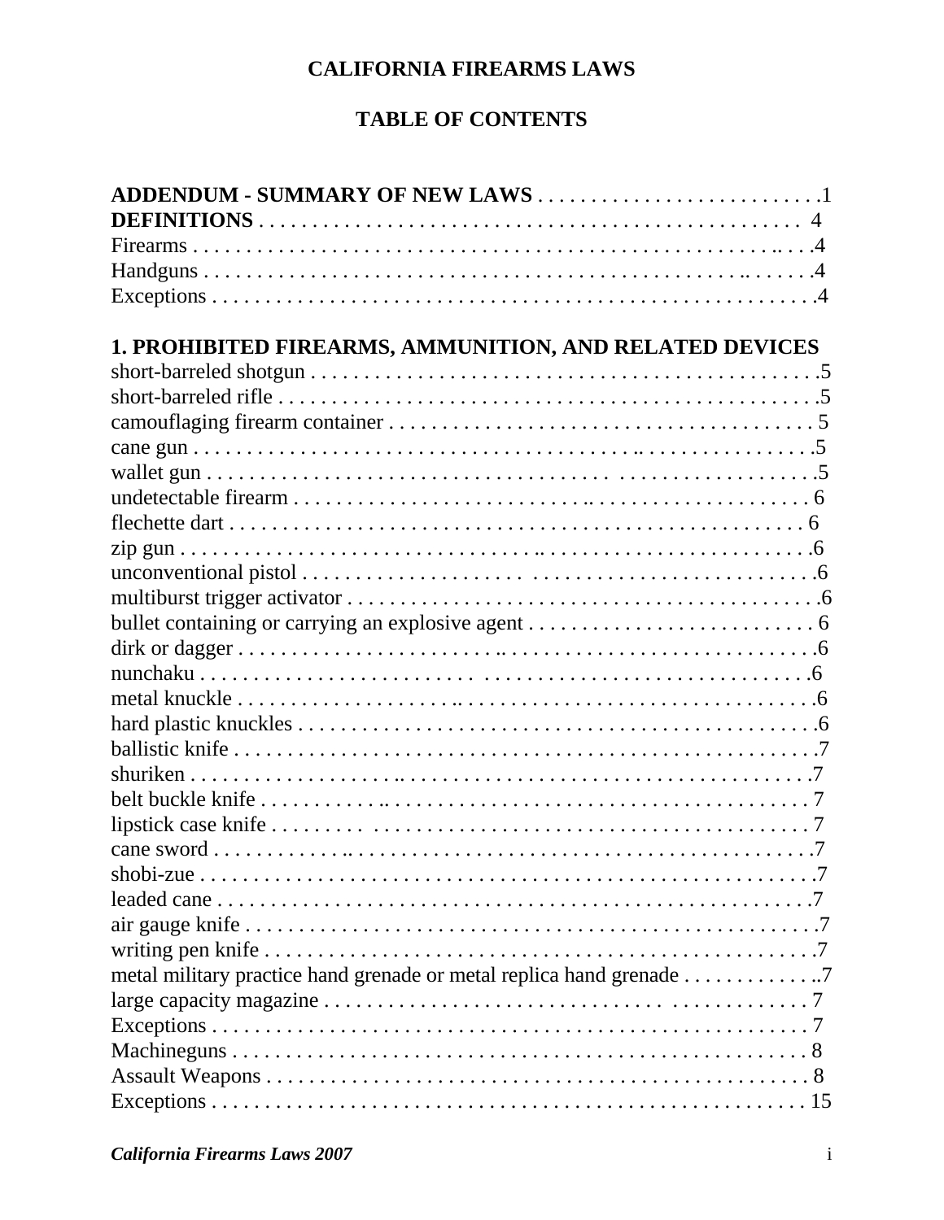# CALIFORNIA FIREARMS LAWS

## TABLE OF CONTENTS

**ADDENDUM - SUMMARY OF NEW LAWS** . . . . . . . . . . . . . . . . . . . . . . . . . . .1
**DEFINITIONS** . . . . . . . . . . . . . . . . . . . . . . . . . . . . . . . . . . . . . . . . . . . . . . . . . 4
Firearms . . . . . . . . . . . . . . . . . . . . . . . . . . . . . . . . . . . . . . . . . . . . . . . . . . . . . .4
Handguns . . . . . . . . . . . . . . . . . . . . . . . . . . . . . . . . . . . . . . . . . . . . . . . . . . . . .4
Exceptions . . . . . . . . . . . . . . . . . . . . . . . . . . . . . . . . . . . . . . . . . . . . . . . . . . . . .4

**1. PROHIBITED FIREARMS, AMMUNITION, AND RELATED DEVICES**
short-barreled shotgun . . . . . . . . . . . . . . . . . . . . . . . . . . . . . . . . . . . . . . . . . . . .5
short-barreled rifle . . . . . . . . . . . . . . . . . . . . . . . . . . . . . . . . . . . . . . . . . . . . . . .5
camouflaging firearm container . . . . . . . . . . . . . . . . . . . . . . . . . . . . . . . . . . . . . 5
cane gun . . . . . . . . . . . . . . . . . . . . . . . . . . . . . . . . . . . . . . . . . . . . . . . . . . . . . .5
wallet gun . . . . . . . . . . . . . . . . . . . . . . . . . . . . . . . . . . . . . . . . . . . . . . . . . . . . .5
undetectable firearm . . . . . . . . . . . . . . . . . . . . . . . . . . . . . . . . . . . . . . . . . . . . . 6
flechette dart . . . . . . . . . . . . . . . . . . . . . . . . . . . . . . . . . . . . . . . . . . . . . . . . . . 6
zip gun . . . . . . . . . . . . . . . . . . . . . . . . . . . . . . . . . . . . . . . . . . . . . . . . . . . . . . .6
unconventional pistol . . . . . . . . . . . . . . . . . . . . . . . . . . . . . . . . . . . . . . . . . . . . .6
multiburst trigger activator . . . . . . . . . . . . . . . . . . . . . . . . . . . . . . . . . . . . . . . . .6
bullet containing or carrying an explosive agent . . . . . . . . . . . . . . . . . . . . . . . . . 6
dirk or dagger . . . . . . . . . . . . . . . . . . . . . . . . . . . . . . . . . . . . . . . . . . . . . . . . . .6
nunchaku . . . . . . . . . . . . . . . . . . . . . . . . . . . . . . . . . . . . . . . . . . . . . . . . . . . . .6
metal knuckle . . . . . . . . . . . . . . . . . . . . . . . . . . . . . . . . . . . . . . . . . . . . . . . . . .6
hard plastic knuckles . . . . . . . . . . . . . . . . . . . . . . . . . . . . . . . . . . . . . . . . . . . . .6
ballistic knife . . . . . . . . . . . . . . . . . . . . . . . . . . . . . . . . . . . . . . . . . . . . . . . . . . .7
shuriken . . . . . . . . . . . . . . . . . . . . . . . . . . . . . . . . . . . . . . . . . . . . . . . . . . . . . .7
belt buckle knife . . . . . . . . . . . . . . . . . . . . . . . . . . . . . . . . . . . . . . . . . . . . . . . . 7
lipstick case knife . . . . . . . . . . . . . . . . . . . . . . . . . . . . . . . . . . . . . . . . . . . . . . . 7
cane sword . . . . . . . . . . . . . . . . . . . . . . . . . . . . . . . . . . . . . . . . . . . . . . . . . . . .7
shobi-zue . . . . . . . . . . . . . . . . . . . . . . . . . . . . . . . . . . . . . . . . . . . . . . . . . . . . . .7
leaded cane . . . . . . . . . . . . . . . . . . . . . . . . . . . . . . . . . . . . . . . . . . . . . . . . . . . .7
air gauge knife . . . . . . . . . . . . . . . . . . . . . . . . . . . . . . . . . . . . . . . . . . . . . . . . . .7
writing pen knife . . . . . . . . . . . . . . . . . . . . . . . . . . . . . . . . . . . . . . . . . . . . . . . .7
metal military practice hand grenade or metal replica hand grenade . . . . . . . . . . . . ..7
large capacity magazine . . . . . . . . . . . . . . . . . . . . . . . . . . . . . . . . . . . . . . . . . . . 7
Exceptions . . . . . . . . . . . . . . . . . . . . . . . . . . . . . . . . . . . . . . . . . . . . . . . . . . . . . 7
Machineguns . . . . . . . . . . . . . . . . . . . . . . . . . . . . . . . . . . . . . . . . . . . . . . . . . . . 8
Assault Weapons . . . . . . . . . . . . . . . . . . . . . . . . . . . . . . . . . . . . . . . . . . . . . . . . 8
Exceptions . . . . . . . . . . . . . . . . . . . . . . . . . . . . . . . . . . . . . . . . . . . . . . . . . . . . . 15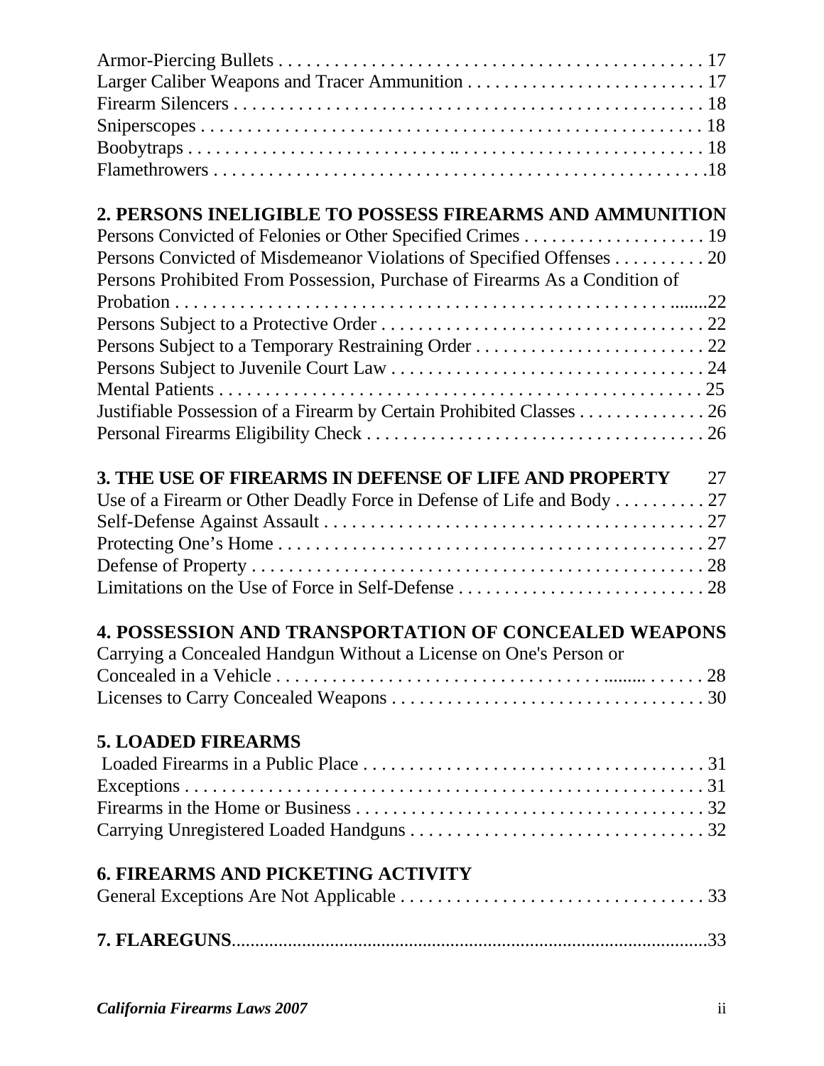Armor-Piercing Bullets . . . . . . . . . . . . . . . . . . . . . . . . . . . . . . . . . . . . . . . . . . . . . . 17
Larger Caliber Weapons and Tracer Ammunition . . . . . . . . . . . . . . . . . . . . . . . . . . 17
Firearm Silencers . . . . . . . . . . . . . . . . . . . . . . . . . . . . . . . . . . . . . . . . . . . . . . . . . . 18
Sniperscopes . . . . . . . . . . . . . . . . . . . . . . . . . . . . . . . . . . . . . . . . . . . . . . . . . . . . . 18
Boobytraps . . . . . . . . . . . . . . . . . . . . . . . . . . . . . . . . . . . . . . . . . . . . . . . . . . . . . . 18
Flamethrowers . . . . . . . . . . . . . . . . . . . . . . . . . . . . . . . . . . . . . . . . . . . . . . . . . . . .18

**2. PERSONS INELIGIBLE TO POSSESS FIREARMS AND AMMUNITION**

Persons Convicted of Felonies or Other Specified Crimes . . . . . . . . . . . . . . . . . . . . 19
Persons Convicted of Misdemeanor Violations of Specified Offenses . . . . . . . . . . 20
Persons Prohibited From Possession, Purchase of Firearms As a Condition of Probation . . . . . . . . . . . . . . . . . . . . . . . . . . . . . . . . . . . . . . . . . . . . . . . . . . . . . . .22
Persons Subject to a Protective Order . . . . . . . . . . . . . . . . . . . . . . . . . . . . . . . . . . . 22
Persons Subject to a Temporary Restraining Order . . . . . . . . . . . . . . . . . . . . . . . . . 22
Persons Subject to Juvenile Court Law . . . . . . . . . . . . . . . . . . . . . . . . . . . . . . . . . . 24
Mental Patients . . . . . . . . . . . . . . . . . . . . . . . . . . . . . . . . . . . . . . . . . . . . . . . . . . . . 25
Justifiable Possession of a Firearm by Certain Prohibited Classes . . . . . . . . . . . . . . 26
Personal Firearms Eligibility Check . . . . . . . . . . . . . . . . . . . . . . . . . . . . . . . . . . . . . 26

**3. THE USE OF FIREARMS IN DEFENSE OF LIFE AND PROPERTY** 27

Use of a Firearm or Other Deadly Force in Defense of Life and Body . . . . . . . . . . 27
Self-Defense Against Assault . . . . . . . . . . . . . . . . . . . . . . . . . . . . . . . . . . . . . . . . . 27
Protecting One's Home . . . . . . . . . . . . . . . . . . . . . . . . . . . . . . . . . . . . . . . . . . . . . . 27
Defense of Property . . . . . . . . . . . . . . . . . . . . . . . . . . . . . . . . . . . . . . . . . . . . . . . . . 28
Limitations on the Use of Force in Self-Defense . . . . . . . . . . . . . . . . . . . . . . . . . . . 28

**4. POSSESSION AND TRANSPORTATION OF CONCEALED WEAPONS**

Carrying a Concealed Handgun Without a License on One's Person or Concealed in a Vehicle . . . . . . . . . . . . . . . . . . . . . . . . . . . . . . . . . . . . . . . . . . . . . . . 28
Licenses to Carry Concealed Weapons . . . . . . . . . . . . . . . . . . . . . . . . . . . . . . . . . . 30

**5. LOADED FIREARMS**

Loaded Firearms in a Public Place . . . . . . . . . . . . . . . . . . . . . . . . . . . . . . . . . . . . . 31
Exceptions . . . . . . . . . . . . . . . . . . . . . . . . . . . . . . . . . . . . . . . . . . . . . . . . . . . . . . . 31
Firearms in the Home or Business . . . . . . . . . . . . . . . . . . . . . . . . . . . . . . . . . . . . . . 32
Carrying Unregistered Loaded Handguns . . . . . . . . . . . . . . . . . . . . . . . . . . . . . . . . 32

**6. FIREARMS AND PICKETING ACTIVITY**

General Exceptions Are Not Applicable . . . . . . . . . . . . . . . . . . . . . . . . . . . . . . . . . 33

**7. FLAREGUNS**......................................................................................................33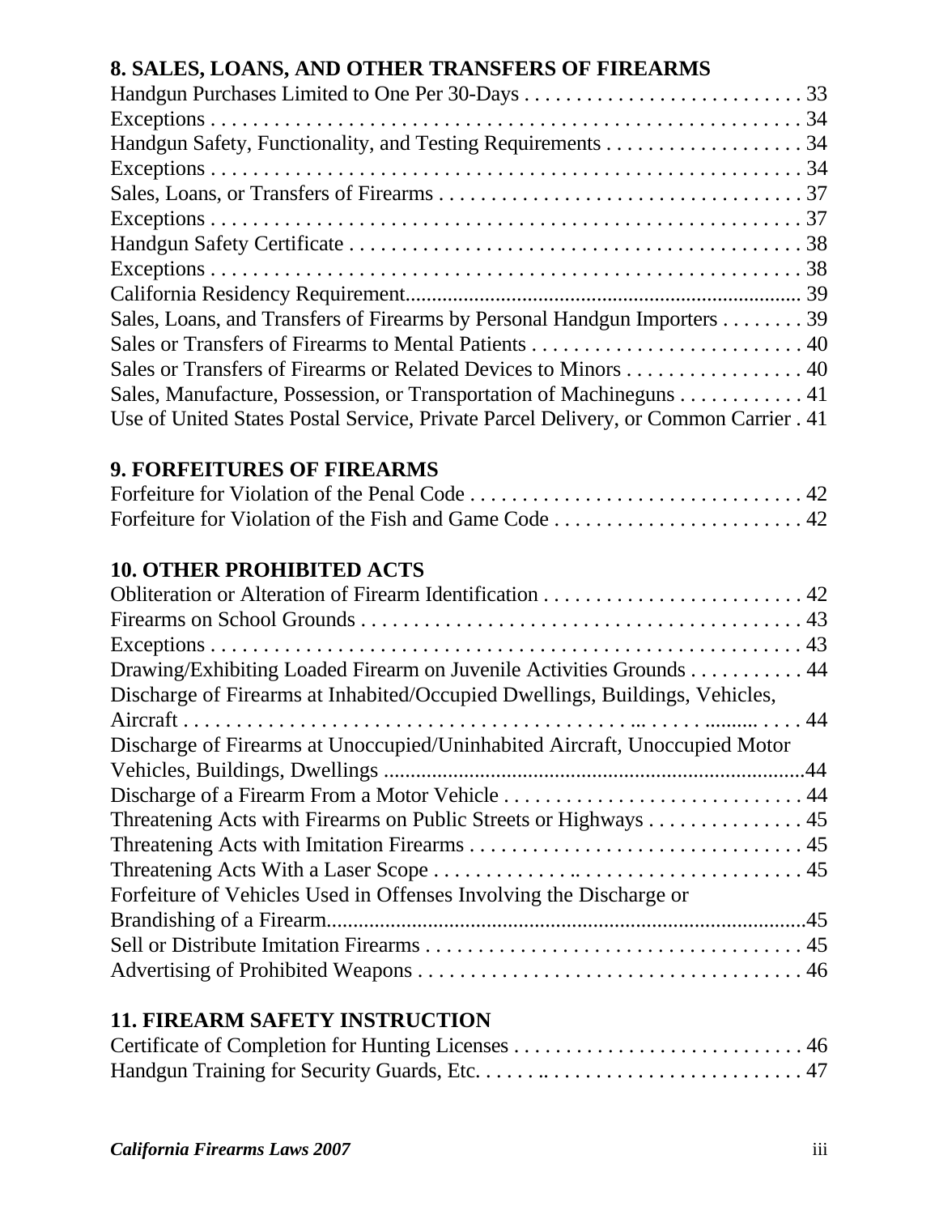## 8. SALES, LOANS, AND OTHER TRANSFERS OF FIREARMS

Handgun Purchases Limited to One Per 30-Days . . . . . . . . . . . . . . . . . . . . . . . . . . 33
Exceptions . . . . . . . . . . . . . . . . . . . . . . . . . . . . . . . . . . . . . . . . . . . . . . . . . . . . . . 34
Handgun Safety, Functionality, and Testing Requirements . . . . . . . . . . . . . . . . . . 34
Exceptions . . . . . . . . . . . . . . . . . . . . . . . . . . . . . . . . . . . . . . . . . . . . . . . . . . . . . 34
Sales, Loans, or Transfers of Firearms . . . . . . . . . . . . . . . . . . . . . . . . . . . . . . . . . . 37
Exceptions . . . . . . . . . . . . . . . . . . . . . . . . . . . . . . . . . . . . . . . . . . . . . . . . . . . . . 37
Handgun Safety Certificate . . . . . . . . . . . . . . . . . . . . . . . . . . . . . . . . . . . . . . . . . . 38
Exceptions . . . . . . . . . . . . . . . . . . . . . . . . . . . . . . . . . . . . . . . . . . . . . . . . . . . . . 38
California Residency Requirement....................................................................... 39
Sales, Loans, and Transfers of Firearms by Personal Handgun Importers . . . . . . . . 39
Sales or Transfers of Firearms to Mental Patients . . . . . . . . . . . . . . . . . . . . . . . . . . 40
Sales or Transfers of Firearms or Related Devices to Minors . . . . . . . . . . . . . . . . . 40
Sales, Manufacture, Possession, or Transportation of Machineguns . . . . . . . . . . . . 41
Use of United States Postal Service, Private Parcel Delivery, or Common Carrier . 41

## 9. FORFEITURES OF FIREARMS

Forfeiture for Violation of the Penal Code . . . . . . . . . . . . . . . . . . . . . . . . . . . . . . . . 42
Forfeiture for Violation of the Fish and Game Code . . . . . . . . . . . . . . . . . . . . . . . . 42

## 10. OTHER PROHIBITED ACTS

Obliteration or Alteration of Firearm Identification . . . . . . . . . . . . . . . . . . . . . . . . . 42
Firearms on School Grounds . . . . . . . . . . . . . . . . . . . . . . . . . . . . . . . . . . . . . . . . . . 43
Exceptions . . . . . . . . . . . . . . . . . . . . . . . . . . . . . . . . . . . . . . . . . . . . . . . . . . . . . 43
Drawing/Exhibiting Loaded Firearm on Juvenile Activities Grounds . . . . . . . . . . . 44
Discharge of Firearms at Inhabited/Occupied Dwellings, Buildings, Vehicles, Aircraft . . . . . . . . . . . . . . . . . . . . . . . . . . . . . . . . . . . . . . . . ... . . . . . ......... . . . . 44
Discharge of Firearms at Unoccupied/Uninhabited Aircraft, Unoccupied Motor Vehicles, Buildings, Dwellings ............................................................................44
Discharge of a Firearm From a Motor Vehicle . . . . . . . . . . . . . . . . . . . . . . . . . . . . . 44
Threatening Acts with Firearms on Public Streets or Highways . . . . . . . . . . . . . . . 45
Threatening Acts with Imitation Firearms . . . . . . . . . . . . . . . . . . . . . . . . . . . . . . . . 45
Threatening Acts With a Laser Scope . . . . . . . . . . . . . . .. . . . . . . . . . . . . . . . . . . . . 45
Forfeiture of Vehicles Used in Offenses Involving the Discharge or Brandishing of a Firearm........................................................................................45
Sell or Distribute Imitation Firearms . . . . . . . . . . . . . . . . . . . . . . . . . . . . . . . . . . . . 45
Advertising of Prohibited Weapons . . . . . . . . . . . . . . . . . . . . . . . . . . . . . . . . . . . . . 46

## 11. FIREARM SAFETY INSTRUCTION

Certificate of Completion for Hunting Licenses . . . . . . . . . . . . . . . . . . . . . . . . . . . . 46
Handgun Training for Security Guards, Etc. . . . . . .. . . . . . . . . . . . . . . . . . . . . . . . . 47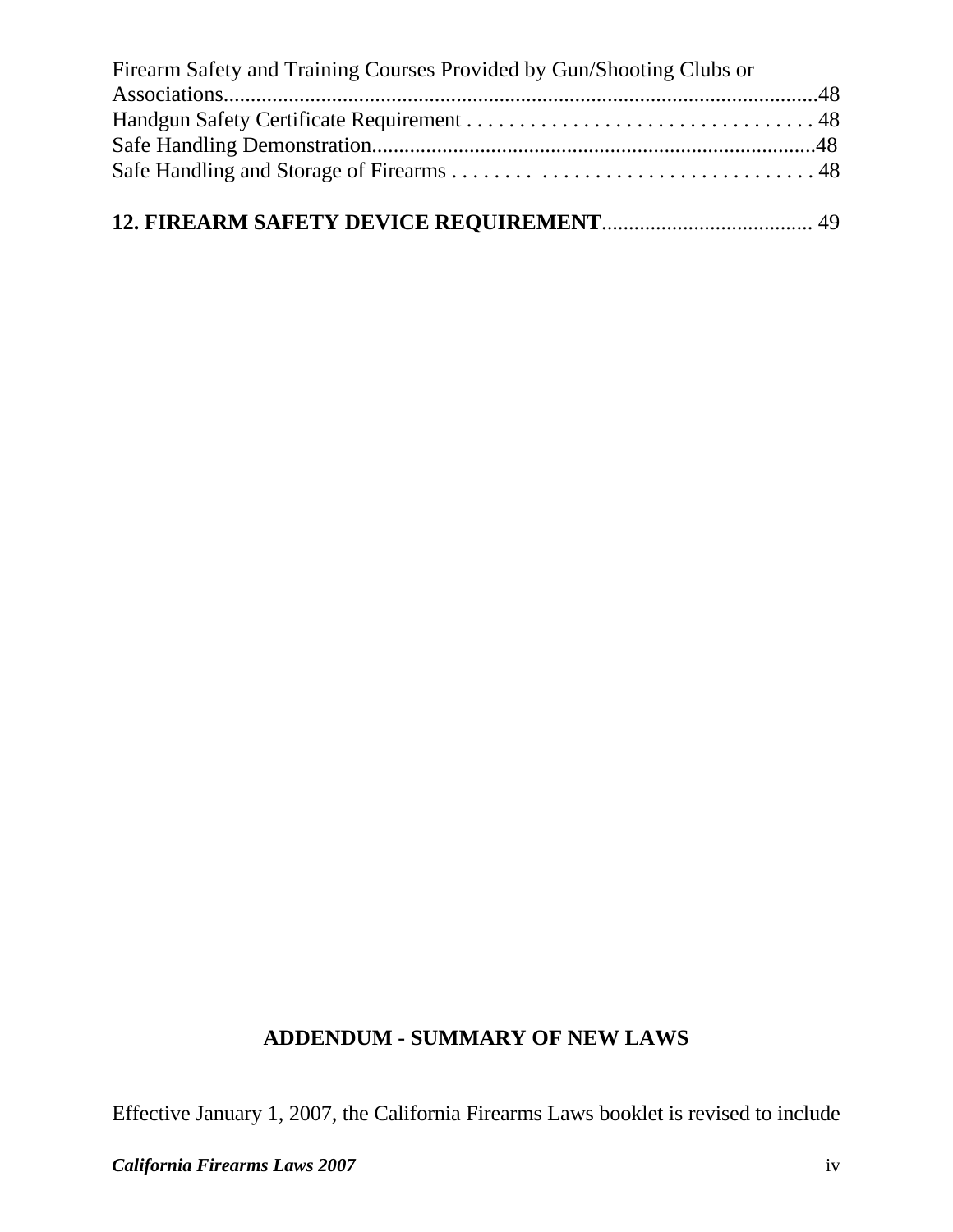Firearm Safety and Training Courses Provided by Gun/Shooting Clubs or Associations....48
Handgun Safety Certificate Requirement . . . . 48
Safe Handling Demonstration....48
Safe Handling and Storage of Firearms . . . . 48

**12. FIREARM SAFETY DEVICE REQUIREMENT**.... 49

## ADDENDUM - SUMMARY OF NEW LAWS

Effective January 1, 2007, the California Firearms Laws booklet is revised to include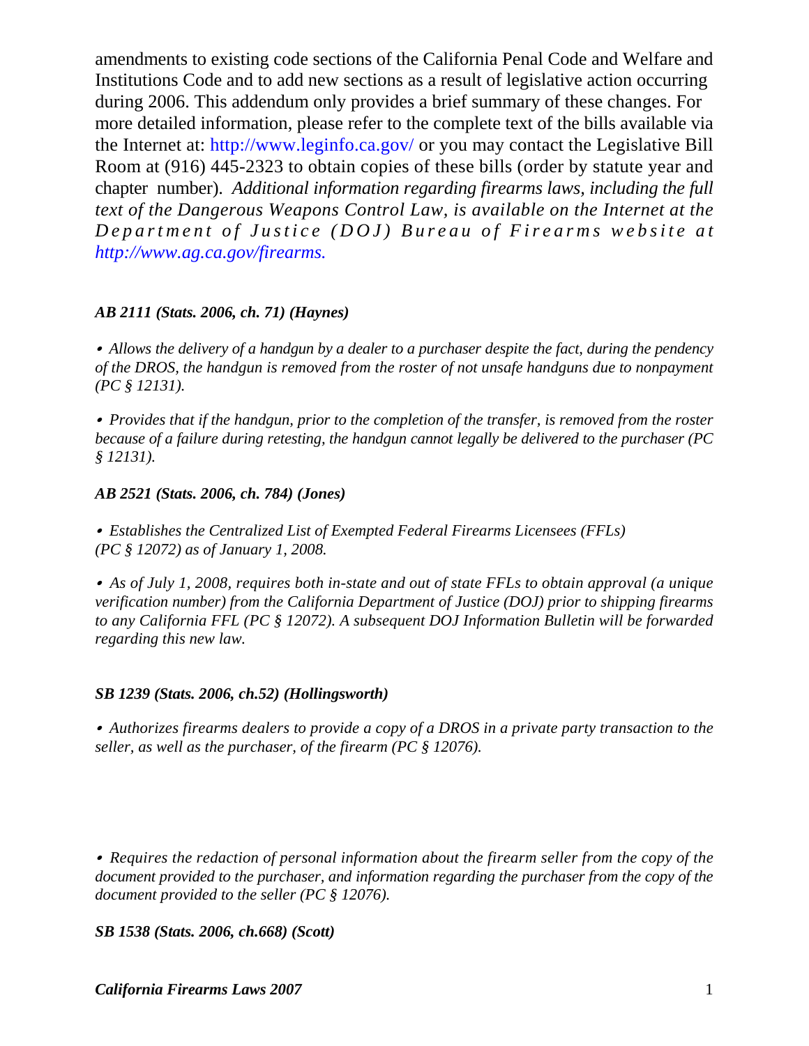amendments to existing code sections of the California Penal Code and Welfare and Institutions Code and to add new sections as a result of legislative action occurring during 2006. This addendum only provides a brief summary of these changes. For more detailed information, please refer to the complete text of the bills available via the Internet at: http://www.leginfo.ca.gov/ or you may contact the Legislative Bill Room at (916) 445-2323 to obtain copies of these bills (order by statute year and chapter number). *Additional information regarding firearms laws, including the full text of the Dangerous Weapons Control Law, is available on the Internet at the Department of Justice (DOJ) Bureau of Firearms website at http://www.ag.ca.gov/firearms.*

***AB 2111 (Stats. 2006, ch. 71) (Haynes)***

- *Allows the delivery of a handgun by a dealer to a purchaser despite the fact, during the pendency of the DROS, the handgun is removed from the roster of not unsafe handguns due to nonpayment (PC § 12131).*

- *Provides that if the handgun, prior to the completion of the transfer, is removed from the roster because of a failure during retesting, the handgun cannot legally be delivered to the purchaser (PC § 12131).*

***AB 2521 (Stats. 2006, ch. 784) (Jones)***

- *Establishes the Centralized List of Exempted Federal Firearms Licensees (FFLs) (PC § 12072) as of January 1, 2008.*

- *As of July 1, 2008, requires both in-state and out of state FFLs to obtain approval (a unique verification number) from the California Department of Justice (DOJ) prior to shipping firearms to any California FFL (PC § 12072). A subsequent DOJ Information Bulletin will be forwarded regarding this new law.*

***SB 1239 (Stats. 2006, ch.52) (Hollingsworth)***

- *Authorizes firearms dealers to provide a copy of a DROS in a private party transaction to the seller, as well as the purchaser, of the firearm (PC § 12076).*

- *Requires the redaction of personal information about the firearm seller from the copy of the document provided to the purchaser, and information regarding the purchaser from the copy of the document provided to the seller (PC § 12076).*

***SB 1538 (Stats. 2006, ch.668) (Scott)***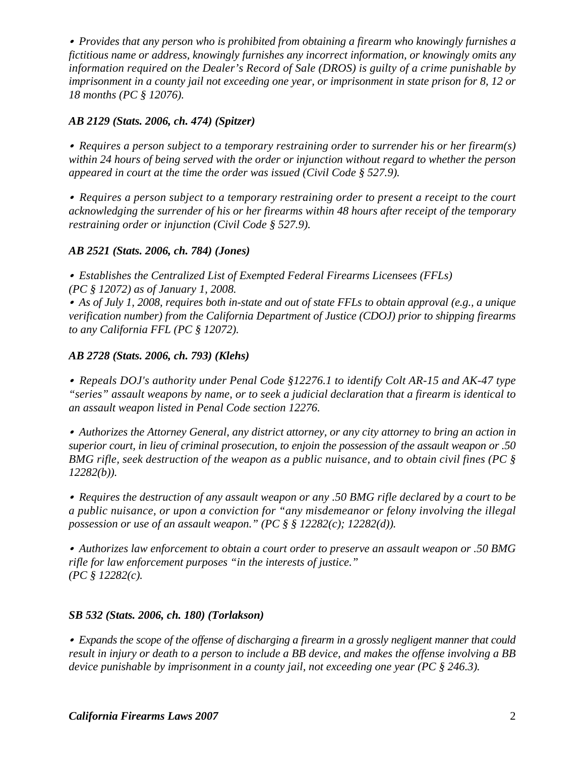- *Provides that any person who is prohibited from obtaining a firearm who knowingly furnishes a fictitious name or address, knowingly furnishes any incorrect information, or knowingly omits any information required on the Dealer's Record of Sale (DROS) is guilty of a crime punishable by imprisonment in a county jail not exceeding one year, or imprisonment in state prison for 8, 12 or 18 months (PC § 12076).*

***AB 2129 (Stats. 2006, ch. 474) (Spitzer)***

- *Requires a person subject to a temporary restraining order to surrender his or her firearm(s) within 24 hours of being served with the order or injunction without regard to whether the person appeared in court at the time the order was issued (Civil Code § 527.9).*

- *Requires a person subject to a temporary restraining order to present a receipt to the court acknowledging the surrender of his or her firearms within 48 hours after receipt of the temporary restraining order or injunction (Civil Code § 527.9).*

***AB 2521 (Stats. 2006, ch. 784) (Jones)***

- *Establishes the Centralized List of Exempted Federal Firearms Licensees (FFLs) (PC § 12072) as of January 1, 2008.*
- *As of July 1, 2008, requires both in-state and out of state FFLs to obtain approval (e.g., a unique verification number) from the California Department of Justice (CDOJ) prior to shipping firearms to any California FFL (PC § 12072).*

***AB 2728 (Stats. 2006, ch. 793) (Klehs)***

- *Repeals DOJ's authority under Penal Code §12276.1 to identify Colt AR-15 and AK-47 type "series" assault weapons by name, or to seek a judicial declaration that a firearm is identical to an assault weapon listed in Penal Code section 12276.*

- *Authorizes the Attorney General, any district attorney, or any city attorney to bring an action in superior court, in lieu of criminal prosecution, to enjoin the possession of the assault weapon or .50 BMG rifle, seek destruction of the weapon as a public nuisance, and to obtain civil fines (PC § 12282(b)).*

- *Requires the destruction of any assault weapon or any .50 BMG rifle declared by a court to be a public nuisance, or upon a conviction for "any misdemeanor or felony involving the illegal possession or use of an assault weapon." (PC § § 12282(c); 12282(d)).*

- *Authorizes law enforcement to obtain a court order to preserve an assault weapon or .50 BMG rifle for law enforcement purposes "in the interests of justice." (PC § 12282(c).*

***SB 532 (Stats. 2006, ch. 180) (Torlakson)***

- *Expands the scope of the offense of discharging a firearm in a grossly negligent manner that could result in injury or death to a person to include a BB device, and makes the offense involving a BB device punishable by imprisonment in a county jail, not exceeding one year (PC § 246.3).*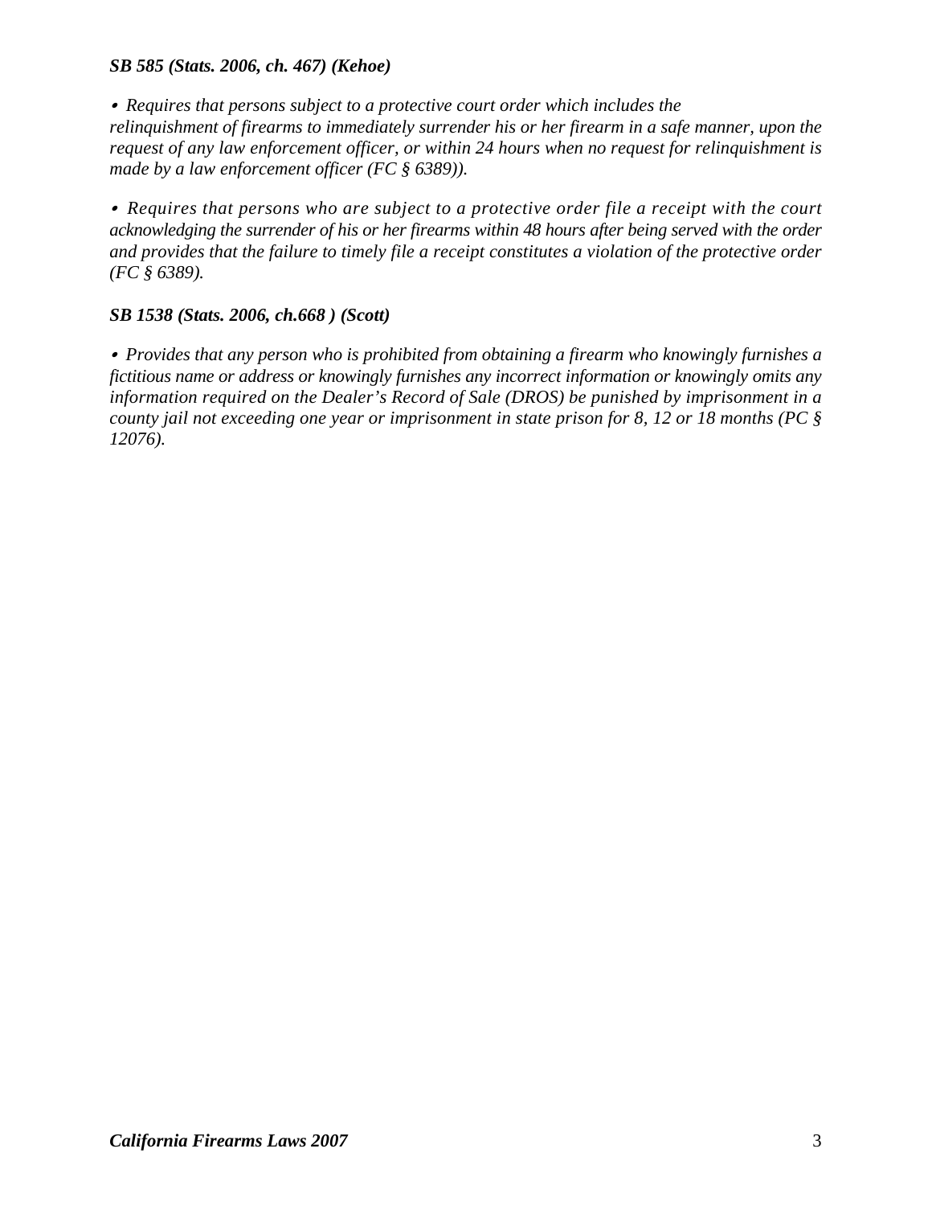***SB 585 (Stats. 2006, ch. 467) (Kehoe)***

- *Requires that persons subject to a protective court order which includes the relinquishment of firearms to immediately surrender his or her firearm in a safe manner, upon the request of any law enforcement officer, or within 24 hours when no request for relinquishment is made by a law enforcement officer (FC § 6389)).*

- *Requires that persons who are subject to a protective order file a receipt with the court acknowledging the surrender of his or her firearms within 48 hours after being served with the order and provides that the failure to timely file a receipt constitutes a violation of the protective order (FC § 6389).*

***SB 1538 (Stats. 2006, ch.668 ) (Scott)***

- *Provides that any person who is prohibited from obtaining a firearm who knowingly furnishes a fictitious name or address or knowingly furnishes any incorrect information or knowingly omits any information required on the Dealer's Record of Sale (DROS) be punished by imprisonment in a county jail not exceeding one year or imprisonment in state prison for 8, 12 or 18 months (PC § 12076).*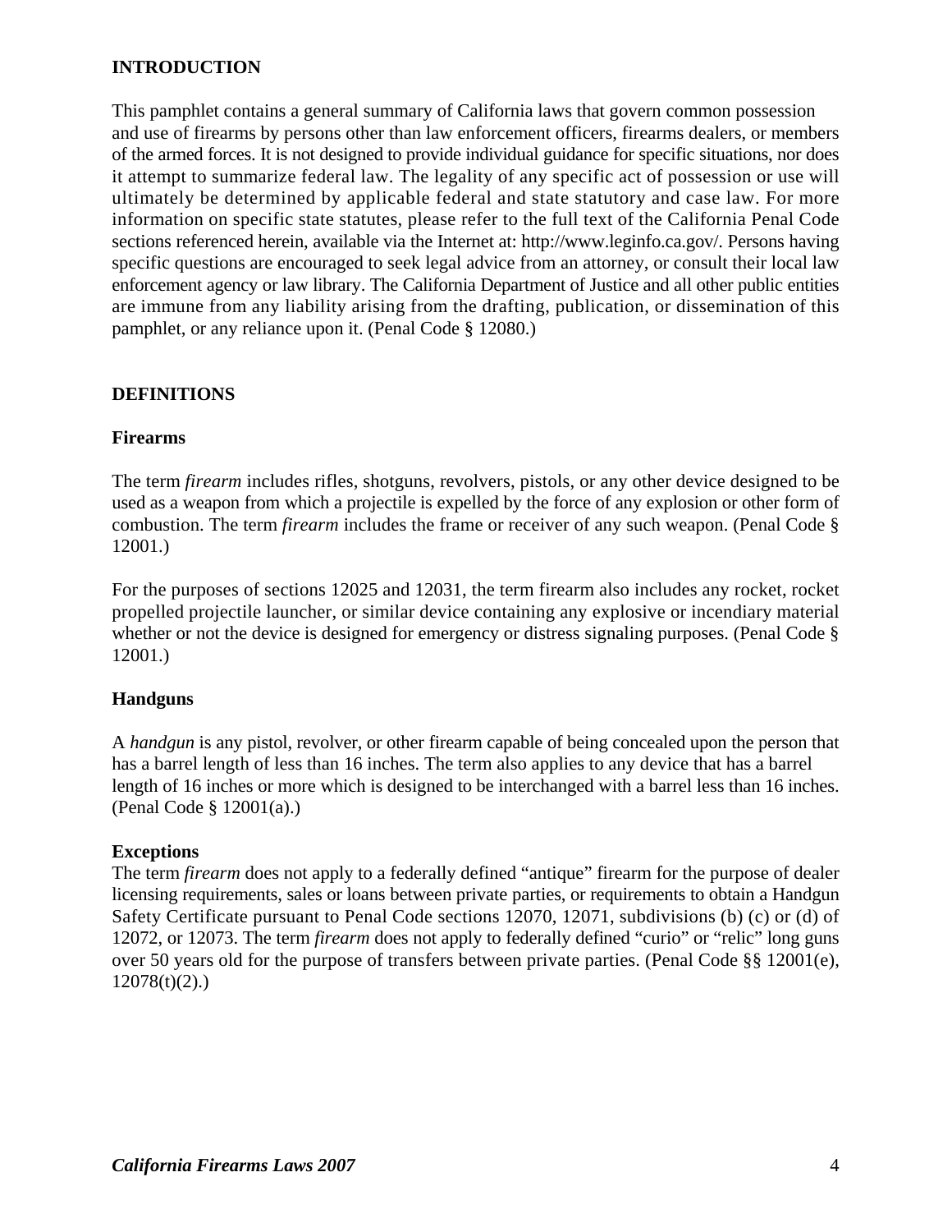## INTRODUCTION

This pamphlet contains a general summary of California laws that govern common possession and use of firearms by persons other than law enforcement officers, firearms dealers, or members of the armed forces. It is not designed to provide individual guidance for specific situations, nor does it attempt to summarize federal law. The legality of any specific act of possession or use will ultimately be determined by applicable federal and state statutory and case law. For more information on specific state statutes, please refer to the full text of the California Penal Code sections referenced herein, available via the Internet at: http://www.leginfo.ca.gov/. Persons having specific questions are encouraged to seek legal advice from an attorney, or consult their local law enforcement agency or law library. The California Department of Justice and all other public entities are immune from any liability arising from the drafting, publication, or dissemination of this pamphlet, or any reliance upon it. (Penal Code § 12080.)

## DEFINITIONS

### Firearms

The term *firearm* includes rifles, shotguns, revolvers, pistols, or any other device designed to be used as a weapon from which a projectile is expelled by the force of any explosion or other form of combustion. The term *firearm* includes the frame or receiver of any such weapon. (Penal Code § 12001.)

For the purposes of sections 12025 and 12031, the term firearm also includes any rocket, rocket propelled projectile launcher, or similar device containing any explosive or incendiary material whether or not the device is designed for emergency or distress signaling purposes. (Penal Code § 12001.)

### Handguns

A *handgun* is any pistol, revolver, or other firearm capable of being concealed upon the person that has a barrel length of less than 16 inches. The term also applies to any device that has a barrel length of 16 inches or more which is designed to be interchanged with a barrel less than 16 inches. (Penal Code § 12001(a).)

**Exceptions**

The term *firearm* does not apply to a federally defined "antique" firearm for the purpose of dealer licensing requirements, sales or loans between private parties, or requirements to obtain a Handgun Safety Certificate pursuant to Penal Code sections 12070, 12071, subdivisions (b) (c) or (d) of 12072, or 12073. The term *firearm* does not apply to federally defined "curio" or "relic" long guns over 50 years old for the purpose of transfers between private parties. (Penal Code §§ 12001(e), 12078(t)(2).)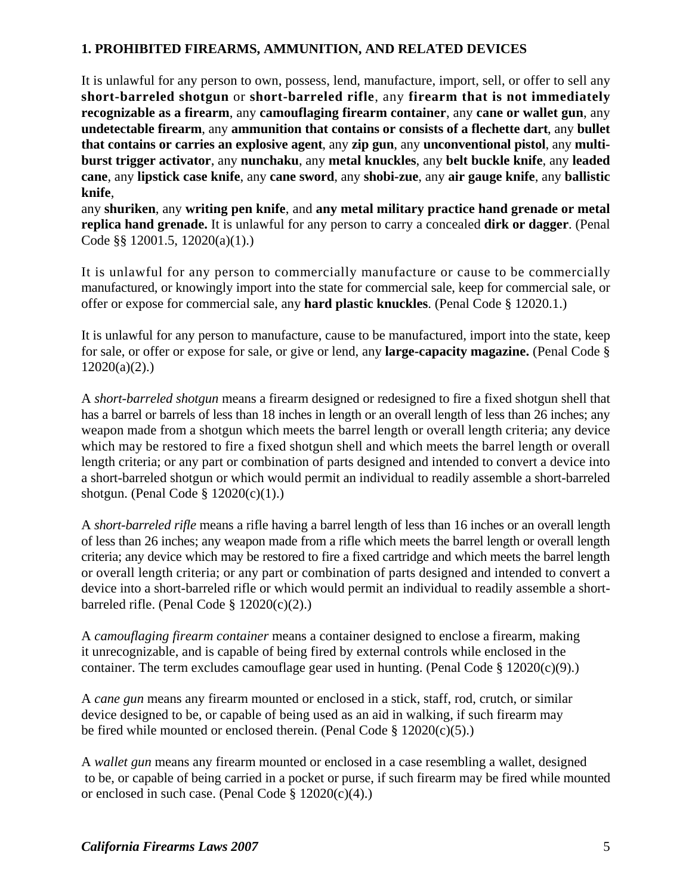## 1. PROHIBITED FIREARMS, AMMUNITION, AND RELATED DEVICES

It is unlawful for any person to own, possess, lend, manufacture, import, sell, or offer to sell any **short-barreled shotgun** or **short-barreled rifle**, any **firearm that is not immediately recognizable as a firearm**, any **camouflaging firearm container**, any **cane or wallet gun**, any **undetectable firearm**, any **ammunition that contains or consists of a flechette dart**, any **bullet that contains or carries an explosive agent**, any **zip gun**, any **unconventional pistol**, any **multi-burst trigger activator**, any **nunchaku**, any **metal knuckles**, any **belt buckle knife**, any **leaded cane**, any **lipstick case knife**, any **cane sword**, any **shobi-zue**, any **air gauge knife**, any **ballistic knife**,
any **shuriken**, any **writing pen knife**, and **any metal military practice hand grenade or metal replica hand grenade.** It is unlawful for any person to carry a concealed **dirk or dagger**. (Penal Code §§ 12001.5, 12020(a)(1).)

It is unlawful for any person to commercially manufacture or cause to be commercially manufactured, or knowingly import into the state for commercial sale, keep for commercial sale, or offer or expose for commercial sale, any **hard plastic knuckles**. (Penal Code § 12020.1.)

It is unlawful for any person to manufacture, cause to be manufactured, import into the state, keep for sale, or offer or expose for sale, or give or lend, any **large-capacity magazine.** (Penal Code § 12020(a)(2).)

A *short-barreled shotgun* means a firearm designed or redesigned to fire a fixed shotgun shell that has a barrel or barrels of less than 18 inches in length or an overall length of less than 26 inches; any weapon made from a shotgun which meets the barrel length or overall length criteria; any device which may be restored to fire a fixed shotgun shell and which meets the barrel length or overall length criteria; or any part or combination of parts designed and intended to convert a device into a short-barreled shotgun or which would permit an individual to readily assemble a short-barreled shotgun. (Penal Code § 12020(c)(1).)

A *short-barreled rifle* means a rifle having a barrel length of less than 16 inches or an overall length of less than 26 inches; any weapon made from a rifle which meets the barrel length or overall length criteria; any device which may be restored to fire a fixed cartridge and which meets the barrel length or overall length criteria; or any part or combination of parts designed and intended to convert a device into a short-barreled rifle or which would permit an individual to readily assemble a short-barreled rifle. (Penal Code § 12020(c)(2).)

A *camouflaging firearm container* means a container designed to enclose a firearm, making it unrecognizable, and is capable of being fired by external controls while enclosed in the container. The term excludes camouflage gear used in hunting. (Penal Code § 12020(c)(9).)

A *cane gun* means any firearm mounted or enclosed in a stick, staff, rod, crutch, or similar device designed to be, or capable of being used as an aid in walking, if such firearm may be fired while mounted or enclosed therein. (Penal Code § 12020(c)(5).)

A *wallet gun* means any firearm mounted or enclosed in a case resembling a wallet, designed to be, or capable of being carried in a pocket or purse, if such firearm may be fired while mounted or enclosed in such case. (Penal Code § 12020(c)(4).)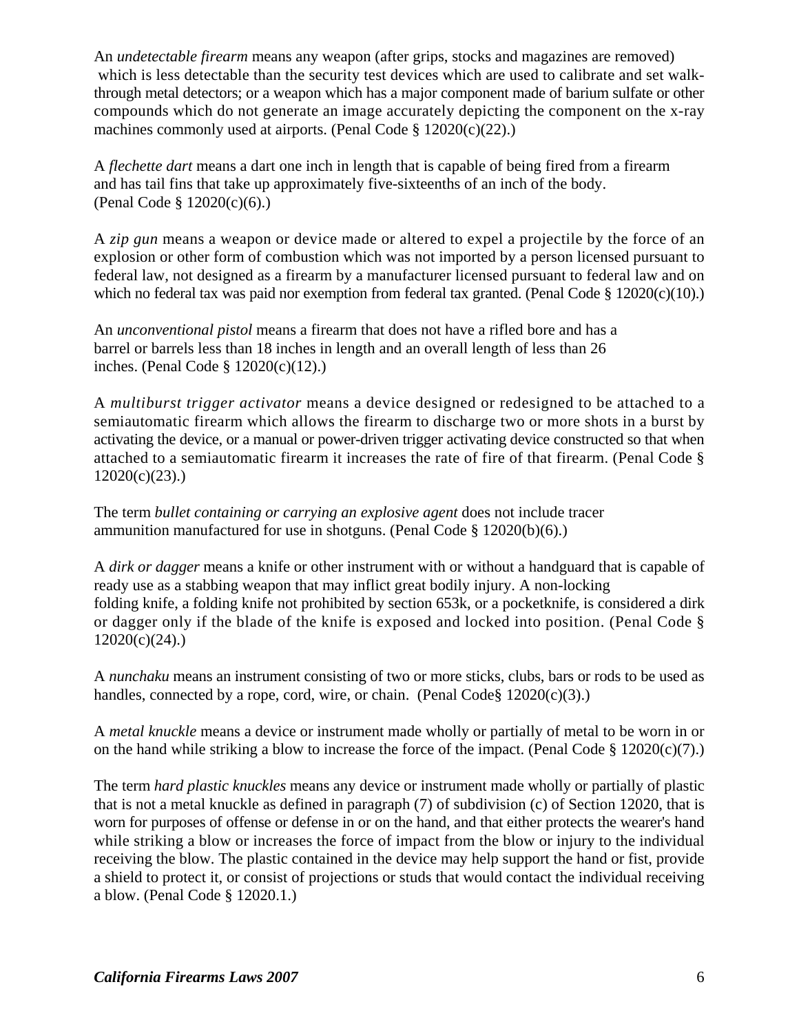An *undetectable firearm* means any weapon (after grips, stocks and magazines are removed) which is less detectable than the security test devices which are used to calibrate and set walk-through metal detectors; or a weapon which has a major component made of barium sulfate or other compounds which do not generate an image accurately depicting the component on the x-ray machines commonly used at airports. (Penal Code § 12020(c)(22).)

A *flechette dart* means a dart one inch in length that is capable of being fired from a firearm and has tail fins that take up approximately five-sixteenths of an inch of the body. (Penal Code § 12020(c)(6).)

A *zip gun* means a weapon or device made or altered to expel a projectile by the force of an explosion or other form of combustion which was not imported by a person licensed pursuant to federal law, not designed as a firearm by a manufacturer licensed pursuant to federal law and on which no federal tax was paid nor exemption from federal tax granted. (Penal Code § 12020(c)(10).)

An *unconventional pistol* means a firearm that does not have a rifled bore and has a barrel or barrels less than 18 inches in length and an overall length of less than 26 inches. (Penal Code § 12020(c)(12).)

A *multiburst trigger activator* means a device designed or redesigned to be attached to a semiautomatic firearm which allows the firearm to discharge two or more shots in a burst by activating the device, or a manual or power-driven trigger activating device constructed so that when attached to a semiautomatic firearm it increases the rate of fire of that firearm. (Penal Code § 12020(c)(23).)

The term *bullet containing or carrying an explosive agent* does not include tracer ammunition manufactured for use in shotguns. (Penal Code § 12020(b)(6).)

A *dirk or dagger* means a knife or other instrument with or without a handguard that is capable of ready use as a stabbing weapon that may inflict great bodily injury. A non-locking folding knife, a folding knife not prohibited by section 653k, or a pocketknife, is considered a dirk or dagger only if the blade of the knife is exposed and locked into position. (Penal Code § 12020(c)(24).)

A *nunchaku* means an instrument consisting of two or more sticks, clubs, bars or rods to be used as handles, connected by a rope, cord, wire, or chain. (Penal Code§ 12020(c)(3).)

A *metal knuckle* means a device or instrument made wholly or partially of metal to be worn in or on the hand while striking a blow to increase the force of the impact. (Penal Code § 12020(c)(7).)

The term *hard plastic knuckles* means any device or instrument made wholly or partially of plastic that is not a metal knuckle as defined in paragraph (7) of subdivision (c) of Section 12020, that is worn for purposes of offense or defense in or on the hand, and that either protects the wearer's hand while striking a blow or increases the force of impact from the blow or injury to the individual receiving the blow. The plastic contained in the device may help support the hand or fist, provide a shield to protect it, or consist of projections or studs that would contact the individual receiving a blow. (Penal Code § 12020.1.)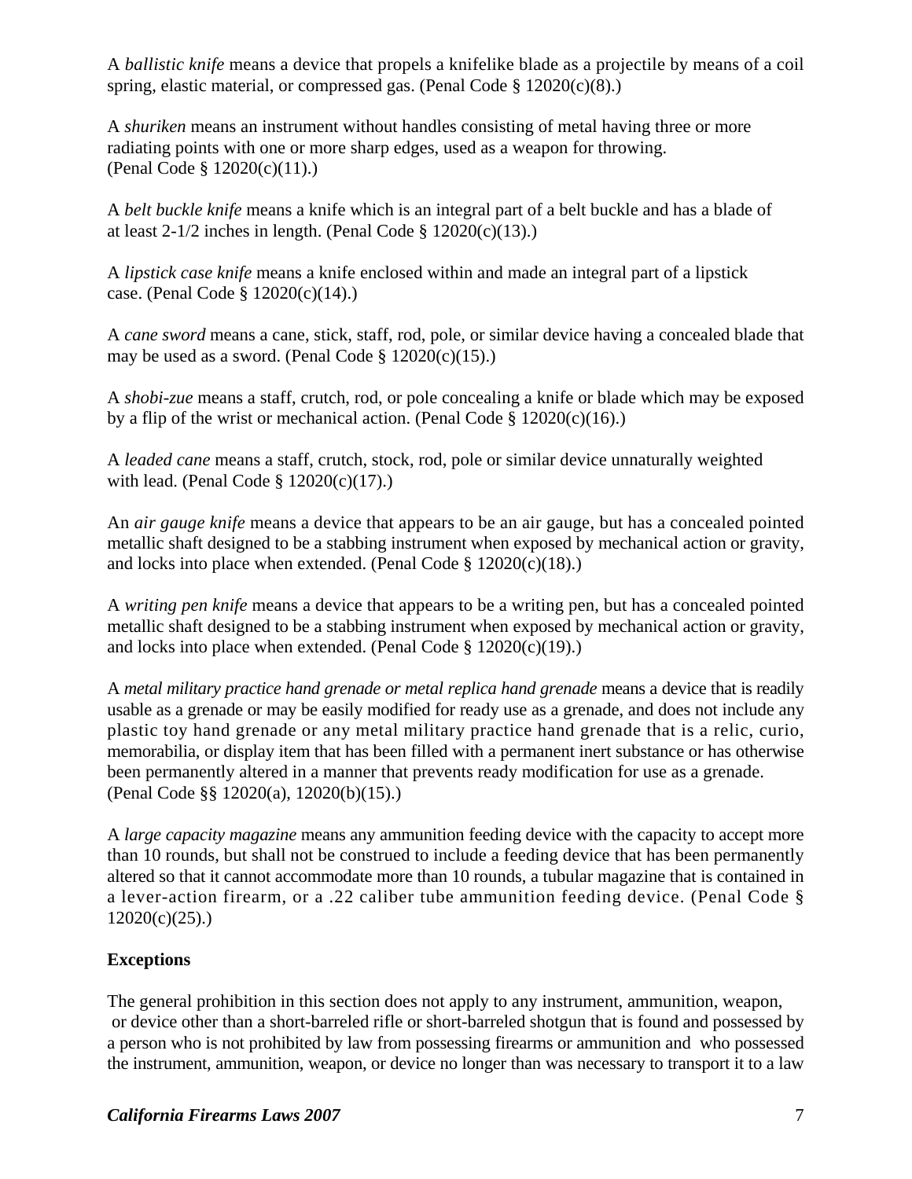A *ballistic knife* means a device that propels a knifelike blade as a projectile by means of a coil spring, elastic material, or compressed gas. (Penal Code § 12020(c)(8).)

A *shuriken* means an instrument without handles consisting of metal having three or more radiating points with one or more sharp edges, used as a weapon for throwing. (Penal Code § 12020(c)(11).)

A *belt buckle knife* means a knife which is an integral part of a belt buckle and has a blade of at least 2-1/2 inches in length. (Penal Code § 12020(c)(13).)

A *lipstick case knife* means a knife enclosed within and made an integral part of a lipstick case. (Penal Code § 12020(c)(14).)

A *cane sword* means a cane, stick, staff, rod, pole, or similar device having a concealed blade that may be used as a sword. (Penal Code § 12020(c)(15).)

A *shobi-zue* means a staff, crutch, rod, or pole concealing a knife or blade which may be exposed by a flip of the wrist or mechanical action. (Penal Code § 12020(c)(16).)

A *leaded cane* means a staff, crutch, stock, rod, pole or similar device unnaturally weighted with lead. (Penal Code § 12020(c)(17).)

An *air gauge knife* means a device that appears to be an air gauge, but has a concealed pointed metallic shaft designed to be a stabbing instrument when exposed by mechanical action or gravity, and locks into place when extended. (Penal Code § 12020(c)(18).)

A *writing pen knife* means a device that appears to be a writing pen, but has a concealed pointed metallic shaft designed to be a stabbing instrument when exposed by mechanical action or gravity, and locks into place when extended. (Penal Code § 12020(c)(19).)

A *metal military practice hand grenade or metal replica hand grenade* means a device that is readily usable as a grenade or may be easily modified for ready use as a grenade, and does not include any plastic toy hand grenade or any metal military practice hand grenade that is a relic, curio, memorabilia, or display item that has been filled with a permanent inert substance or has otherwise been permanently altered in a manner that prevents ready modification for use as a grenade. (Penal Code §§ 12020(a), 12020(b)(15).)

A *large capacity magazine* means any ammunition feeding device with the capacity to accept more than 10 rounds, but shall not be construed to include a feeding device that has been permanently altered so that it cannot accommodate more than 10 rounds, a tubular magazine that is contained in a lever-action firearm, or a .22 caliber tube ammunition feeding device. (Penal Code § 12020(c)(25).)

**Exceptions**

The general prohibition in this section does not apply to any instrument, ammunition, weapon, or device other than a short-barreled rifle or short-barreled shotgun that is found and possessed by a person who is not prohibited by law from possessing firearms or ammunition and who possessed the instrument, ammunition, weapon, or device no longer than was necessary to transport it to a law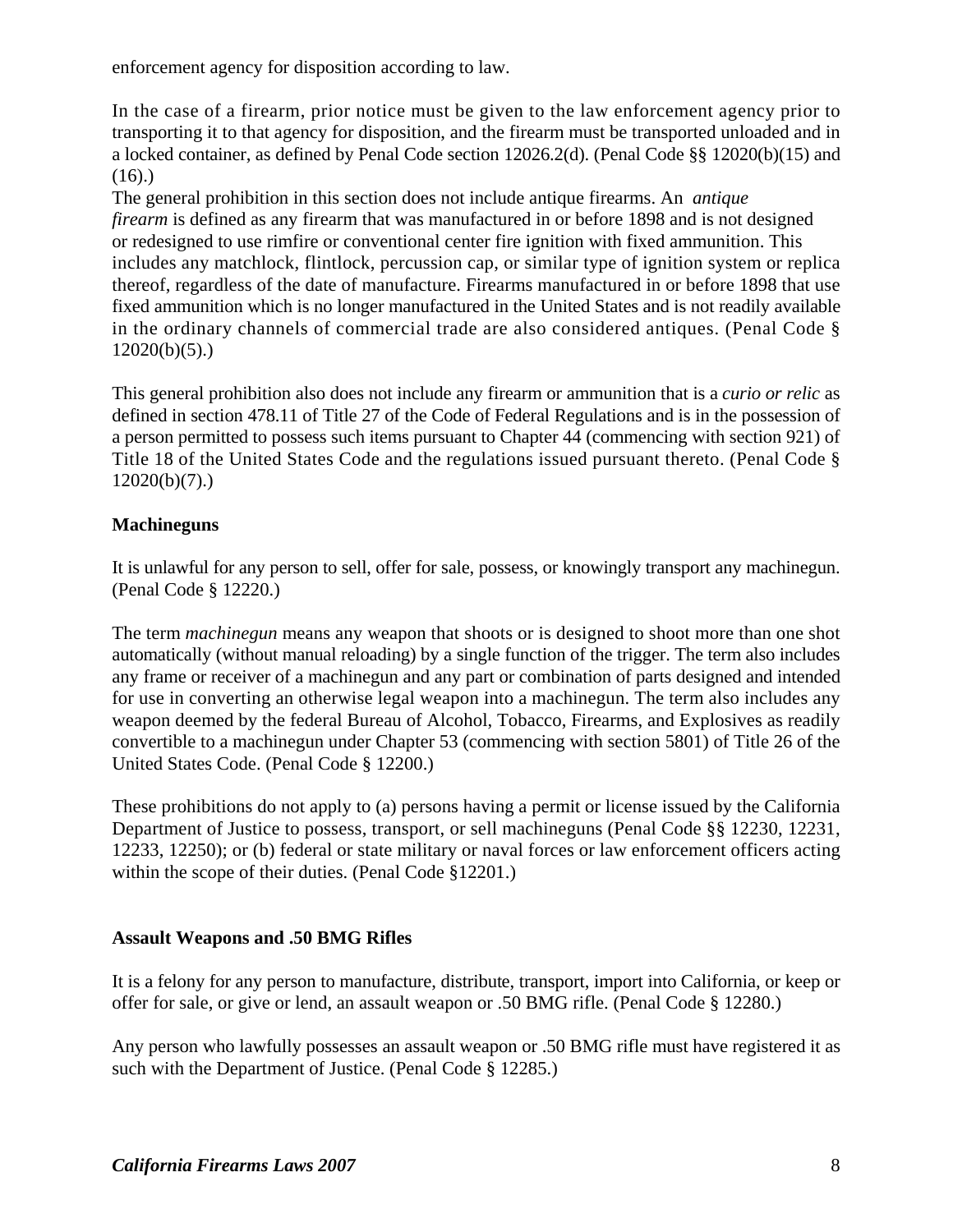enforcement agency for disposition according to law.

In the case of a firearm, prior notice must be given to the law enforcement agency prior to transporting it to that agency for disposition, and the firearm must be transported unloaded and in a locked container, as defined by Penal Code section 12026.2(d). (Penal Code §§ 12020(b)(15) and (16).)

The general prohibition in this section does not include antique firearms. An *antique firearm* is defined as any firearm that was manufactured in or before 1898 and is not designed or redesigned to use rimfire or conventional center fire ignition with fixed ammunition. This includes any matchlock, flintlock, percussion cap, or similar type of ignition system or replica thereof, regardless of the date of manufacture. Firearms manufactured in or before 1898 that use fixed ammunition which is no longer manufactured in the United States and is not readily available in the ordinary channels of commercial trade are also considered antiques. (Penal Code § 12020(b)(5).)

This general prohibition also does not include any firearm or ammunition that is a *curio or relic* as defined in section 478.11 of Title 27 of the Code of Federal Regulations and is in the possession of a person permitted to possess such items pursuant to Chapter 44 (commencing with section 921) of Title 18 of the United States Code and the regulations issued pursuant thereto. (Penal Code § 12020(b)(7).)

**Machineguns**

It is unlawful for any person to sell, offer for sale, possess, or knowingly transport any machinegun. (Penal Code § 12220.)

The term *machinegun* means any weapon that shoots or is designed to shoot more than one shot automatically (without manual reloading) by a single function of the trigger. The term also includes any frame or receiver of a machinegun and any part or combination of parts designed and intended for use in converting an otherwise legal weapon into a machinegun. The term also includes any weapon deemed by the federal Bureau of Alcohol, Tobacco, Firearms, and Explosives as readily convertible to a machinegun under Chapter 53 (commencing with section 5801) of Title 26 of the United States Code. (Penal Code § 12200.)

These prohibitions do not apply to (a) persons having a permit or license issued by the California Department of Justice to possess, transport, or sell machineguns (Penal Code §§ 12230, 12231, 12233, 12250); or (b) federal or state military or naval forces or law enforcement officers acting within the scope of their duties. (Penal Code §12201.)

**Assault Weapons and .50 BMG Rifles**

It is a felony for any person to manufacture, distribute, transport, import into California, or keep or offer for sale, or give or lend, an assault weapon or .50 BMG rifle. (Penal Code § 12280.)

Any person who lawfully possesses an assault weapon or .50 BMG rifle must have registered it as such with the Department of Justice. (Penal Code § 12285.)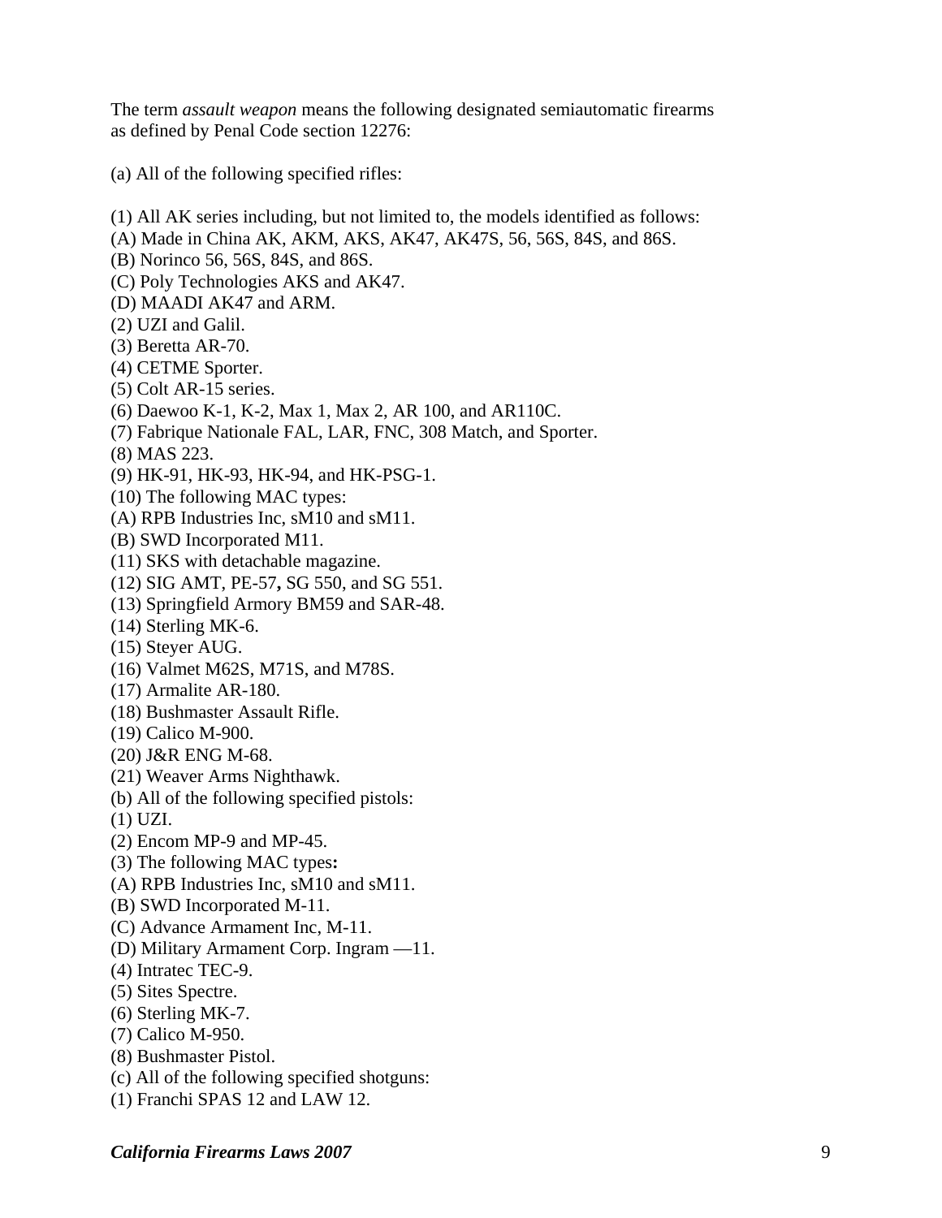The term *assault weapon* means the following designated semiautomatic firearms as defined by Penal Code section 12276:

(a) All of the following specified rifles:

(1) All AK series including, but not limited to, the models identified as follows:
(A) Made in China AK, AKM, AKS, AK47, AK47S, 56, 56S, 84S, and 86S.
(B) Norinco 56, 56S, 84S, and 86S.
(C) Poly Technologies AKS and AK47.
(D) MAADI AK47 and ARM.
(2) UZI and Galil.
(3) Beretta AR-70.
(4) CETME Sporter.
(5) Colt AR-15 series.
(6) Daewoo K-1, K-2, Max 1, Max 2, AR 100, and AR110C.
(7) Fabrique Nationale FAL, LAR, FNC, 308 Match, and Sporter.
(8) MAS 223.
(9) HK-91, HK-93, HK-94, and HK-PSG-1.
(10) The following MAC types:
(A) RPB Industries Inc, sM10 and sM11.
(B) SWD Incorporated M11.
(11) SKS with detachable magazine.
(12) SIG AMT, PE-57**,** SG 550, and SG 551.
(13) Springfield Armory BM59 and SAR-48.
(14) Sterling MK-6.
(15) Steyer AUG.
(16) Valmet M62S, M71S, and M78S.
(17) Armalite AR-180.
(18) Bushmaster Assault Rifle.
(19) Calico M-900.
(20) J&R ENG M-68.
(21) Weaver Arms Nighthawk.
(b) All of the following specified pistols:
(1) UZI.
(2) Encom MP-9 and MP-45.
(3) The following MAC types**:**
(A) RPB Industries Inc, sM10 and sM11.
(B) SWD Incorporated M-11.
(C) Advance Armament Inc, M-11.
(D) Military Armament Corp. Ingram —11.
(4) Intratec TEC-9.
(5) Sites Spectre.
(6) Sterling MK-7.
(7) Calico M-950.
(8) Bushmaster Pistol.
(c) All of the following specified shotguns:
(1) Franchi SPAS 12 and LAW 12.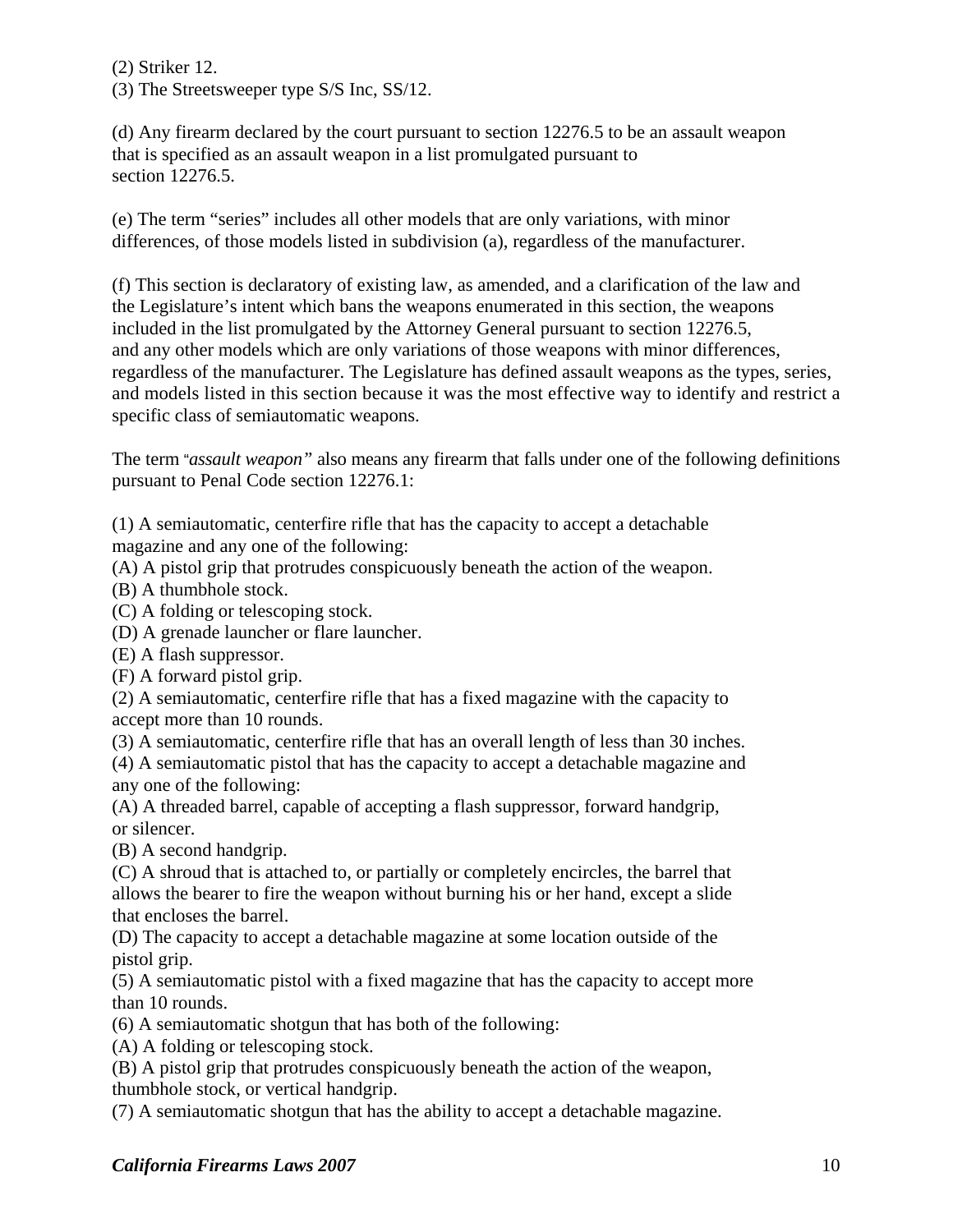(2) Striker 12.
(3) The Streetsweeper type S/S Inc, SS/12.

(d) Any firearm declared by the court pursuant to section 12276.5 to be an assault weapon that is specified as an assault weapon in a list promulgated pursuant to section 12276.5.

(e) The term "series" includes all other models that are only variations, with minor differences, of those models listed in subdivision (a), regardless of the manufacturer.

(f) This section is declaratory of existing law, as amended, and a clarification of the law and the Legislature's intent which bans the weapons enumerated in this section, the weapons included in the list promulgated by the Attorney General pursuant to section 12276.5, and any other models which are only variations of those weapons with minor differences, regardless of the manufacturer. The Legislature has defined assault weapons as the types, series, and models listed in this section because it was the most effective way to identify and restrict a specific class of semiautomatic weapons.

The term "*assault weapon*" also means any firearm that falls under one of the following definitions pursuant to Penal Code section 12276.1:

(1) A semiautomatic, centerfire rifle that has the capacity to accept a detachable magazine and any one of the following:
(A) A pistol grip that protrudes conspicuously beneath the action of the weapon.
(B) A thumbhole stock.
(C) A folding or telescoping stock.
(D) A grenade launcher or flare launcher.
(E) A flash suppressor.
(F) A forward pistol grip.
(2) A semiautomatic, centerfire rifle that has a fixed magazine with the capacity to accept more than 10 rounds.
(3) A semiautomatic, centerfire rifle that has an overall length of less than 30 inches.
(4) A semiautomatic pistol that has the capacity to accept a detachable magazine and any one of the following:
(A) A threaded barrel, capable of accepting a flash suppressor, forward handgrip, or silencer.
(B) A second handgrip.
(C) A shroud that is attached to, or partially or completely encircles, the barrel that allows the bearer to fire the weapon without burning his or her hand, except a slide that encloses the barrel.
(D) The capacity to accept a detachable magazine at some location outside of the pistol grip.
(5) A semiautomatic pistol with a fixed magazine that has the capacity to accept more than 10 rounds.
(6) A semiautomatic shotgun that has both of the following:
(A) A folding or telescoping stock.
(B) A pistol grip that protrudes conspicuously beneath the action of the weapon, thumbhole stock, or vertical handgrip.
(7) A semiautomatic shotgun that has the ability to accept a detachable magazine.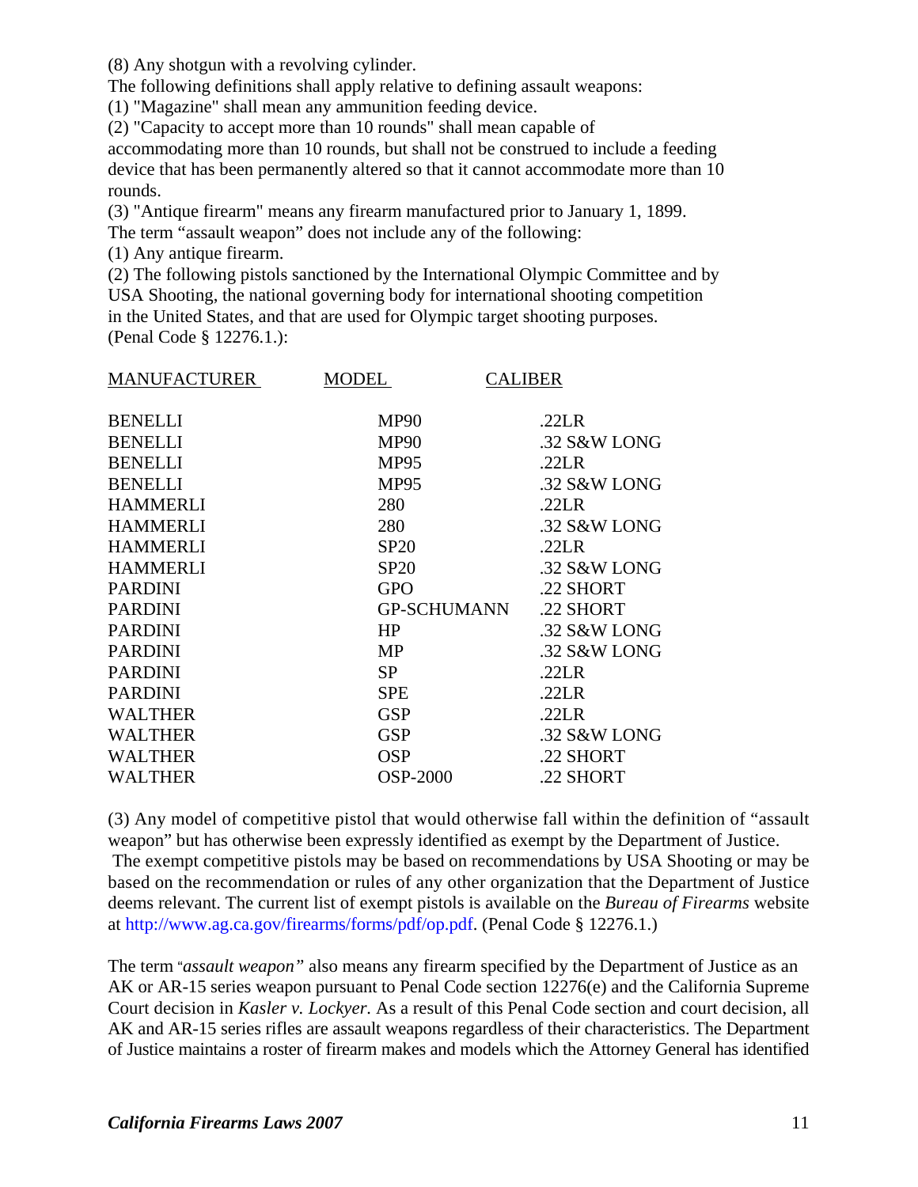(8) Any shotgun with a revolving cylinder.

The following definitions shall apply relative to defining assault weapons:

(1) "Magazine" shall mean any ammunition feeding device.

(2) "Capacity to accept more than 10 rounds" shall mean capable of accommodating more than 10 rounds, but shall not be construed to include a feeding device that has been permanently altered so that it cannot accommodate more than 10 rounds.

(3) "Antique firearm" means any firearm manufactured prior to January 1, 1899.

The term "assault weapon" does not include any of the following:

(1) Any antique firearm.

(2) The following pistols sanctioned by the International Olympic Committee and by USA Shooting, the national governing body for international shooting competition in the United States, and that are used for Olympic target shooting purposes. (Penal Code § 12276.1.):

| MANUFACTURER | MODEL | CALIBER |
|---|---|---|
| BENELLI | MP90 | .22LR |
| BENELLI | MP90 | .32 S&W LONG |
| BENELLI | MP95 | .22LR |
| BENELLI | MP95 | .32 S&W LONG |
| HAMMERLI | 280 | .22LR |
| HAMMERLI | 280 | .32 S&W LONG |
| HAMMERLI | SP20 | .22LR |
| HAMMERLI | SP20 | .32 S&W LONG |
| PARDINI | GPO | .22 SHORT |
| PARDINI | GP-SCHUMANN | .22 SHORT |
| PARDINI | HP | .32 S&W LONG |
| PARDINI | MP | .32 S&W LONG |
| PARDINI | SP | .22LR |
| PARDINI | SPE | .22LR |
| WALTHER | GSP | .22LR |
| WALTHER | GSP | .32 S&W LONG |
| WALTHER | OSP | .22 SHORT |
| WALTHER | OSP-2000 | .22 SHORT |

(3) Any model of competitive pistol that would otherwise fall within the definition of "assault weapon" but has otherwise been expressly identified as exempt by the Department of Justice. The exempt competitive pistols may be based on recommendations by USA Shooting or may be based on the recommendation or rules of any other organization that the Department of Justice deems relevant. The current list of exempt pistols is available on the *Bureau of Firearms* website at http://www.ag.ca.gov/firearms/forms/pdf/op.pdf. (Penal Code § 12276.1.)

The term "*assault weapon*" also means any firearm specified by the Department of Justice as an AK or AR-15 series weapon pursuant to Penal Code section 12276(e) and the California Supreme Court decision in *Kasler v. Lockyer.* As a result of this Penal Code section and court decision, all AK and AR-15 series rifles are assault weapons regardless of their characteristics. The Department of Justice maintains a roster of firearm makes and models which the Attorney General has identified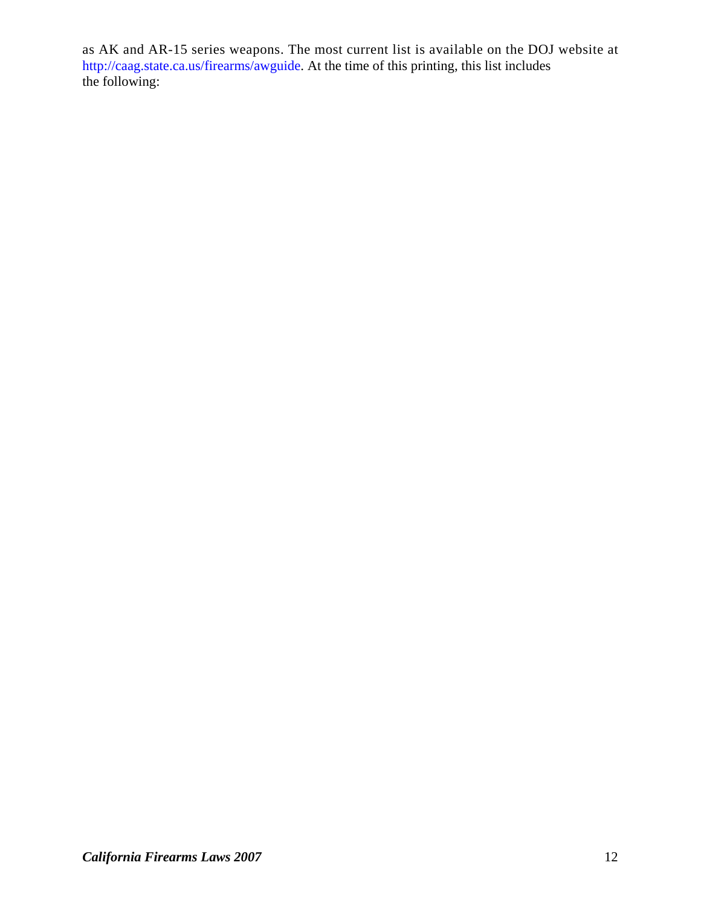as AK and AR-15 series weapons. The most current list is available on the DOJ website at http://caag.state.ca.us/firearms/awguide. At the time of this printing, this list includes the following: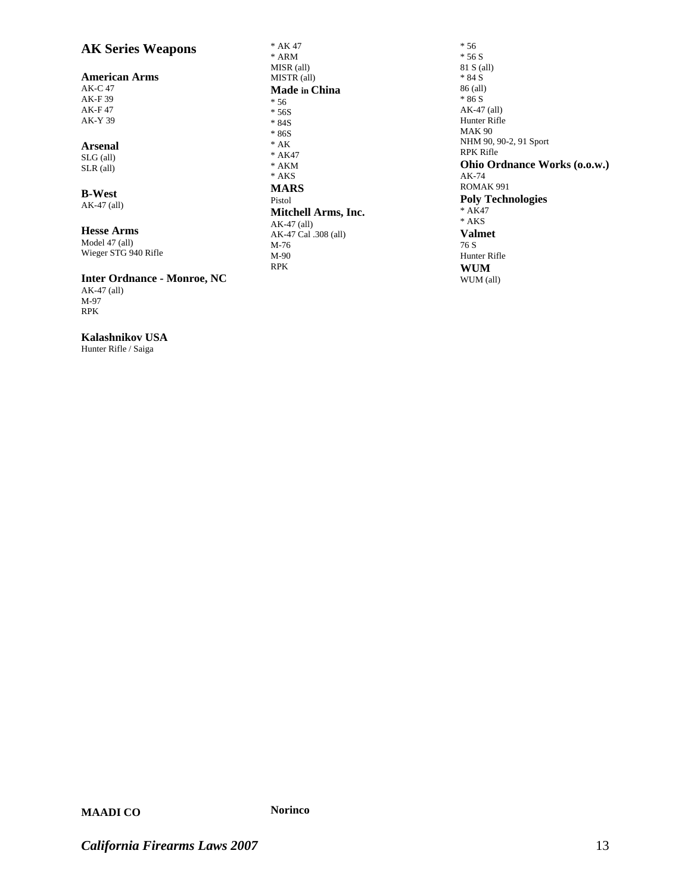## AK Series Weapons

**American Arms**
AK-C 47
AK-F 39
AK-F 47
AK-Y 39

**Arsenal**
SLG (all)
SLR (all)

**B-West**
AK-47 (all)

**Hesse Arms**
Model 47 (all)
Wieger STG 940 Rifle

**Inter Ordnance - Monroe, NC**
AK-47 (all)
M-97
RPK

**Kalashnikov USA**
Hunter Rifle / Saiga

**MAADI CO**
* AK 47
* ARM
MISR (all)
MISTR (all)

**Made in China**
* 56
* 56S
* 84S
* 86S
* AK
* AK47
* AKM
* AKS

**MARS**
Pistol

**Mitchell Arms, Inc.**
AK-47 (all)
AK-47 Cal .308 (all)
M-76
M-90
RPK

**Norinco**
* 56
* 56 S
81 S (all)
* 84 S
86 (all)
* 86 S
AK-47 (all)
Hunter Rifle
MAK 90
NHM 90, 90-2, 91 Sport
RPK Rifle

**Ohio Ordnance Works (o.o.w.)**
AK-74
ROMAK 991

**Poly Technologies**
* AK47
* AKS

**Valmet**
76 S
Hunter Rifle

**WUM**
WUM (all)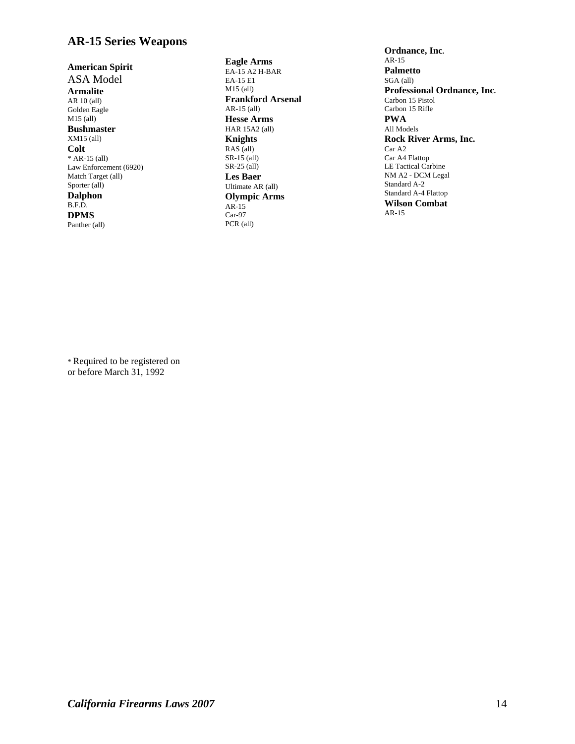## AR-15 Series Weapons

**American Spirit**
ASA Model

**Armalite**
AR 10 (all)
Golden Eagle
M15 (all)

**Bushmaster**
XM15 (all)

**Colt**
* AR-15 (all)
Law Enforcement (6920)
Match Target (all)
Sporter (all)

**Dalphon**
B.F.D.

**DPMS**
Panther (all)

**Eagle Arms**
EA-15 A2 H-BAR
EA-15 E1
M15 (all)

**Frankford Arsenal**
AR-15 (all)

**Hesse Arms**
HAR 15A2 (all)

**Knights**
RAS (all)
SR-15 (all)
SR-25 (all)

**Les Baer**
Ultimate AR (all)

**Olympic Arms**
AR-15
Car-97
PCR (all)

**Ordnance, Inc.**
AR-15

**Palmetto**
SGA (all)

**Professional Ordnance, Inc.**
Carbon 15 Pistol
Carbon 15 Rifle

**PWA**
All Models

**Rock River Arms, Inc.**
Car A2
Car A4 Flattop
LE Tactical Carbine
NM A2 - DCM Legal
Standard A-2
Standard A-4 Flattop

**Wilson Combat**
AR-15

* Required to be registered on or before March 31, 1992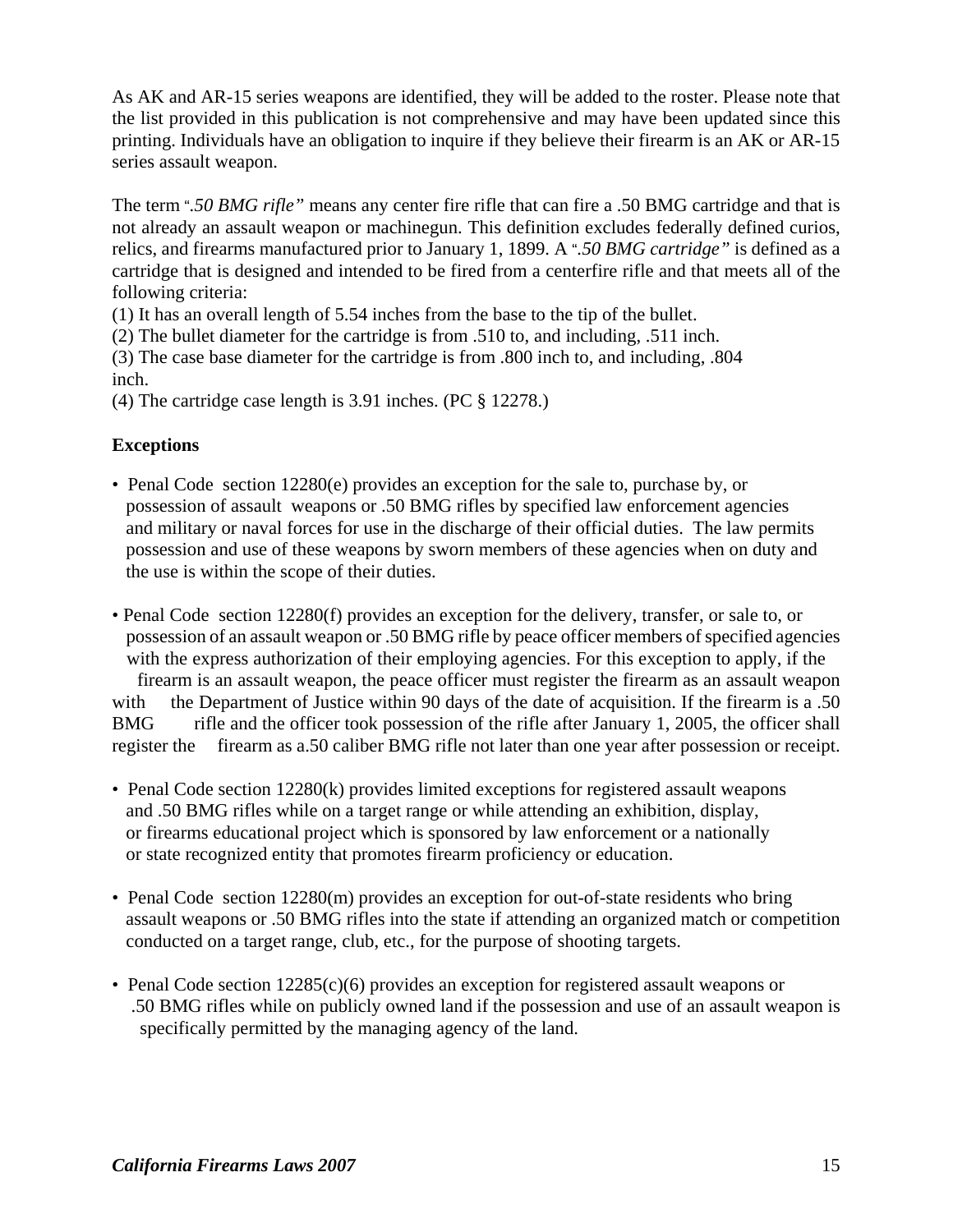As AK and AR-15 series weapons are identified, they will be added to the roster. Please note that the list provided in this publication is not comprehensive and may have been updated since this printing. Individuals have an obligation to inquire if they believe their firearm is an AK or AR-15 series assault weapon.

The term "*.50 BMG rifle"* means any center fire rifle that can fire a .50 BMG cartridge and that is not already an assault weapon or machinegun. This definition excludes federally defined curios, relics, and firearms manufactured prior to January 1, 1899. A "*.50 BMG cartridge"* is defined as a cartridge that is designed and intended to be fired from a centerfire rifle and that meets all of the following criteria:

(1) It has an overall length of 5.54 inches from the base to the tip of the bullet.
(2) The bullet diameter for the cartridge is from .510 to, and including, .511 inch.
(3) The case base diameter for the cartridge is from .800 inch to, and including, .804 inch.
(4) The cartridge case length is 3.91 inches. (PC § 12278.)

### Exceptions

- Penal Code section 12280(e) provides an exception for the sale to, purchase by, or possession of assault weapons or .50 BMG rifles by specified law enforcement agencies and military or naval forces for use in the discharge of their official duties. The law permits possession and use of these weapons by sworn members of these agencies when on duty and the use is within the scope of their duties.

- Penal Code section 12280(f) provides an exception for the delivery, transfer, or sale to, or possession of an assault weapon or .50 BMG rifle by peace officer members of specified agencies with the express authorization of their employing agencies. For this exception to apply, if the firearm is an assault weapon, the peace officer must register the firearm as an assault weapon with the Department of Justice within 90 days of the date of acquisition. If the firearm is a .50 BMG rifle and the officer took possession of the rifle after January 1, 2005, the officer shall register the firearm as a.50 caliber BMG rifle not later than one year after possession or receipt.

- Penal Code section 12280(k) provides limited exceptions for registered assault weapons and .50 BMG rifles while on a target range or while attending an exhibition, display, or firearms educational project which is sponsored by law enforcement or a nationally or state recognized entity that promotes firearm proficiency or education.

- Penal Code section 12280(m) provides an exception for out-of-state residents who bring assault weapons or .50 BMG rifles into the state if attending an organized match or competition conducted on a target range, club, etc., for the purpose of shooting targets.

- Penal Code section 12285(c)(6) provides an exception for registered assault weapons or .50 BMG rifles while on publicly owned land if the possession and use of an assault weapon is specifically permitted by the managing agency of the land.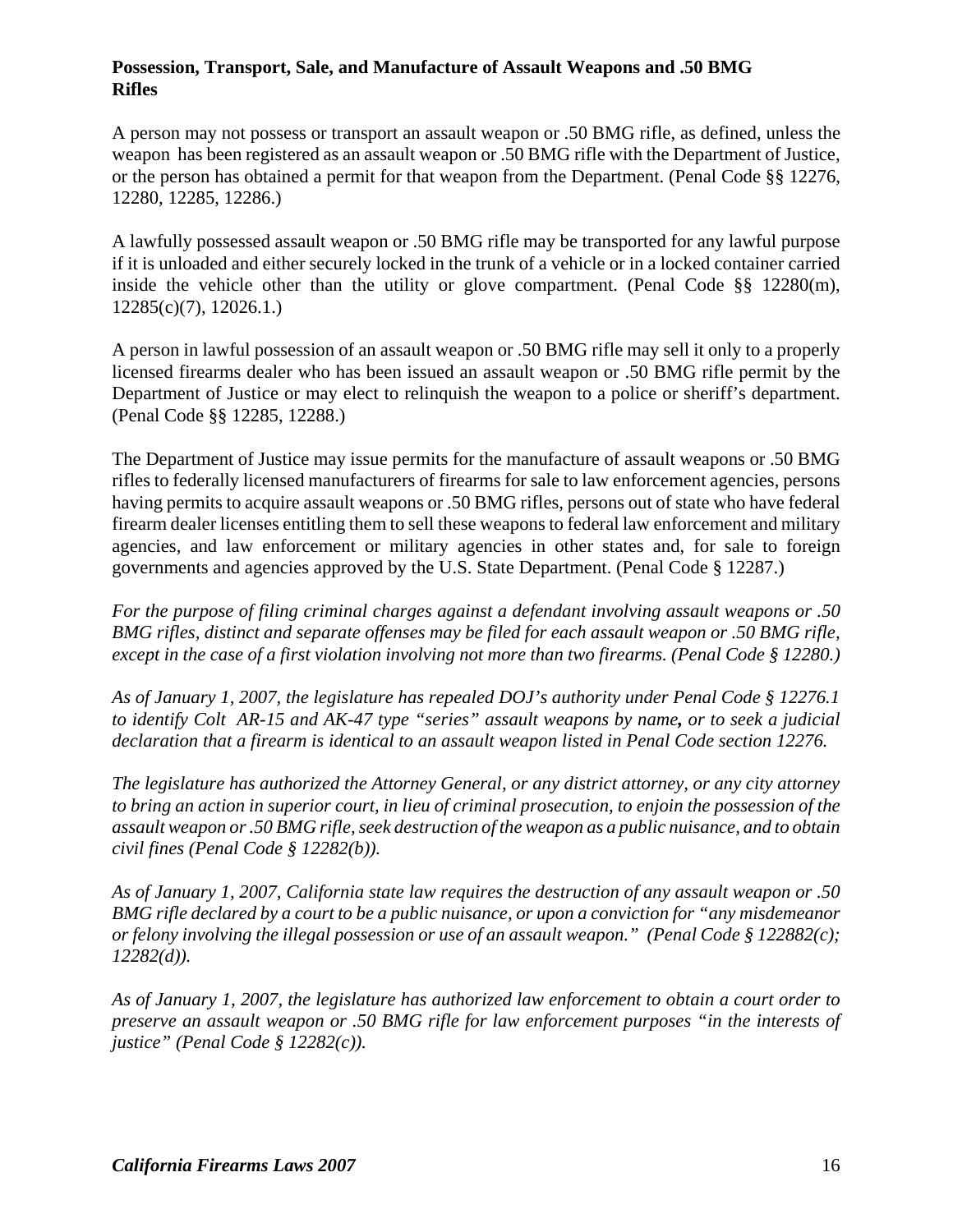**Possession, Transport, Sale, and Manufacture of Assault Weapons and .50 BMG Rifles**

A person may not possess or transport an assault weapon or .50 BMG rifle, as defined, unless the weapon has been registered as an assault weapon or .50 BMG rifle with the Department of Justice, or the person has obtained a permit for that weapon from the Department. (Penal Code §§ 12276, 12280, 12285, 12286.)

A lawfully possessed assault weapon or .50 BMG rifle may be transported for any lawful purpose if it is unloaded and either securely locked in the trunk of a vehicle or in a locked container carried inside the vehicle other than the utility or glove compartment. (Penal Code §§ 12280(m), 12285(c)(7), 12026.1.)

A person in lawful possession of an assault weapon or .50 BMG rifle may sell it only to a properly licensed firearms dealer who has been issued an assault weapon or .50 BMG rifle permit by the Department of Justice or may elect to relinquish the weapon to a police or sheriff's department. (Penal Code §§ 12285, 12288.)

The Department of Justice may issue permits for the manufacture of assault weapons or .50 BMG rifles to federally licensed manufacturers of firearms for sale to law enforcement agencies, persons having permits to acquire assault weapons or .50 BMG rifles, persons out of state who have federal firearm dealer licenses entitling them to sell these weapons to federal law enforcement and military agencies, and law enforcement or military agencies in other states and, for sale to foreign governments and agencies approved by the U.S. State Department. (Penal Code § 12287.)

*For the purpose of filing criminal charges against a defendant involving assault weapons or .50 BMG rifles, distinct and separate offenses may be filed for each assault weapon or .50 BMG rifle, except in the case of a first violation involving not more than two firearms. (Penal Code § 12280.)*

*As of January 1, 2007, the legislature has repealed DOJ's authority under Penal Code § 12276.1 to identify Colt AR-15 and AK-47 type "series" assault weapons by name**,** or to seek a judicial declaration that a firearm is identical to an assault weapon listed in Penal Code section 12276.*

*The legislature has authorized the Attorney General, or any district attorney, or any city attorney to bring an action in superior court, in lieu of criminal prosecution, to enjoin the possession of the assault weapon or .50 BMG rifle, seek destruction of the weapon as a public nuisance, and to obtain civil fines (Penal Code § 12282(b)).*

*As of January 1, 2007, California state law requires the destruction of any assault weapon or .50 BMG rifle declared by a court to be a public nuisance, or upon a conviction for "any misdemeanor or felony involving the illegal possession or use of an assault weapon." (Penal Code § 122882(c); 12282(d)).*

*As of January 1, 2007, the legislature has authorized law enforcement to obtain a court order to preserve an assault weapon or .50 BMG rifle for law enforcement purposes "in the interests of justice" (Penal Code § 12282(c)).*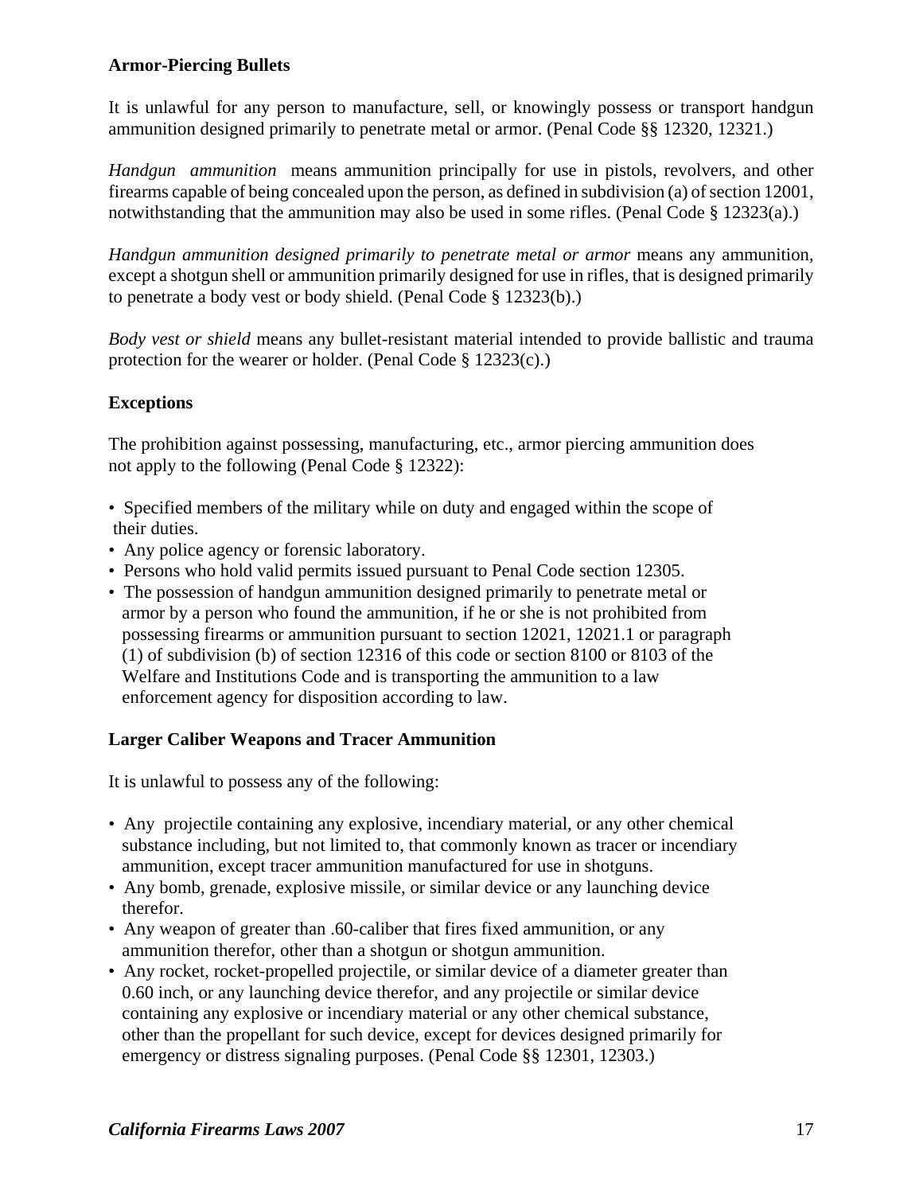### Armor-Piercing Bullets

It is unlawful for any person to manufacture, sell, or knowingly possess or transport handgun ammunition designed primarily to penetrate metal or armor. (Penal Code §§ 12320, 12321.)

*Handgun ammunition* means ammunition principally for use in pistols, revolvers, and other firearms capable of being concealed upon the person, as defined in subdivision (a) of section 12001, notwithstanding that the ammunition may also be used in some rifles. (Penal Code § 12323(a).)

*Handgun ammunition designed primarily to penetrate metal or armor* means any ammunition, except a shotgun shell or ammunition primarily designed for use in rifles, that is designed primarily to penetrate a body vest or body shield. (Penal Code § 12323(b).)

*Body vest or shield* means any bullet-resistant material intended to provide ballistic and trauma protection for the wearer or holder. (Penal Code § 12323(c).)

### Exceptions

The prohibition against possessing, manufacturing, etc., armor piercing ammunition does not apply to the following (Penal Code § 12322):

- Specified members of the military while on duty and engaged within the scope of their duties.
- Any police agency or forensic laboratory.
- Persons who hold valid permits issued pursuant to Penal Code section 12305.
- The possession of handgun ammunition designed primarily to penetrate metal or armor by a person who found the ammunition, if he or she is not prohibited from possessing firearms or ammunition pursuant to section 12021, 12021.1 or paragraph (1) of subdivision (b) of section 12316 of this code or section 8100 or 8103 of the Welfare and Institutions Code and is transporting the ammunition to a law enforcement agency for disposition according to law.

### Larger Caliber Weapons and Tracer Ammunition

It is unlawful to possess any of the following:

- Any projectile containing any explosive, incendiary material, or any other chemical substance including, but not limited to, that commonly known as tracer or incendiary ammunition, except tracer ammunition manufactured for use in shotguns.
- Any bomb, grenade, explosive missile, or similar device or any launching device therefor.
- Any weapon of greater than .60-caliber that fires fixed ammunition, or any ammunition therefor, other than a shotgun or shotgun ammunition.
- Any rocket, rocket-propelled projectile, or similar device of a diameter greater than 0.60 inch, or any launching device therefor, and any projectile or similar device containing any explosive or incendiary material or any other chemical substance, other than the propellant for such device, except for devices designed primarily for emergency or distress signaling purposes. (Penal Code §§ 12301, 12303.)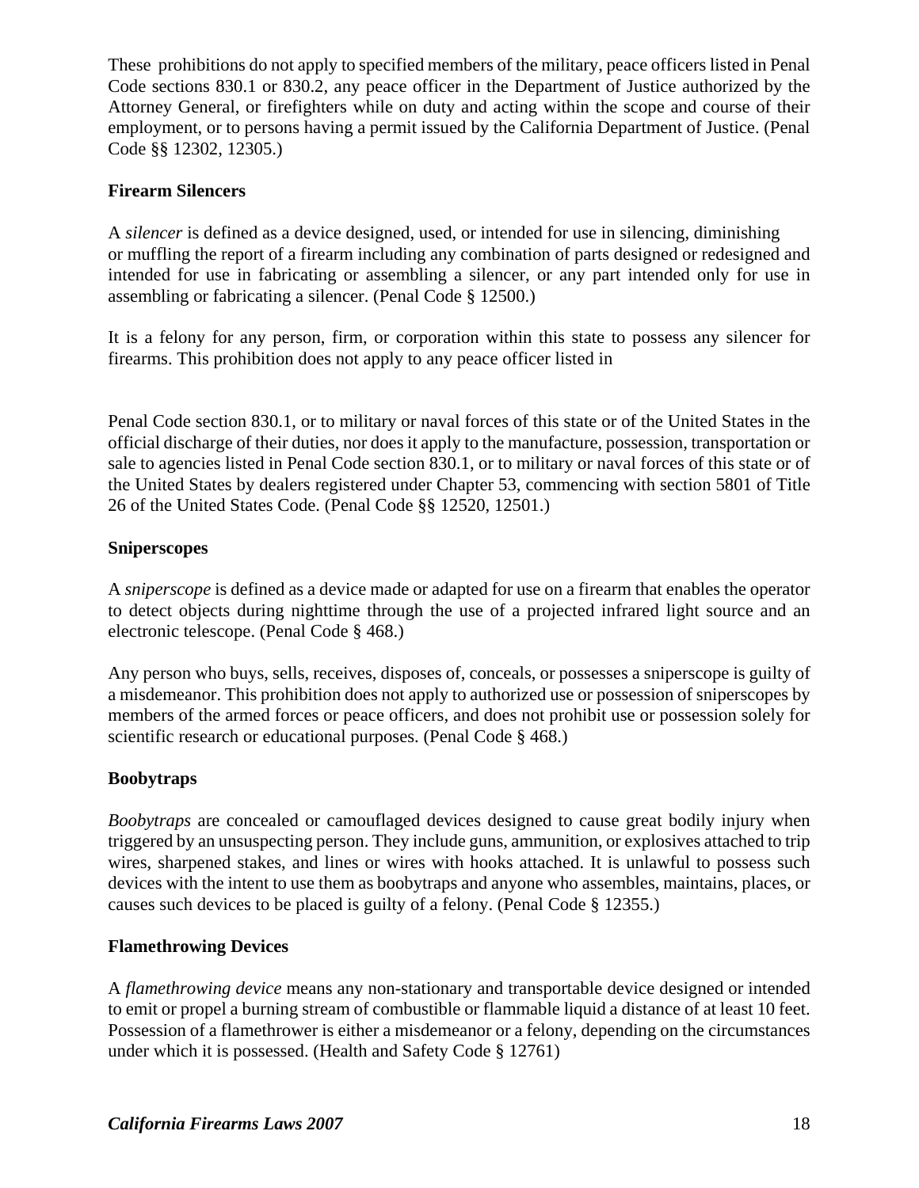These prohibitions do not apply to specified members of the military, peace officers listed in Penal Code sections 830.1 or 830.2, any peace officer in the Department of Justice authorized by the Attorney General, or firefighters while on duty and acting within the scope and course of their employment, or to persons having a permit issued by the California Department of Justice. (Penal Code §§ 12302, 12305.)

### Firearm Silencers

A *silencer* is defined as a device designed, used, or intended for use in silencing, diminishing or muffling the report of a firearm including any combination of parts designed or redesigned and intended for use in fabricating or assembling a silencer, or any part intended only for use in assembling or fabricating a silencer. (Penal Code § 12500.)

It is a felony for any person, firm, or corporation within this state to possess any silencer for firearms. This prohibition does not apply to any peace officer listed in Penal Code section 830.1, or to military or naval forces of this state or of the United States in the official discharge of their duties, nor does it apply to the manufacture, possession, transportation or sale to agencies listed in Penal Code section 830.1, or to military or naval forces of this state or of the United States by dealers registered under Chapter 53, commencing with section 5801 of Title 26 of the United States Code. (Penal Code §§ 12520, 12501.)

### Sniperscopes

A *sniperscope* is defined as a device made or adapted for use on a firearm that enables the operator to detect objects during nighttime through the use of a projected infrared light source and an electronic telescope. (Penal Code § 468.)

Any person who buys, sells, receives, disposes of, conceals, or possesses a sniperscope is guilty of a misdemeanor. This prohibition does not apply to authorized use or possession of sniperscopes by members of the armed forces or peace officers, and does not prohibit use or possession solely for scientific research or educational purposes. (Penal Code § 468.)

### Boobytraps

*Boobytraps* are concealed or camouflaged devices designed to cause great bodily injury when triggered by an unsuspecting person. They include guns, ammunition, or explosives attached to trip wires, sharpened stakes, and lines or wires with hooks attached. It is unlawful to possess such devices with the intent to use them as boobytraps and anyone who assembles, maintains, places, or causes such devices to be placed is guilty of a felony. (Penal Code § 12355.)

### Flamethrowing Devices

A *flamethrowing device* means any non-stationary and transportable device designed or intended to emit or propel a burning stream of combustible or flammable liquid a distance of at least 10 feet. Possession of a flamethrower is either a misdemeanor or a felony, depending on the circumstances under which it is possessed. (Health and Safety Code § 12761)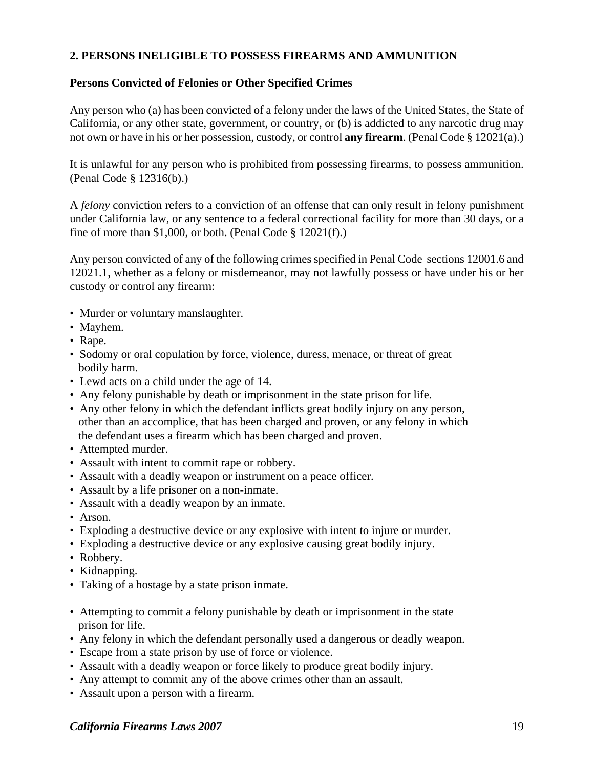## 2. PERSONS INELIGIBLE TO POSSESS FIREARMS AND AMMUNITION

### Persons Convicted of Felonies or Other Specified Crimes

Any person who (a) has been convicted of a felony under the laws of the United States, the State of California, or any other state, government, or country, or (b) is addicted to any narcotic drug may not own or have in his or her possession, custody, or control **any firearm**. (Penal Code § 12021(a).)

It is unlawful for any person who is prohibited from possessing firearms, to possess ammunition. (Penal Code § 12316(b).)

A *felony* conviction refers to a conviction of an offense that can only result in felony punishment under California law, or any sentence to a federal correctional facility for more than 30 days, or a fine of more than $1,000, or both. (Penal Code § 12021(f).)

Any person convicted of any of the following crimes specified in Penal Code sections 12001.6 and 12021.1, whether as a felony or misdemeanor, may not lawfully possess or have under his or her custody or control any firearm:

- Murder or voluntary manslaughter.
- Mayhem.
- Rape.
- Sodomy or oral copulation by force, violence, duress, menace, or threat of great bodily harm.
- Lewd acts on a child under the age of 14.
- Any felony punishable by death or imprisonment in the state prison for life.
- Any other felony in which the defendant inflicts great bodily injury on any person, other than an accomplice, that has been charged and proven, or any felony in which the defendant uses a firearm which has been charged and proven.
- Attempted murder.
- Assault with intent to commit rape or robbery.
- Assault with a deadly weapon or instrument on a peace officer.
- Assault by a life prisoner on a non-inmate.
- Assault with a deadly weapon by an inmate.
- Arson.
- Exploding a destructive device or any explosive with intent to injure or murder.
- Exploding a destructive device or any explosive causing great bodily injury.
- Robbery.
- Kidnapping.
- Taking of a hostage by a state prison inmate.
- Attempting to commit a felony punishable by death or imprisonment in the state prison for life.
- Any felony in which the defendant personally used a dangerous or deadly weapon.
- Escape from a state prison by use of force or violence.
- Assault with a deadly weapon or force likely to produce great bodily injury.
- Any attempt to commit any of the above crimes other than an assault.
- Assault upon a person with a firearm.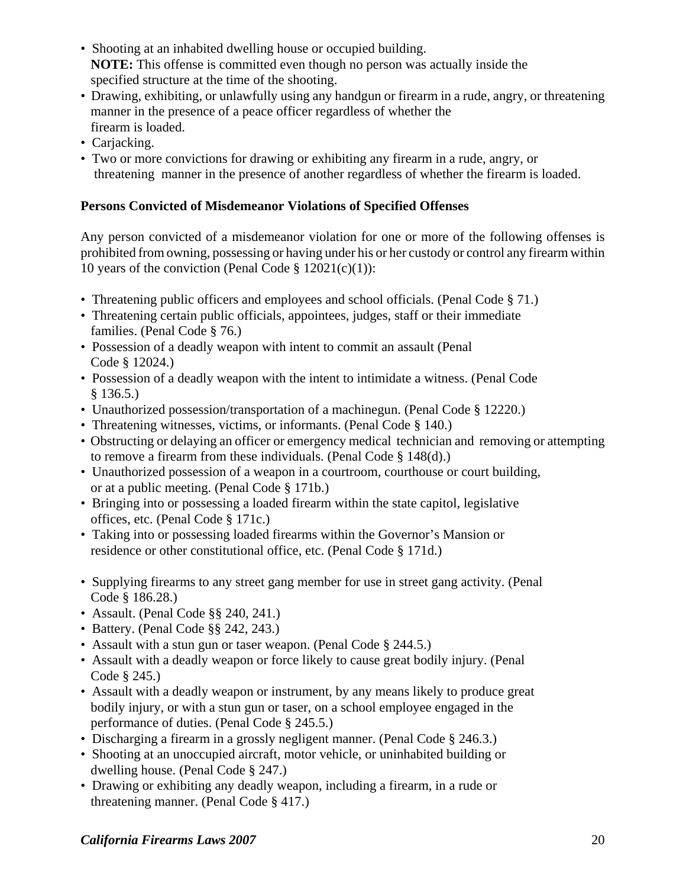- Shooting at an inhabited dwelling house or occupied building.
  **NOTE:** This offense is committed even though no person was actually inside the specified structure at the time of the shooting.
- Drawing, exhibiting, or unlawfully using any handgun or firearm in a rude, angry, or threatening manner in the presence of a peace officer regardless of whether the firearm is loaded.
- Carjacking.
- Two or more convictions for drawing or exhibiting any firearm in a rude, angry, or threatening manner in the presence of another regardless of whether the firearm is loaded.

**Persons Convicted of Misdemeanor Violations of Specified Offenses**

Any person convicted of a misdemeanor violation for one or more of the following offenses is prohibited from owning, possessing or having under his or her custody or control any firearm within 10 years of the conviction (Penal Code § 12021(c)(1)):

- Threatening public officers and employees and school officials. (Penal Code § 71.)
- Threatening certain public officials, appointees, judges, staff or their immediate families. (Penal Code § 76.)
- Possession of a deadly weapon with intent to commit an assault (Penal Code § 12024.)
- Possession of a deadly weapon with the intent to intimidate a witness. (Penal Code § 136.5.)
- Unauthorized possession/transportation of a machinegun. (Penal Code § 12220.)
- Threatening witnesses, victims, or informants. (Penal Code § 140.)
- Obstructing or delaying an officer or emergency medical technician and removing or attempting to remove a firearm from these individuals. (Penal Code § 148(d).)
- Unauthorized possession of a weapon in a courtroom, courthouse or court building, or at a public meeting. (Penal Code § 171b.)
- Bringing into or possessing a loaded firearm within the state capitol, legislative offices, etc. (Penal Code § 171c.)
- Taking into or possessing loaded firearms within the Governor's Mansion or residence or other constitutional office, etc. (Penal Code § 171d.)
- Supplying firearms to any street gang member for use in street gang activity. (Penal Code § 186.28.)
- Assault. (Penal Code §§ 240, 241.)
- Battery. (Penal Code §§ 242, 243.)
- Assault with a stun gun or taser weapon. (Penal Code § 244.5.)
- Assault with a deadly weapon or force likely to cause great bodily injury. (Penal Code § 245.)
- Assault with a deadly weapon or instrument, by any means likely to produce great bodily injury, or with a stun gun or taser, on a school employee engaged in the performance of duties. (Penal Code § 245.5.)
- Discharging a firearm in a grossly negligent manner. (Penal Code § 246.3.)
- Shooting at an unoccupied aircraft, motor vehicle, or uninhabited building or dwelling house. (Penal Code § 247.)
- Drawing or exhibiting any deadly weapon, including a firearm, in a rude or threatening manner. (Penal Code § 417.)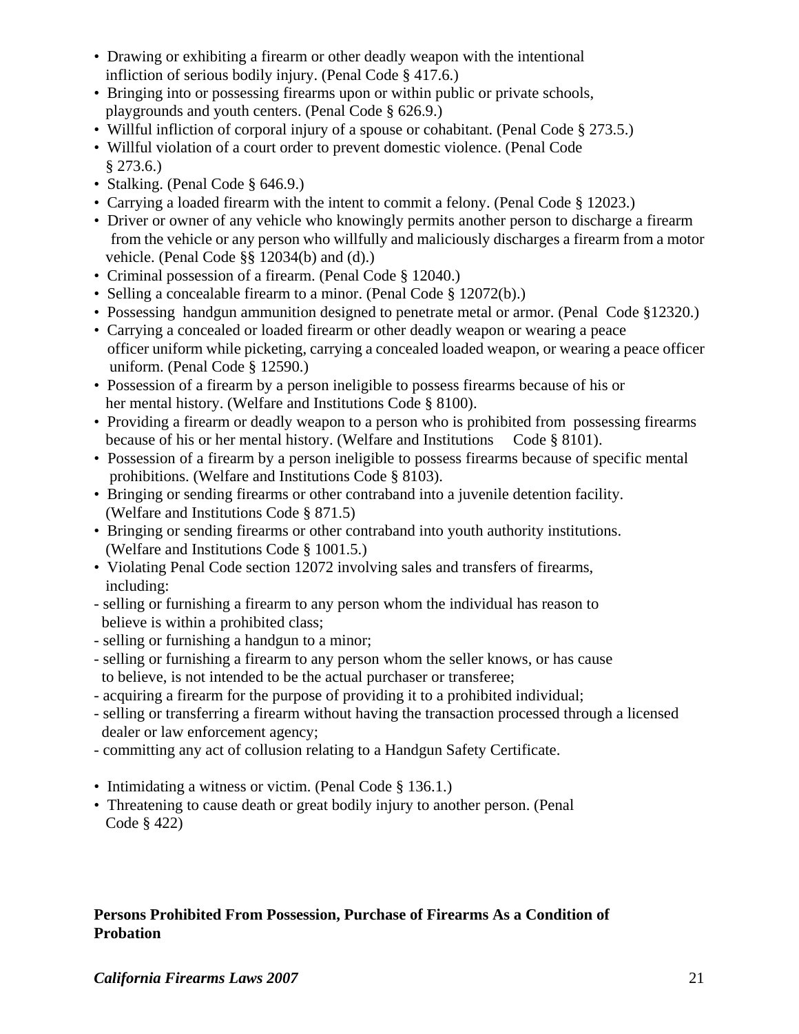- Drawing or exhibiting a firearm or other deadly weapon with the intentional infliction of serious bodily injury. (Penal Code § 417.6.)
- Bringing into or possessing firearms upon or within public or private schools, playgrounds and youth centers. (Penal Code § 626.9.)
- Willful infliction of corporal injury of a spouse or cohabitant. (Penal Code § 273.5.)
- Willful violation of a court order to prevent domestic violence. (Penal Code § 273.6.)
- Stalking. (Penal Code § 646.9.)
- Carrying a loaded firearm with the intent to commit a felony. (Penal Code § 12023.)
- Driver or owner of any vehicle who knowingly permits another person to discharge a firearm from the vehicle or any person who willfully and maliciously discharges a firearm from a motor vehicle. (Penal Code §§ 12034(b) and (d).)
- Criminal possession of a firearm. (Penal Code § 12040.)
- Selling a concealable firearm to a minor. (Penal Code § 12072(b).)
- Possessing handgun ammunition designed to penetrate metal or armor. (Penal Code §12320.)
- Carrying a concealed or loaded firearm or other deadly weapon or wearing a peace officer uniform while picketing, carrying a concealed loaded weapon, or wearing a peace officer uniform. (Penal Code § 12590.)
- Possession of a firearm by a person ineligible to possess firearms because of his or her mental history. (Welfare and Institutions Code § 8100).
- Providing a firearm or deadly weapon to a person who is prohibited from possessing firearms because of his or her mental history. (Welfare and Institutions Code § 8101).
- Possession of a firearm by a person ineligible to possess firearms because of specific mental prohibitions. (Welfare and Institutions Code § 8103).
- Bringing or sending firearms or other contraband into a juvenile detention facility. (Welfare and Institutions Code § 871.5)
- Bringing or sending firearms or other contraband into youth authority institutions. (Welfare and Institutions Code § 1001.5.)
- Violating Penal Code section 12072 involving sales and transfers of firearms, including:

- selling or furnishing a firearm to any person whom the individual has reason to believe is within a prohibited class;
- selling or furnishing a handgun to a minor;
- selling or furnishing a firearm to any person whom the seller knows, or has cause to believe, is not intended to be the actual purchaser or transferee;
- acquiring a firearm for the purpose of providing it to a prohibited individual;
- selling or transferring a firearm without having the transaction processed through a licensed dealer or law enforcement agency;
- committing any act of collusion relating to a Handgun Safety Certificate.

- Intimidating a witness or victim. (Penal Code § 136.1.)
- Threatening to cause death or great bodily injury to another person. (Penal Code § 422)

**Persons Prohibited From Possession, Purchase of Firearms As a Condition of Probation**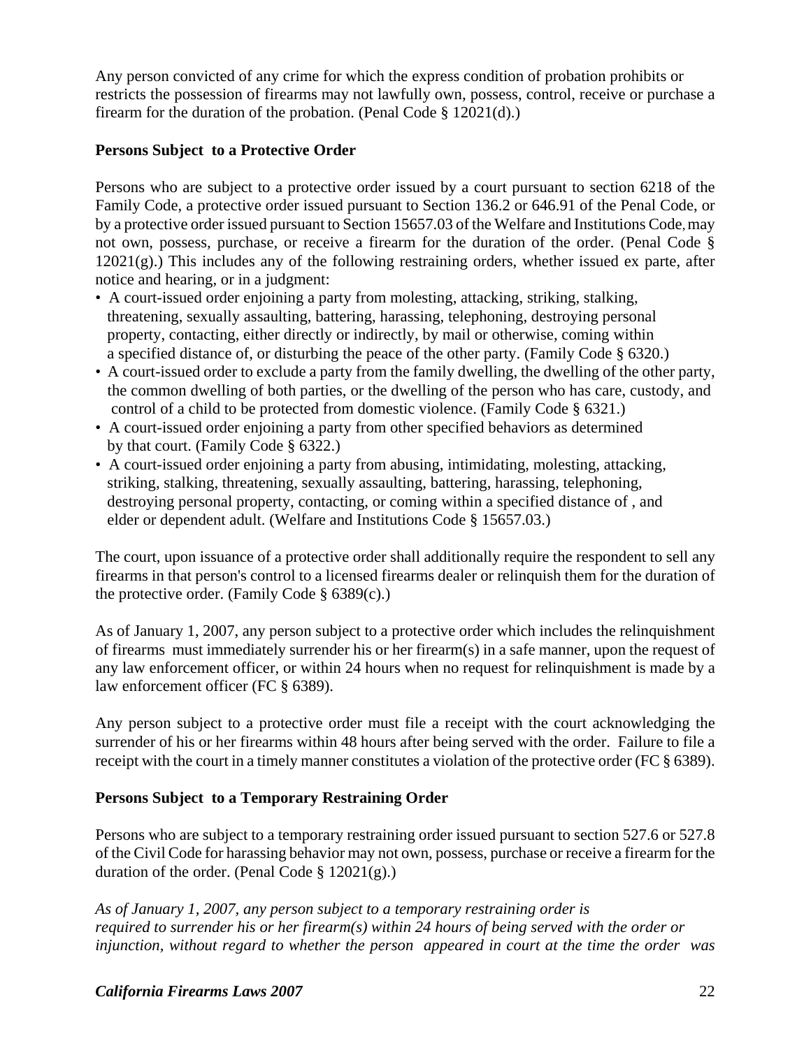Any person convicted of any crime for which the express condition of probation prohibits or restricts the possession of firearms may not lawfully own, possess, control, receive or purchase a firearm for the duration of the probation. (Penal Code § 12021(d).)

**Persons Subject to a Protective Order**

Persons who are subject to a protective order issued by a court pursuant to section 6218 of the Family Code, a protective order issued pursuant to Section 136.2 or 646.91 of the Penal Code, or by a protective order issued pursuant to Section 15657.03 of the Welfare and Institutions Code, may not own, possess, purchase, or receive a firearm for the duration of the order. (Penal Code § 12021(g).) This includes any of the following restraining orders, whether issued ex parte, after notice and hearing, or in a judgment:

- A court-issued order enjoining a party from molesting, attacking, striking, stalking, threatening, sexually assaulting, battering, harassing, telephoning, destroying personal property, contacting, either directly or indirectly, by mail or otherwise, coming within a specified distance of, or disturbing the peace of the other party. (Family Code § 6320.)
- A court-issued order to exclude a party from the family dwelling, the dwelling of the other party, the common dwelling of both parties, or the dwelling of the person who has care, custody, and control of a child to be protected from domestic violence. (Family Code § 6321.)
- A court-issued order enjoining a party from other specified behaviors as determined by that court. (Family Code § 6322.)
- A court-issued order enjoining a party from abusing, intimidating, molesting, attacking, striking, stalking, threatening, sexually assaulting, battering, harassing, telephoning, destroying personal property, contacting, or coming within a specified distance of , and elder or dependent adult. (Welfare and Institutions Code § 15657.03.)

The court, upon issuance of a protective order shall additionally require the respondent to sell any firearms in that person's control to a licensed firearms dealer or relinquish them for the duration of the protective order. (Family Code § 6389(c).)

As of January 1, 2007, any person subject to a protective order which includes the relinquishment of firearms must immediately surrender his or her firearm(s) in a safe manner, upon the request of any law enforcement officer, or within 24 hours when no request for relinquishment is made by a law enforcement officer (FC § 6389).

Any person subject to a protective order must file a receipt with the court acknowledging the surrender of his or her firearms within 48 hours after being served with the order. Failure to file a receipt with the court in a timely manner constitutes a violation of the protective order (FC § 6389).

**Persons Subject to a Temporary Restraining Order**

Persons who are subject to a temporary restraining order issued pursuant to section 527.6 or 527.8 of the Civil Code for harassing behavior may not own, possess, purchase or receive a firearm for the duration of the order. (Penal Code § 12021(g).)

*As of January 1, 2007, any person subject to a temporary restraining order is required to surrender his or her firearm(s) within 24 hours of being served with the order or injunction, without regard to whether the person appeared in court at the time the order was*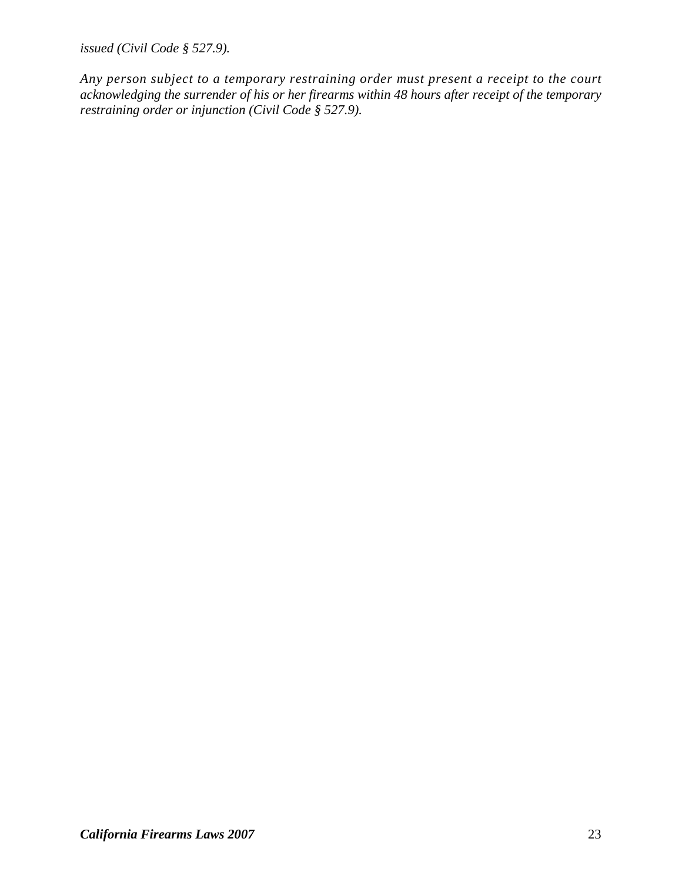*issued (Civil Code § 527.9).*

*Any person subject to a temporary restraining order must present a receipt to the court acknowledging the surrender of his or her firearms within 48 hours after receipt of the temporary restraining order or injunction (Civil Code § 527.9).*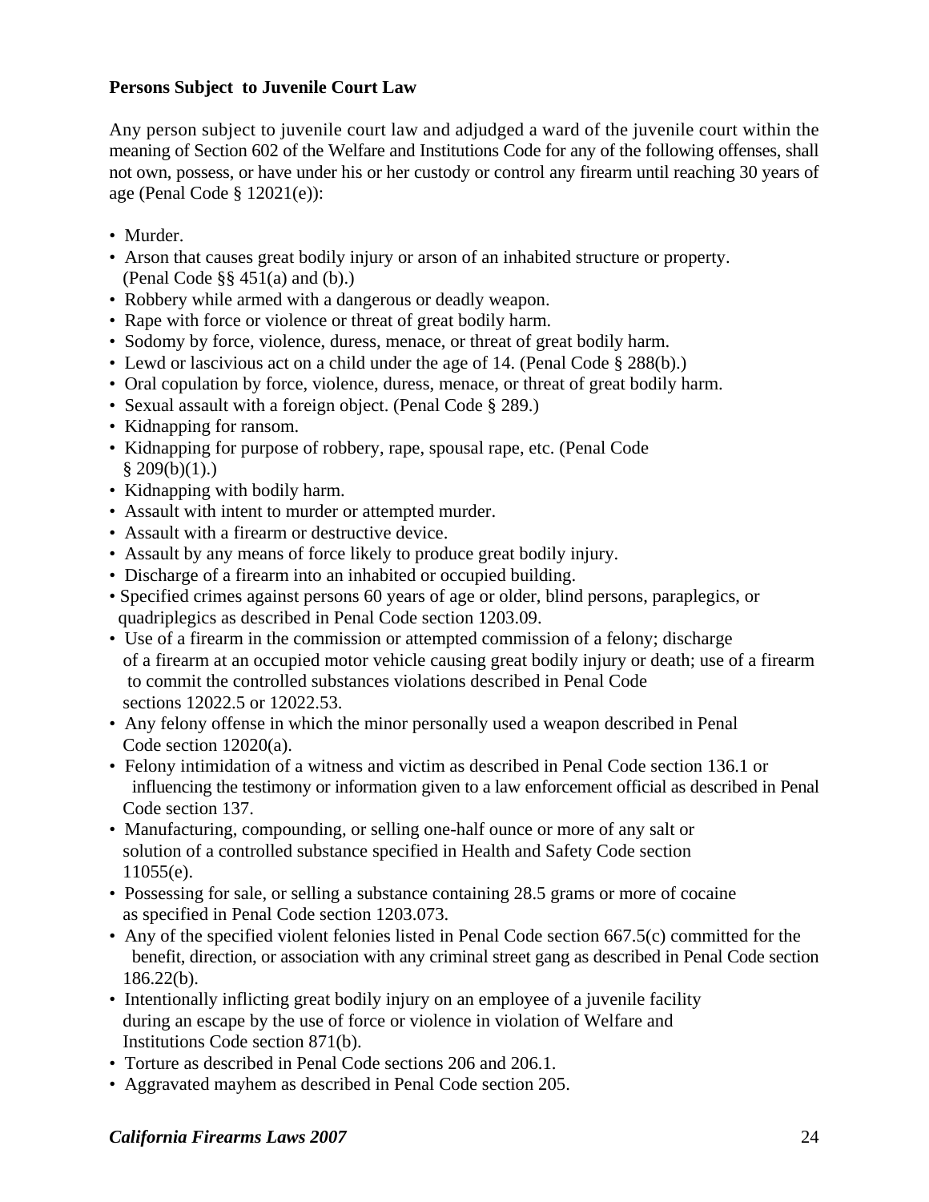**Persons Subject to Juvenile Court Law**

Any person subject to juvenile court law and adjudged a ward of the juvenile court within the meaning of Section 602 of the Welfare and Institutions Code for any of the following offenses, shall not own, possess, or have under his or her custody or control any firearm until reaching 30 years of age (Penal Code § 12021(e)):

- Murder.
- Arson that causes great bodily injury or arson of an inhabited structure or property. (Penal Code §§ 451(a) and (b).)
- Robbery while armed with a dangerous or deadly weapon.
- Rape with force or violence or threat of great bodily harm.
- Sodomy by force, violence, duress, menace, or threat of great bodily harm.
- Lewd or lascivious act on a child under the age of 14. (Penal Code § 288(b).)
- Oral copulation by force, violence, duress, menace, or threat of great bodily harm.
- Sexual assault with a foreign object. (Penal Code § 289.)
- Kidnapping for ransom.
- Kidnapping for purpose of robbery, rape, spousal rape, etc. (Penal Code § 209(b)(1).)
- Kidnapping with bodily harm.
- Assault with intent to murder or attempted murder.
- Assault with a firearm or destructive device.
- Assault by any means of force likely to produce great bodily injury.
- Discharge of a firearm into an inhabited or occupied building.
- Specified crimes against persons 60 years of age or older, blind persons, paraplegics, or quadriplegics as described in Penal Code section 1203.09.
- Use of a firearm in the commission or attempted commission of a felony; discharge of a firearm at an occupied motor vehicle causing great bodily injury or death; use of a firearm to commit the controlled substances violations described in Penal Code sections 12022.5 or 12022.53.
- Any felony offense in which the minor personally used a weapon described in Penal Code section 12020(a).
- Felony intimidation of a witness and victim as described in Penal Code section 136.1 or influencing the testimony or information given to a law enforcement official as described in Penal Code section 137.
- Manufacturing, compounding, or selling one-half ounce or more of any salt or solution of a controlled substance specified in Health and Safety Code section 11055(e).
- Possessing for sale, or selling a substance containing 28.5 grams or more of cocaine as specified in Penal Code section 1203.073.
- Any of the specified violent felonies listed in Penal Code section 667.5(c) committed for the benefit, direction, or association with any criminal street gang as described in Penal Code section 186.22(b).
- Intentionally inflicting great bodily injury on an employee of a juvenile facility during an escape by the use of force or violence in violation of Welfare and Institutions Code section 871(b).
- Torture as described in Penal Code sections 206 and 206.1.
- Aggravated mayhem as described in Penal Code section 205.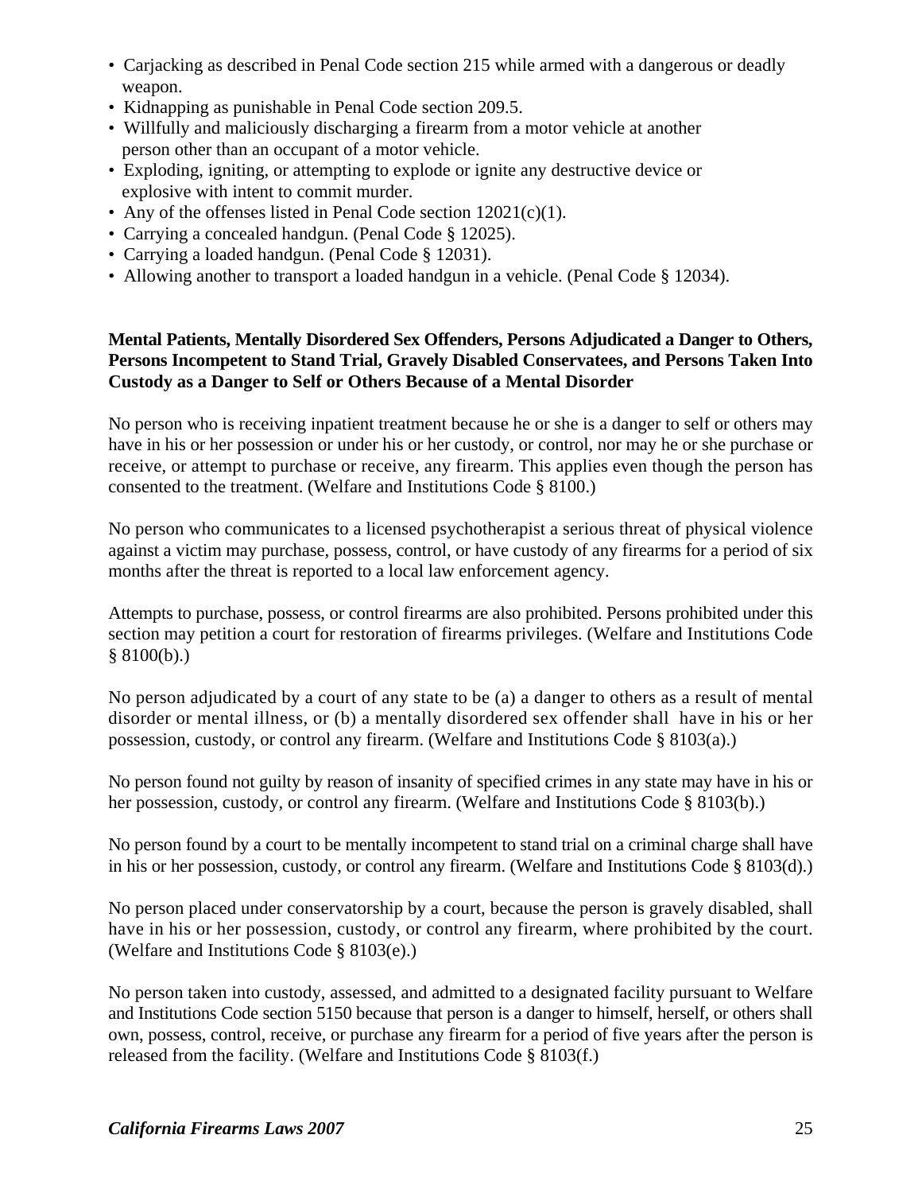- Carjacking as described in Penal Code section 215 while armed with a dangerous or deadly weapon.
- Kidnapping as punishable in Penal Code section 209.5.
- Willfully and maliciously discharging a firearm from a motor vehicle at another person other than an occupant of a motor vehicle.
- Exploding, igniting, or attempting to explode or ignite any destructive device or explosive with intent to commit murder.
- Any of the offenses listed in Penal Code section 12021(c)(1).
- Carrying a concealed handgun. (Penal Code § 12025).
- Carrying a loaded handgun. (Penal Code § 12031).
- Allowing another to transport a loaded handgun in a vehicle. (Penal Code § 12034).

**Mental Patients, Mentally Disordered Sex Offenders, Persons Adjudicated a Danger to Others, Persons Incompetent to Stand Trial, Gravely Disabled Conservatees, and Persons Taken Into Custody as a Danger to Self or Others Because of a Mental Disorder**

No person who is receiving inpatient treatment because he or she is a danger to self or others may have in his or her possession or under his or her custody, or control, nor may he or she purchase or receive, or attempt to purchase or receive, any firearm. This applies even though the person has consented to the treatment. (Welfare and Institutions Code § 8100.)

No person who communicates to a licensed psychotherapist a serious threat of physical violence against a victim may purchase, possess, control, or have custody of any firearms for a period of six months after the threat is reported to a local law enforcement agency.

Attempts to purchase, possess, or control firearms are also prohibited. Persons prohibited under this section may petition a court for restoration of firearms privileges. (Welfare and Institutions Code § 8100(b).)

No person adjudicated by a court of any state to be (a) a danger to others as a result of mental disorder or mental illness, or (b) a mentally disordered sex offender shall have in his or her possession, custody, or control any firearm. (Welfare and Institutions Code § 8103(a).)

No person found not guilty by reason of insanity of specified crimes in any state may have in his or her possession, custody, or control any firearm. (Welfare and Institutions Code § 8103(b).)

No person found by a court to be mentally incompetent to stand trial on a criminal charge shall have in his or her possession, custody, or control any firearm. (Welfare and Institutions Code § 8103(d).)

No person placed under conservatorship by a court, because the person is gravely disabled, shall have in his or her possession, custody, or control any firearm, where prohibited by the court. (Welfare and Institutions Code § 8103(e).)

No person taken into custody, assessed, and admitted to a designated facility pursuant to Welfare and Institutions Code section 5150 because that person is a danger to himself, herself, or others shall own, possess, control, receive, or purchase any firearm for a period of five years after the person is released from the facility. (Welfare and Institutions Code § 8103(f.)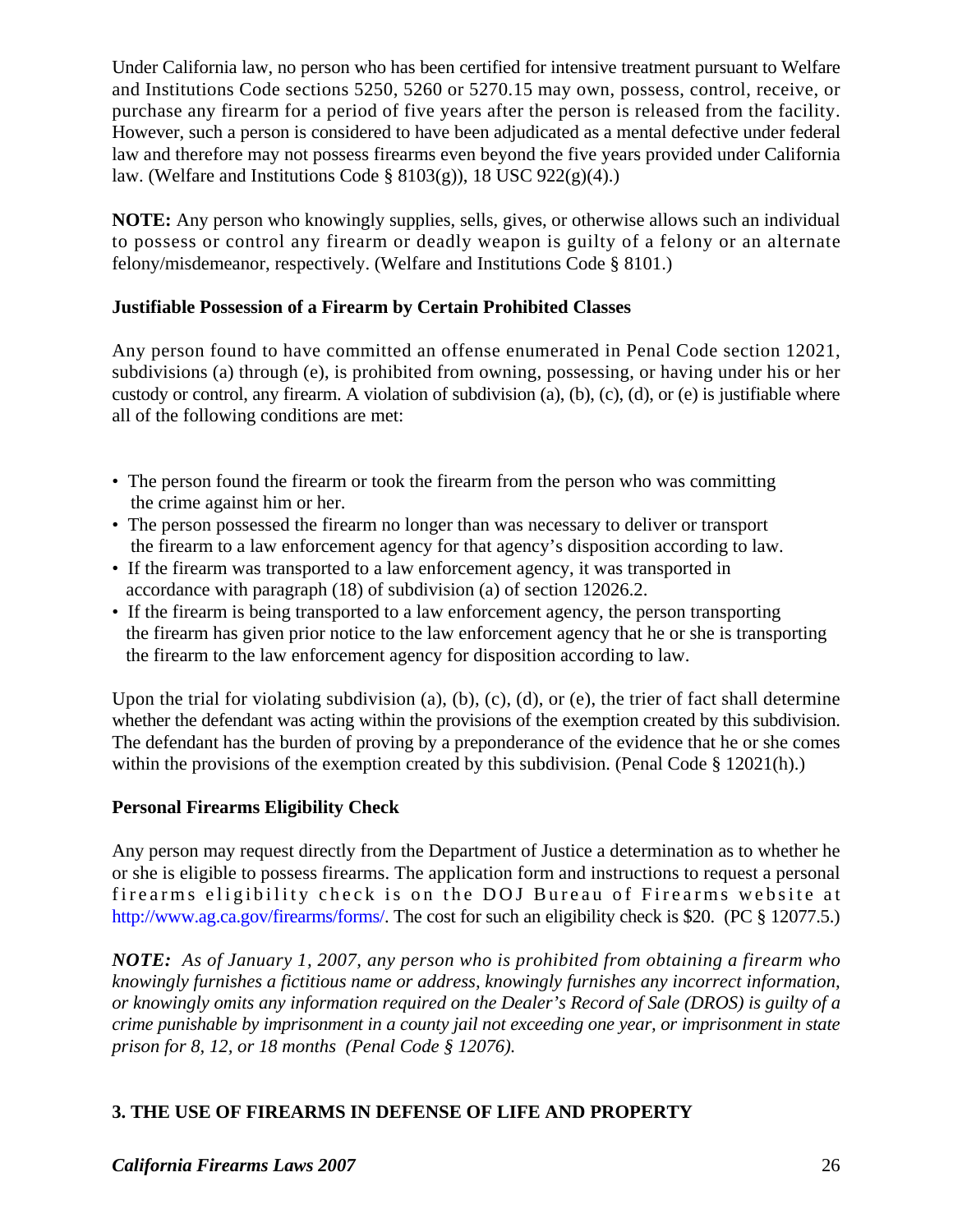Under California law, no person who has been certified for intensive treatment pursuant to Welfare and Institutions Code sections 5250, 5260 or 5270.15 may own, possess, control, receive, or purchase any firearm for a period of five years after the person is released from the facility. However, such a person is considered to have been adjudicated as a mental defective under federal law and therefore may not possess firearms even beyond the five years provided under California law. (Welfare and Institutions Code § 8103(g)), 18 USC 922(g)(4).)

**NOTE:** Any person who knowingly supplies, sells, gives, or otherwise allows such an individual to possess or control any firearm or deadly weapon is guilty of a felony or an alternate felony/misdemeanor, respectively. (Welfare and Institutions Code § 8101.)

### Justifiable Possession of a Firearm by Certain Prohibited Classes

Any person found to have committed an offense enumerated in Penal Code section 12021, subdivisions (a) through (e), is prohibited from owning, possessing, or having under his or her custody or control, any firearm. A violation of subdivision (a), (b), (c), (d), or (e) is justifiable where all of the following conditions are met:

- The person found the firearm or took the firearm from the person who was committing the crime against him or her.
- The person possessed the firearm no longer than was necessary to deliver or transport the firearm to a law enforcement agency for that agency's disposition according to law.
- If the firearm was transported to a law enforcement agency, it was transported in accordance with paragraph (18) of subdivision (a) of section 12026.2.
- If the firearm is being transported to a law enforcement agency, the person transporting the firearm has given prior notice to the law enforcement agency that he or she is transporting the firearm to the law enforcement agency for disposition according to law.

Upon the trial for violating subdivision (a), (b), (c), (d), or (e), the trier of fact shall determine whether the defendant was acting within the provisions of the exemption created by this subdivision. The defendant has the burden of proving by a preponderance of the evidence that he or she comes within the provisions of the exemption created by this subdivision. (Penal Code § 12021(h).)

### Personal Firearms Eligibility Check

Any person may request directly from the Department of Justice a determination as to whether he or she is eligible to possess firearms. The application form and instructions to request a personal firearms eligibility check is on the DOJ Bureau of Firearms website at http://www.ag.ca.gov/firearms/forms/. The cost for such an eligibility check is $20. (PC § 12077.5.)

***NOTE:** As of January 1, 2007, any person who is prohibited from obtaining a firearm who knowingly furnishes a fictitious name or address, knowingly furnishes any incorrect information, or knowingly omits any information required on the Dealer's Record of Sale (DROS) is guilty of a crime punishable by imprisonment in a county jail not exceeding one year, or imprisonment in state prison for 8, 12, or 18 months (Penal Code § 12076).*

## 3. THE USE OF FIREARMS IN DEFENSE OF LIFE AND PROPERTY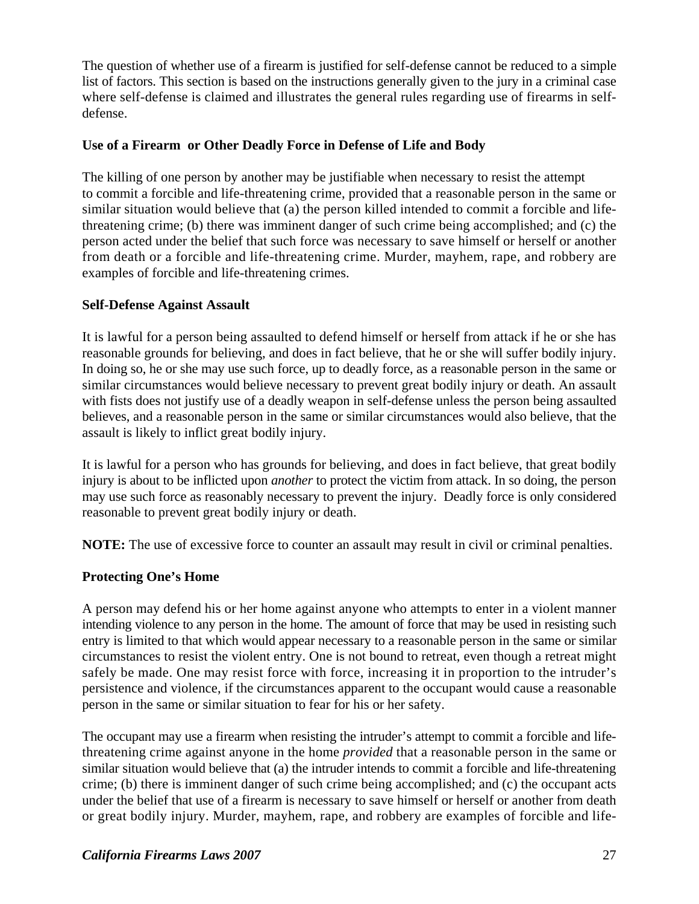The question of whether use of a firearm is justified for self-defense cannot be reduced to a simple list of factors. This section is based on the instructions generally given to the jury in a criminal case where self-defense is claimed and illustrates the general rules regarding use of firearms in self-defense.

**Use of a Firearm or Other Deadly Force in Defense of Life and Body**

The killing of one person by another may be justifiable when necessary to resist the attempt to commit a forcible and life-threatening crime, provided that a reasonable person in the same or similar situation would believe that (a) the person killed intended to commit a forcible and life-threatening crime; (b) there was imminent danger of such crime being accomplished; and (c) the person acted under the belief that such force was necessary to save himself or herself or another from death or a forcible and life-threatening crime. Murder, mayhem, rape, and robbery are examples of forcible and life-threatening crimes.

**Self-Defense Against Assault**

It is lawful for a person being assaulted to defend himself or herself from attack if he or she has reasonable grounds for believing, and does in fact believe, that he or she will suffer bodily injury. In doing so, he or she may use such force, up to deadly force, as a reasonable person in the same or similar circumstances would believe necessary to prevent great bodily injury or death. An assault with fists does not justify use of a deadly weapon in self-defense unless the person being assaulted believes, and a reasonable person in the same or similar circumstances would also believe, that the assault is likely to inflict great bodily injury.

It is lawful for a person who has grounds for believing, and does in fact believe, that great bodily injury is about to be inflicted upon *another* to protect the victim from attack. In so doing, the person may use such force as reasonably necessary to prevent the injury. Deadly force is only considered reasonable to prevent great bodily injury or death.

**NOTE:** The use of excessive force to counter an assault may result in civil or criminal penalties.

**Protecting One's Home**

A person may defend his or her home against anyone who attempts to enter in a violent manner intending violence to any person in the home. The amount of force that may be used in resisting such entry is limited to that which would appear necessary to a reasonable person in the same or similar circumstances to resist the violent entry. One is not bound to retreat, even though a retreat might safely be made. One may resist force with force, increasing it in proportion to the intruder's persistence and violence, if the circumstances apparent to the occupant would cause a reasonable person in the same or similar situation to fear for his or her safety.

The occupant may use a firearm when resisting the intruder's attempt to commit a forcible and life-threatening crime against anyone in the home *provided* that a reasonable person in the same or similar situation would believe that (a) the intruder intends to commit a forcible and life-threatening crime; (b) there is imminent danger of such crime being accomplished; and (c) the occupant acts under the belief that use of a firearm is necessary to save himself or herself or another from death or great bodily injury. Murder, mayhem, rape, and robbery are examples of forcible and life-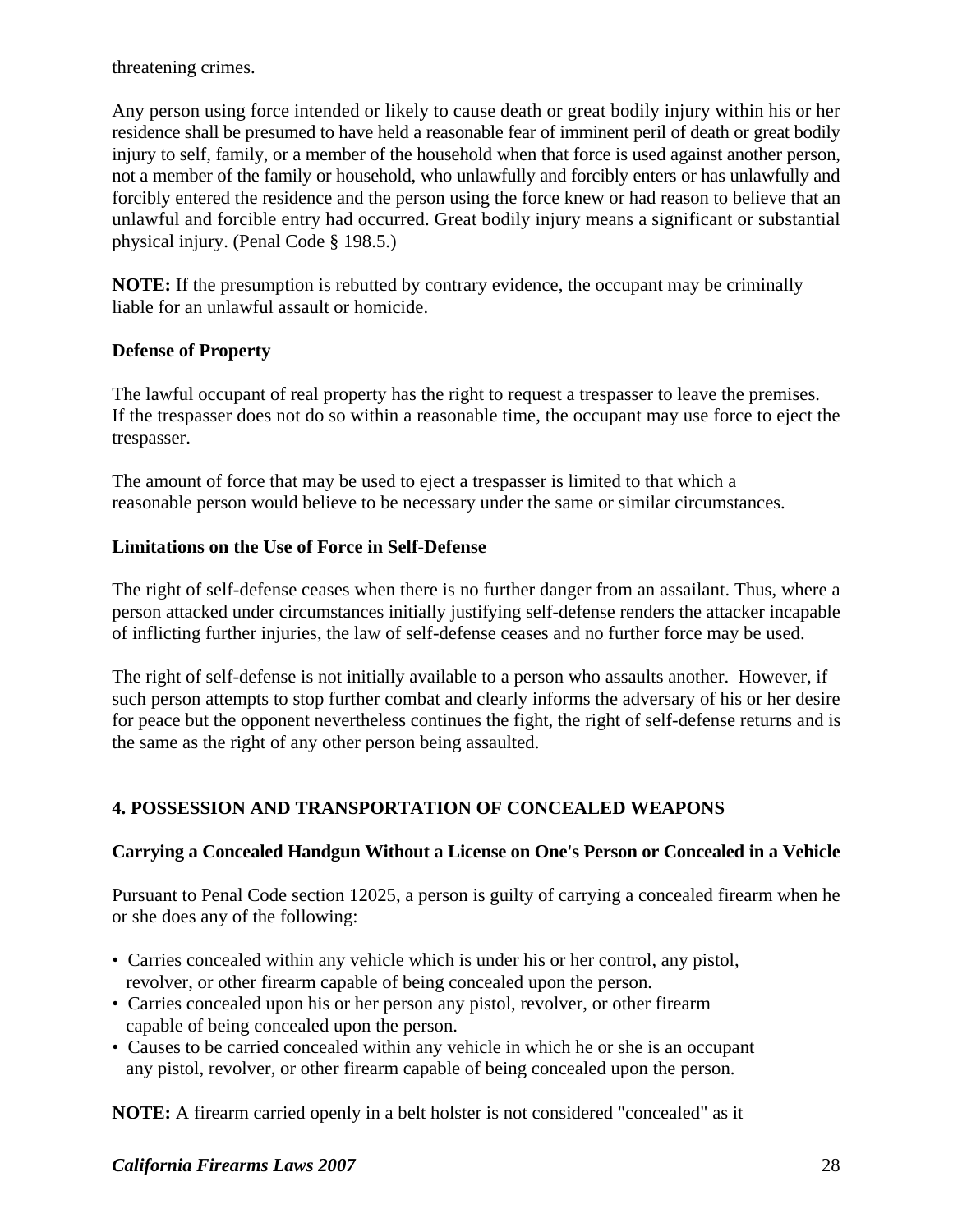threatening crimes.

Any person using force intended or likely to cause death or great bodily injury within his or her residence shall be presumed to have held a reasonable fear of imminent peril of death or great bodily injury to self, family, or a member of the household when that force is used against another person, not a member of the family or household, who unlawfully and forcibly enters or has unlawfully and forcibly entered the residence and the person using the force knew or had reason to believe that an unlawful and forcible entry had occurred. Great bodily injury means a significant or substantial physical injury. (Penal Code § 198.5.)

**NOTE:** If the presumption is rebutted by contrary evidence, the occupant may be criminally liable for an unlawful assault or homicide.

### Defense of Property

The lawful occupant of real property has the right to request a trespasser to leave the premises. If the trespasser does not do so within a reasonable time, the occupant may use force to eject the trespasser.

The amount of force that may be used to eject a trespasser is limited to that which a reasonable person would believe to be necessary under the same or similar circumstances.

### Limitations on the Use of Force in Self-Defense

The right of self-defense ceases when there is no further danger from an assailant. Thus, where a person attacked under circumstances initially justifying self-defense renders the attacker incapable of inflicting further injuries, the law of self-defense ceases and no further force may be used.

The right of self-defense is not initially available to a person who assaults another. However, if such person attempts to stop further combat and clearly informs the adversary of his or her desire for peace but the opponent nevertheless continues the fight, the right of self-defense returns and is the same as the right of any other person being assaulted.

## 4. POSSESSION AND TRANSPORTATION OF CONCEALED WEAPONS

### Carrying a Concealed Handgun Without a License on One's Person or Concealed in a Vehicle

Pursuant to Penal Code section 12025, a person is guilty of carrying a concealed firearm when he or she does any of the following:

- Carries concealed within any vehicle which is under his or her control, any pistol, revolver, or other firearm capable of being concealed upon the person.
- Carries concealed upon his or her person any pistol, revolver, or other firearm capable of being concealed upon the person.
- Causes to be carried concealed within any vehicle in which he or she is an occupant any pistol, revolver, or other firearm capable of being concealed upon the person.

**NOTE:** A firearm carried openly in a belt holster is not considered "concealed" as it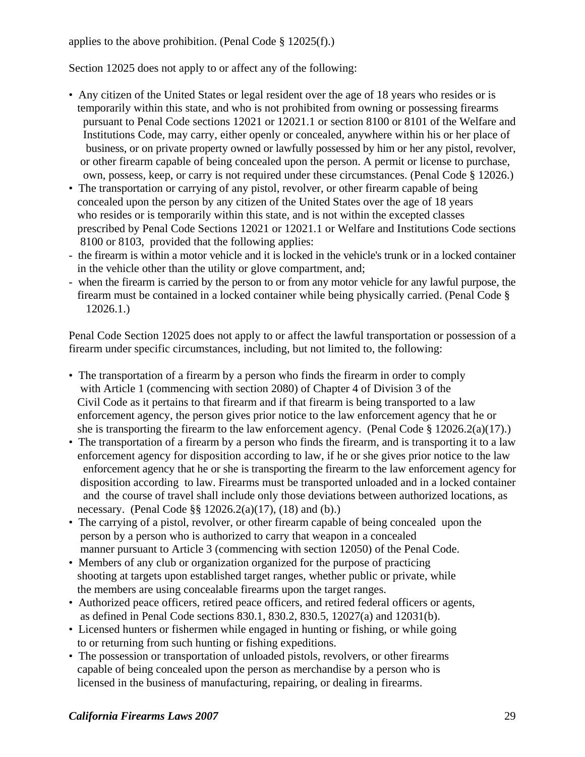applies to the above prohibition. (Penal Code § 12025(f).)

Section 12025 does not apply to or affect any of the following:

- Any citizen of the United States or legal resident over the age of 18 years who resides or is temporarily within this state, and who is not prohibited from owning or possessing firearms pursuant to Penal Code sections 12021 or 12021.1 or section 8100 or 8101 of the Welfare and Institutions Code, may carry, either openly or concealed, anywhere within his or her place of business, or on private property owned or lawfully possessed by him or her any pistol, revolver, or other firearm capable of being concealed upon the person. A permit or license to purchase, own, possess, keep, or carry is not required under these circumstances. (Penal Code § 12026.)
- The transportation or carrying of any pistol, revolver, or other firearm capable of being concealed upon the person by any citizen of the United States over the age of 18 years who resides or is temporarily within this state, and is not within the excepted classes prescribed by Penal Code Sections 12021 or 12021.1 or Welfare and Institutions Code sections 8100 or 8103, provided that the following applies:
  - the firearm is within a motor vehicle and it is locked in the vehicle's trunk or in a locked container in the vehicle other than the utility or glove compartment, and;
  - when the firearm is carried by the person to or from any motor vehicle for any lawful purpose, the firearm must be contained in a locked container while being physically carried. (Penal Code § 12026.1.)

Penal Code Section 12025 does not apply to or affect the lawful transportation or possession of a firearm under specific circumstances, including, but not limited to, the following:

- The transportation of a firearm by a person who finds the firearm in order to comply with Article 1 (commencing with section 2080) of Chapter 4 of Division 3 of the Civil Code as it pertains to that firearm and if that firearm is being transported to a law enforcement agency, the person gives prior notice to the law enforcement agency that he or she is transporting the firearm to the law enforcement agency. (Penal Code § 12026.2(a)(17).)
- The transportation of a firearm by a person who finds the firearm, and is transporting it to a law enforcement agency for disposition according to law, if he or she gives prior notice to the law enforcement agency that he or she is transporting the firearm to the law enforcement agency for disposition according to law. Firearms must be transported unloaded and in a locked container and the course of travel shall include only those deviations between authorized locations, as necessary. (Penal Code §§ 12026.2(a)(17), (18) and (b).)
- The carrying of a pistol, revolver, or other firearm capable of being concealed upon the person by a person who is authorized to carry that weapon in a concealed manner pursuant to Article 3 (commencing with section 12050) of the Penal Code.
- Members of any club or organization organized for the purpose of practicing shooting at targets upon established target ranges, whether public or private, while the members are using concealable firearms upon the target ranges.
- Authorized peace officers, retired peace officers, and retired federal officers or agents, as defined in Penal Code sections 830.1, 830.2, 830.5, 12027(a) and 12031(b).
- Licensed hunters or fishermen while engaged in hunting or fishing, or while going to or returning from such hunting or fishing expeditions.
- The possession or transportation of unloaded pistols, revolvers, or other firearms capable of being concealed upon the person as merchandise by a person who is licensed in the business of manufacturing, repairing, or dealing in firearms.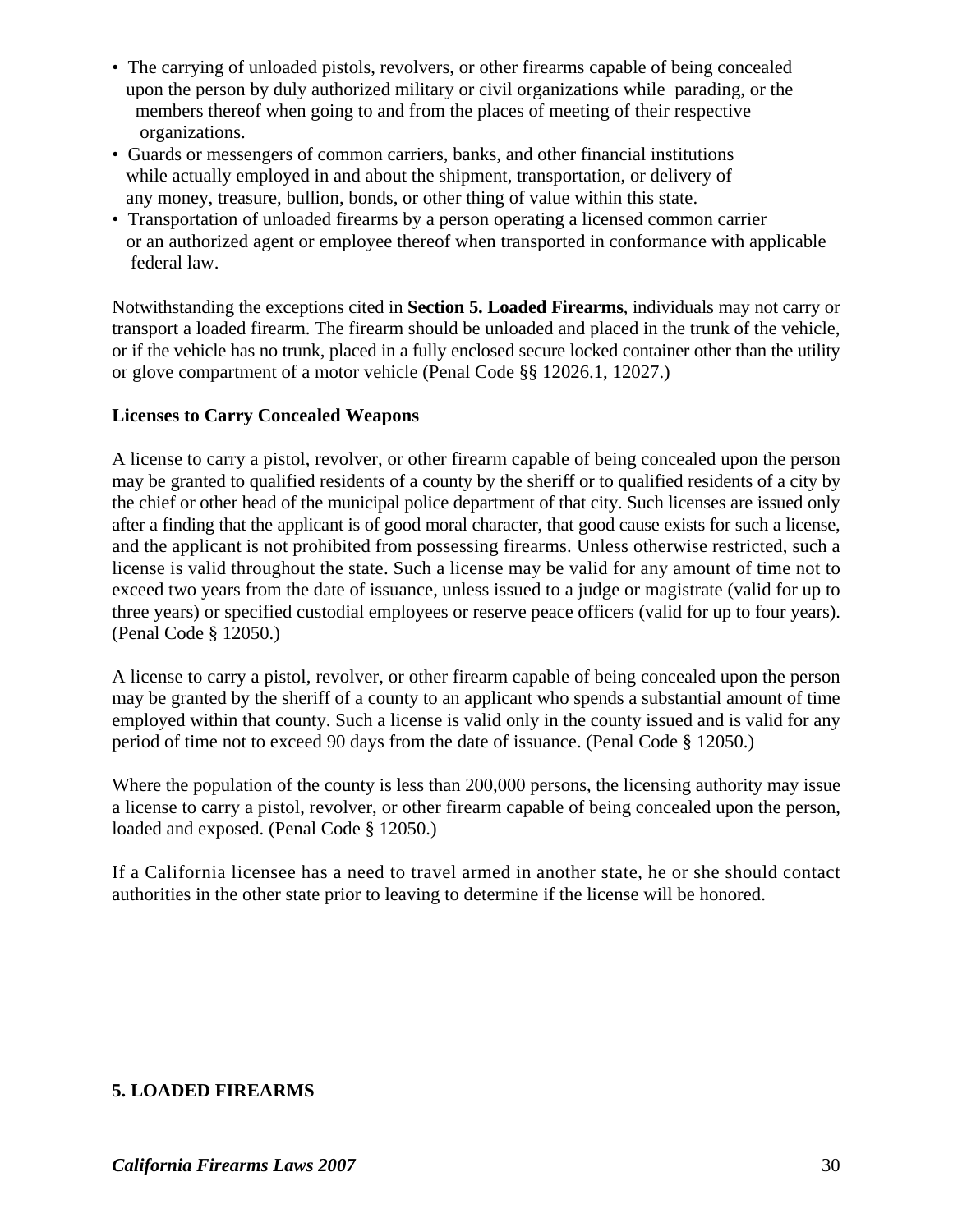- The carrying of unloaded pistols, revolvers, or other firearms capable of being concealed upon the person by duly authorized military or civil organizations while parading, or the members thereof when going to and from the places of meeting of their respective organizations.
- Guards or messengers of common carriers, banks, and other financial institutions while actually employed in and about the shipment, transportation, or delivery of any money, treasure, bullion, bonds, or other thing of value within this state.
- Transportation of unloaded firearms by a person operating a licensed common carrier or an authorized agent or employee thereof when transported in conformance with applicable federal law.

Notwithstanding the exceptions cited in **Section 5. Loaded Firearms**, individuals may not carry or transport a loaded firearm. The firearm should be unloaded and placed in the trunk of the vehicle, or if the vehicle has no trunk, placed in a fully enclosed secure locked container other than the utility or glove compartment of a motor vehicle (Penal Code §§ 12026.1, 12027.)

**Licenses to Carry Concealed Weapons**

A license to carry a pistol, revolver, or other firearm capable of being concealed upon the person may be granted to qualified residents of a county by the sheriff or to qualified residents of a city by the chief or other head of the municipal police department of that city. Such licenses are issued only after a finding that the applicant is of good moral character, that good cause exists for such a license, and the applicant is not prohibited from possessing firearms. Unless otherwise restricted, such a license is valid throughout the state. Such a license may be valid for any amount of time not to exceed two years from the date of issuance, unless issued to a judge or magistrate (valid for up to three years) or specified custodial employees or reserve peace officers (valid for up to four years). (Penal Code § 12050.)

A license to carry a pistol, revolver, or other firearm capable of being concealed upon the person may be granted by the sheriff of a county to an applicant who spends a substantial amount of time employed within that county. Such a license is valid only in the county issued and is valid for any period of time not to exceed 90 days from the date of issuance. (Penal Code § 12050.)

Where the population of the county is less than 200,000 persons, the licensing authority may issue a license to carry a pistol, revolver, or other firearm capable of being concealed upon the person, loaded and exposed. (Penal Code § 12050.)

If a California licensee has a need to travel armed in another state, he or she should contact authorities in the other state prior to leaving to determine if the license will be honored.

## 5. LOADED FIREARMS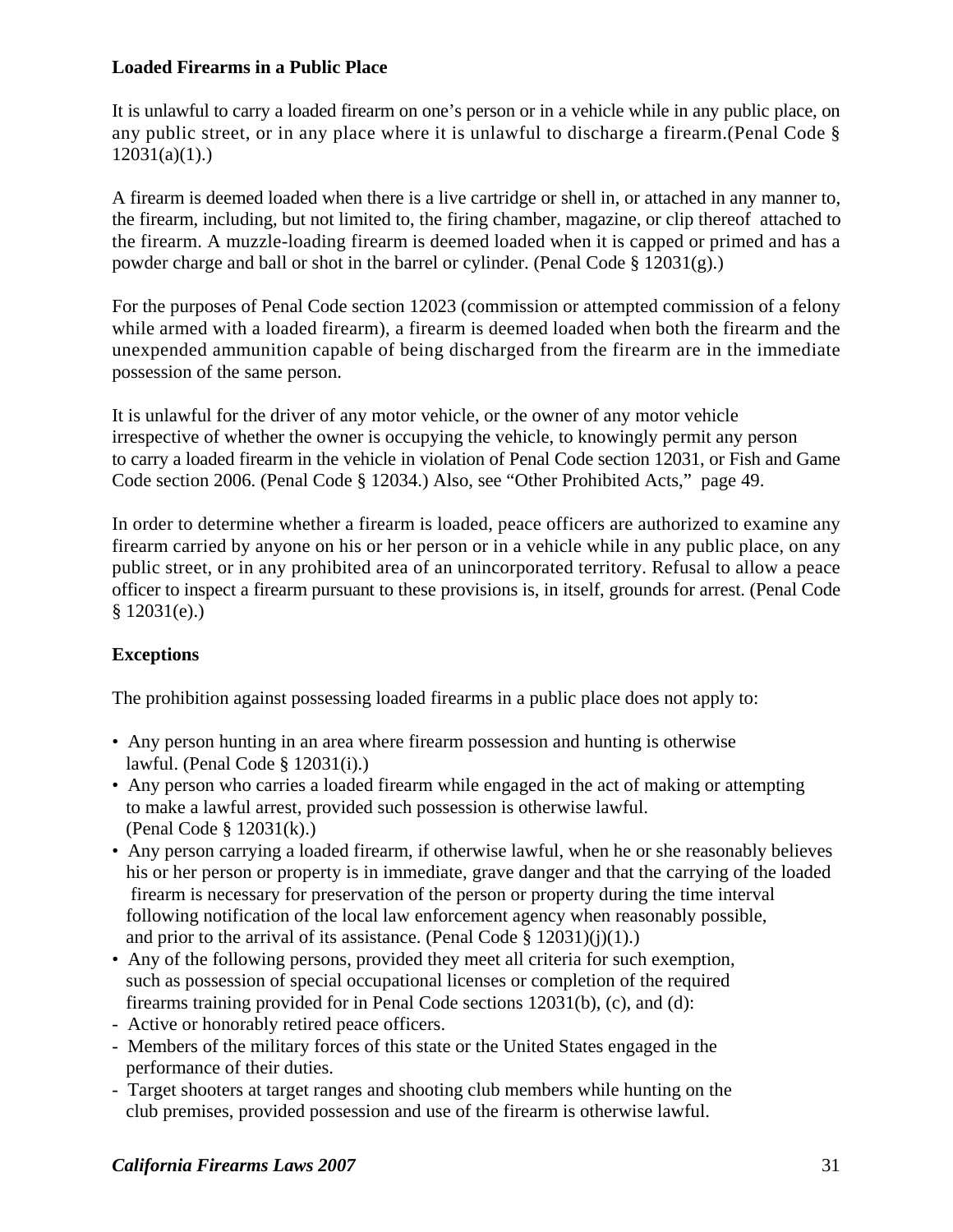**Loaded Firearms in a Public Place**

It is unlawful to carry a loaded firearm on one's person or in a vehicle while in any public place, on any public street, or in any place where it is unlawful to discharge a firearm.(Penal Code § 12031(a)(1).)

A firearm is deemed loaded when there is a live cartridge or shell in, or attached in any manner to, the firearm, including, but not limited to, the firing chamber, magazine, or clip thereof attached to the firearm. A muzzle-loading firearm is deemed loaded when it is capped or primed and has a powder charge and ball or shot in the barrel or cylinder. (Penal Code § 12031(g).)

For the purposes of Penal Code section 12023 (commission or attempted commission of a felony while armed with a loaded firearm), a firearm is deemed loaded when both the firearm and the unexpended ammunition capable of being discharged from the firearm are in the immediate possession of the same person.

It is unlawful for the driver of any motor vehicle, or the owner of any motor vehicle irrespective of whether the owner is occupying the vehicle, to knowingly permit any person to carry a loaded firearm in the vehicle in violation of Penal Code section 12031, or Fish and Game Code section 2006. (Penal Code § 12034.) Also, see "Other Prohibited Acts," page 49.

In order to determine whether a firearm is loaded, peace officers are authorized to examine any firearm carried by anyone on his or her person or in a vehicle while in any public place, on any public street, or in any prohibited area of an unincorporated territory. Refusal to allow a peace officer to inspect a firearm pursuant to these provisions is, in itself, grounds for arrest. (Penal Code § 12031(e).)

**Exceptions**

The prohibition against possessing loaded firearms in a public place does not apply to:

- Any person hunting in an area where firearm possession and hunting is otherwise lawful. (Penal Code § 12031(i).)
- Any person who carries a loaded firearm while engaged in the act of making or attempting to make a lawful arrest, provided such possession is otherwise lawful. (Penal Code § 12031(k).)
- Any person carrying a loaded firearm, if otherwise lawful, when he or she reasonably believes his or her person or property is in immediate, grave danger and that the carrying of the loaded firearm is necessary for preservation of the person or property during the time interval following notification of the local law enforcement agency when reasonably possible, and prior to the arrival of its assistance. (Penal Code § 12031)(j)(1).)
- Any of the following persons, provided they meet all criteria for such exemption, such as possession of special occupational licenses or completion of the required firearms training provided for in Penal Code sections 12031(b), (c), and (d):
  - Active or honorably retired peace officers.
  - Members of the military forces of this state or the United States engaged in the performance of their duties.
  - Target shooters at target ranges and shooting club members while hunting on the club premises, provided possession and use of the firearm is otherwise lawful.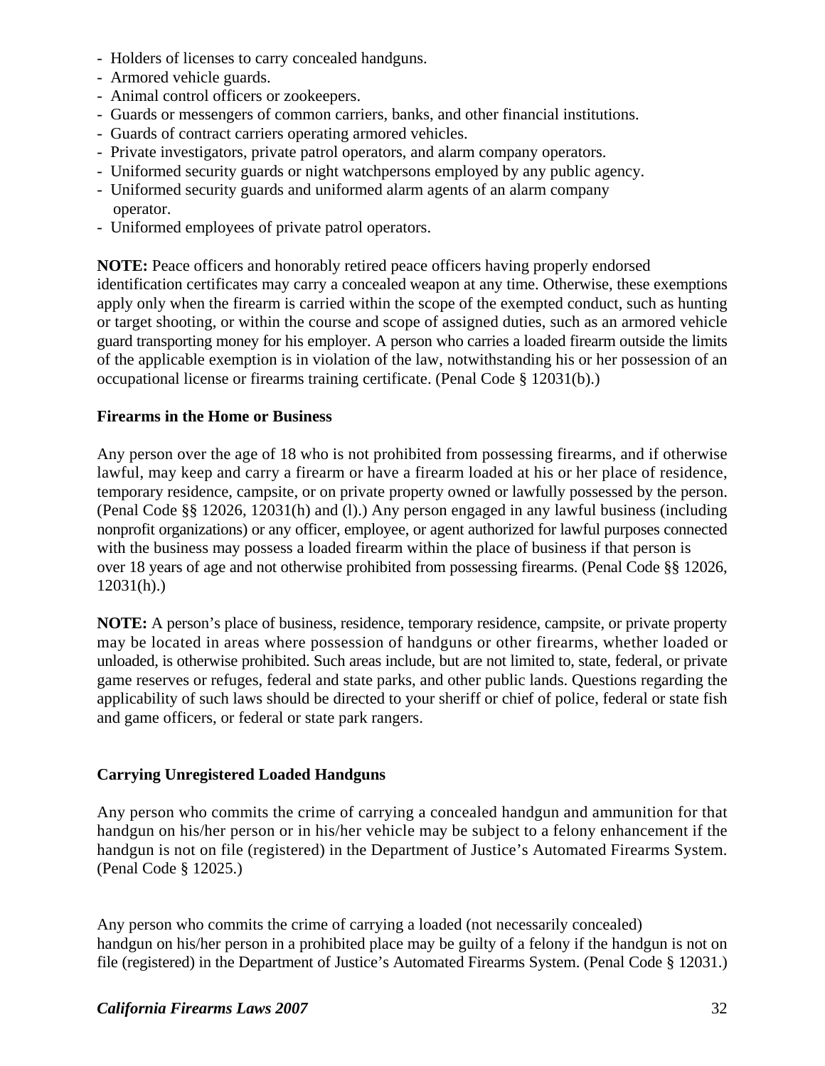- Holders of licenses to carry concealed handguns.
- Armored vehicle guards.
- Animal control officers or zookeepers.
- Guards or messengers of common carriers, banks, and other financial institutions.
- Guards of contract carriers operating armored vehicles.
- Private investigators, private patrol operators, and alarm company operators.
- Uniformed security guards or night watchpersons employed by any public agency.
- Uniformed security guards and uniformed alarm agents of an alarm company operator.
- Uniformed employees of private patrol operators.

**NOTE:** Peace officers and honorably retired peace officers having properly endorsed identification certificates may carry a concealed weapon at any time. Otherwise, these exemptions apply only when the firearm is carried within the scope of the exempted conduct, such as hunting or target shooting, or within the course and scope of assigned duties, such as an armored vehicle guard transporting money for his employer. A person who carries a loaded firearm outside the limits of the applicable exemption is in violation of the law, notwithstanding his or her possession of an occupational license or firearms training certificate. (Penal Code § 12031(b).)

**Firearms in the Home or Business**

Any person over the age of 18 who is not prohibited from possessing firearms, and if otherwise lawful, may keep and carry a firearm or have a firearm loaded at his or her place of residence, temporary residence, campsite, or on private property owned or lawfully possessed by the person. (Penal Code §§ 12026, 12031(h) and (l).) Any person engaged in any lawful business (including nonprofit organizations) or any officer, employee, or agent authorized for lawful purposes connected with the business may possess a loaded firearm within the place of business if that person is over 18 years of age and not otherwise prohibited from possessing firearms. (Penal Code §§ 12026, 12031(h).)

**NOTE:** A person's place of business, residence, temporary residence, campsite, or private property may be located in areas where possession of handguns or other firearms, whether loaded or unloaded, is otherwise prohibited. Such areas include, but are not limited to, state, federal, or private game reserves or refuges, federal and state parks, and other public lands. Questions regarding the applicability of such laws should be directed to your sheriff or chief of police, federal or state fish and game officers, or federal or state park rangers.

**Carrying Unregistered Loaded Handguns**

Any person who commits the crime of carrying a concealed handgun and ammunition for that handgun on his/her person or in his/her vehicle may be subject to a felony enhancement if the handgun is not on file (registered) in the Department of Justice's Automated Firearms System. (Penal Code § 12025.)

Any person who commits the crime of carrying a loaded (not necessarily concealed) handgun on his/her person in a prohibited place may be guilty of a felony if the handgun is not on file (registered) in the Department of Justice's Automated Firearms System. (Penal Code § 12031.)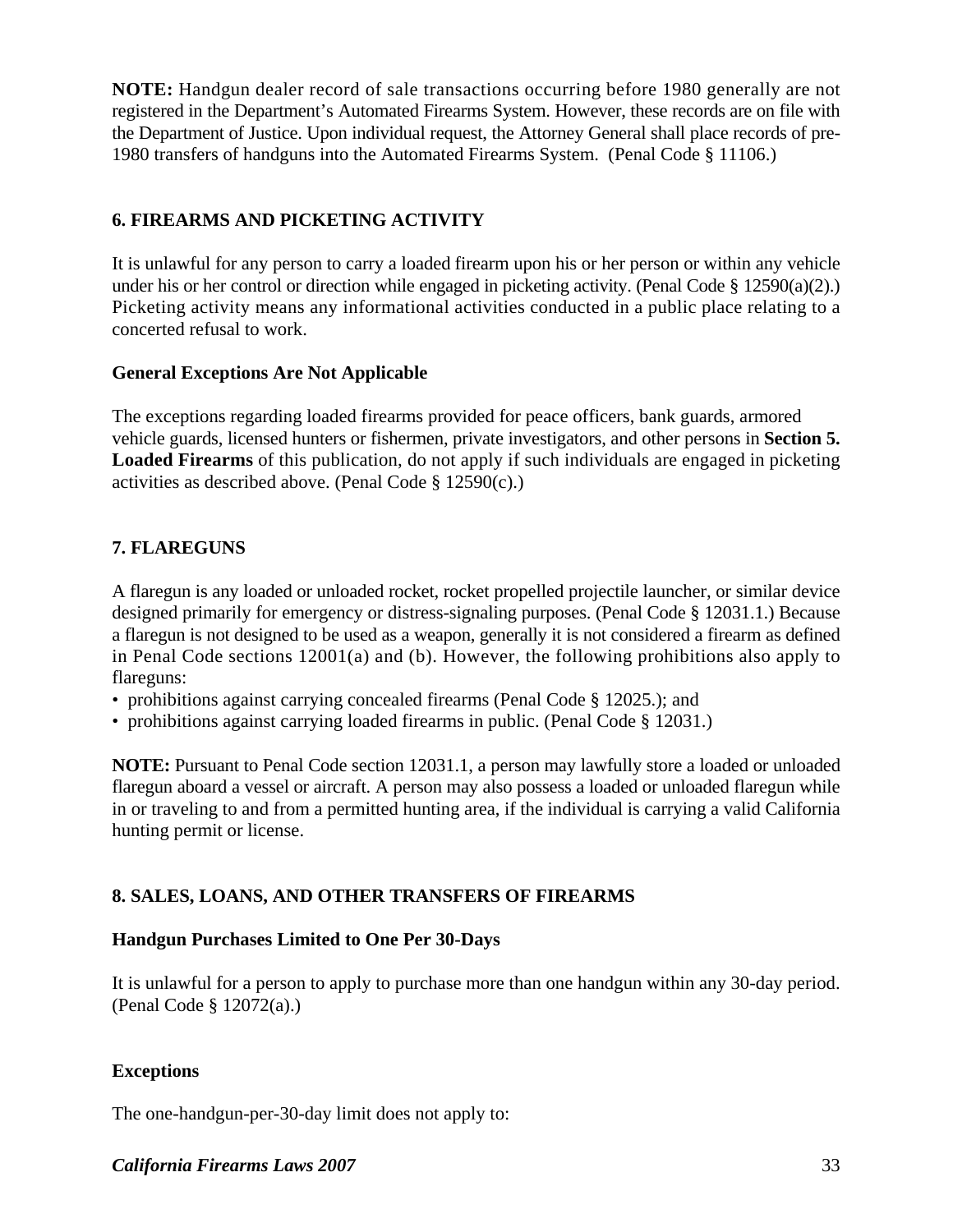**NOTE:** Handgun dealer record of sale transactions occurring before 1980 generally are not registered in the Department's Automated Firearms System. However, these records are on file with the Department of Justice. Upon individual request, the Attorney General shall place records of pre-1980 transfers of handguns into the Automated Firearms System. (Penal Code § 11106.)

## 6. FIREARMS AND PICKETING ACTIVITY

It is unlawful for any person to carry a loaded firearm upon his or her person or within any vehicle under his or her control or direction while engaged in picketing activity. (Penal Code § 12590(a)(2).) Picketing activity means any informational activities conducted in a public place relating to a concerted refusal to work.

### General Exceptions Are Not Applicable

The exceptions regarding loaded firearms provided for peace officers, bank guards, armored vehicle guards, licensed hunters or fishermen, private investigators, and other persons in **Section 5. Loaded Firearms** of this publication, do not apply if such individuals are engaged in picketing activities as described above. (Penal Code § 12590(c).)

## 7. FLAREGUNS

A flaregun is any loaded or unloaded rocket, rocket propelled projectile launcher, or similar device designed primarily for emergency or distress-signaling purposes. (Penal Code § 12031.1.) Because a flaregun is not designed to be used as a weapon, generally it is not considered a firearm as defined in Penal Code sections 12001(a) and (b). However, the following prohibitions also apply to flareguns:

- prohibitions against carrying concealed firearms (Penal Code § 12025.); and
- prohibitions against carrying loaded firearms in public. (Penal Code § 12031.)

**NOTE:** Pursuant to Penal Code section 12031.1, a person may lawfully store a loaded or unloaded flaregun aboard a vessel or aircraft. A person may also possess a loaded or unloaded flaregun while in or traveling to and from a permitted hunting area, if the individual is carrying a valid California hunting permit or license.

## 8. SALES, LOANS, AND OTHER TRANSFERS OF FIREARMS

### Handgun Purchases Limited to One Per 30-Days

It is unlawful for a person to apply to purchase more than one handgun within any 30-day period. (Penal Code § 12072(a).)

### Exceptions

The one-handgun-per-30-day limit does not apply to: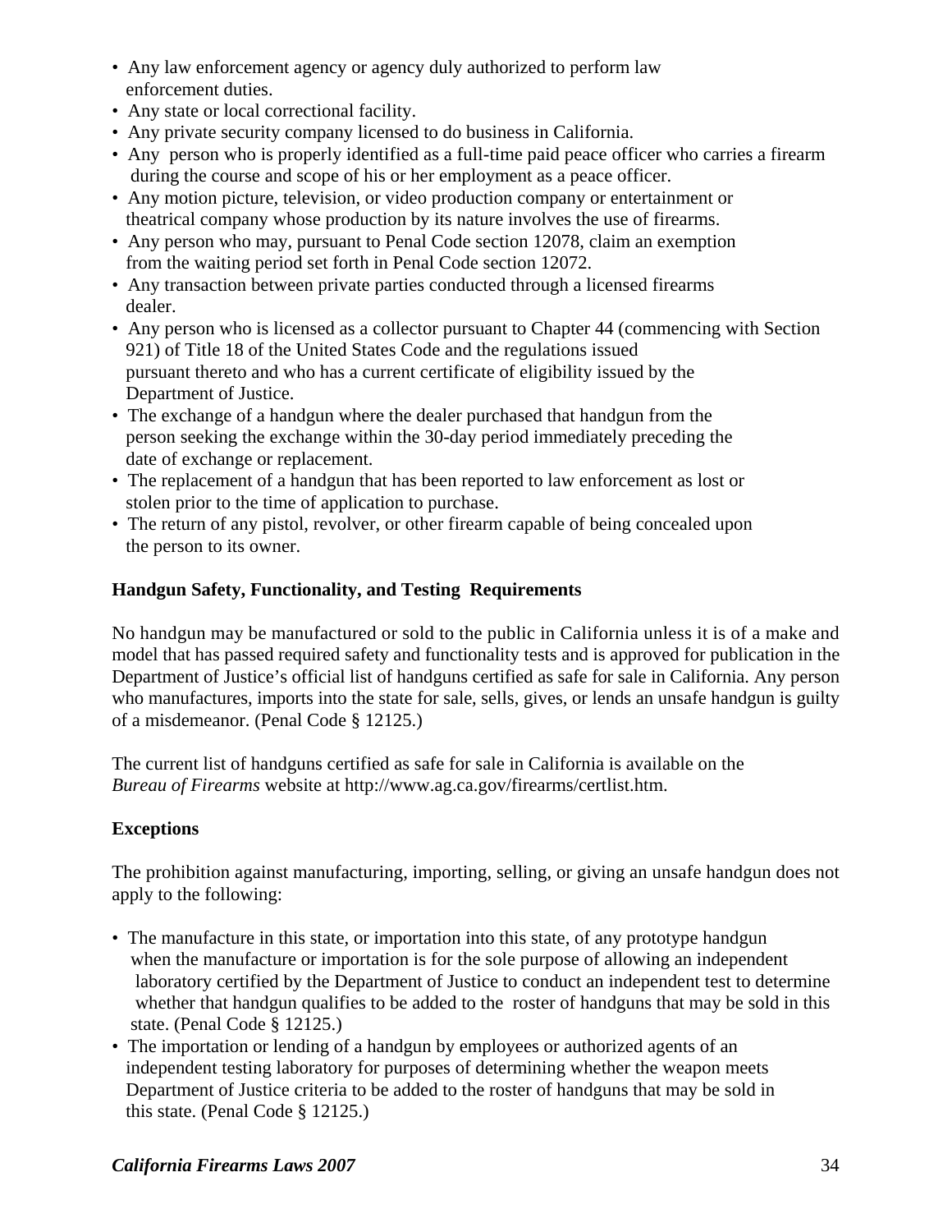- Any law enforcement agency or agency duly authorized to perform law enforcement duties.
- Any state or local correctional facility.
- Any private security company licensed to do business in California.
- Any person who is properly identified as a full-time paid peace officer who carries a firearm during the course and scope of his or her employment as a peace officer.
- Any motion picture, television, or video production company or entertainment or theatrical company whose production by its nature involves the use of firearms.
- Any person who may, pursuant to Penal Code section 12078, claim an exemption from the waiting period set forth in Penal Code section 12072.
- Any transaction between private parties conducted through a licensed firearms dealer.
- Any person who is licensed as a collector pursuant to Chapter 44 (commencing with Section 921) of Title 18 of the United States Code and the regulations issued pursuant thereto and who has a current certificate of eligibility issued by the Department of Justice.
- The exchange of a handgun where the dealer purchased that handgun from the person seeking the exchange within the 30-day period immediately preceding the date of exchange or replacement.
- The replacement of a handgun that has been reported to law enforcement as lost or stolen prior to the time of application to purchase.
- The return of any pistol, revolver, or other firearm capable of being concealed upon the person to its owner.

**Handgun Safety, Functionality, and Testing Requirements**

No handgun may be manufactured or sold to the public in California unless it is of a make and model that has passed required safety and functionality tests and is approved for publication in the Department of Justice's official list of handguns certified as safe for sale in California. Any person who manufactures, imports into the state for sale, sells, gives, or lends an unsafe handgun is guilty of a misdemeanor. (Penal Code § 12125.)

The current list of handguns certified as safe for sale in California is available on the *Bureau of Firearms* website at http://www.ag.ca.gov/firearms/certlist.htm.

**Exceptions**

The prohibition against manufacturing, importing, selling, or giving an unsafe handgun does not apply to the following:

- The manufacture in this state, or importation into this state, of any prototype handgun when the manufacture or importation is for the sole purpose of allowing an independent laboratory certified by the Department of Justice to conduct an independent test to determine whether that handgun qualifies to be added to the roster of handguns that may be sold in this state. (Penal Code § 12125.)
- The importation or lending of a handgun by employees or authorized agents of an independent testing laboratory for purposes of determining whether the weapon meets Department of Justice criteria to be added to the roster of handguns that may be sold in this state. (Penal Code § 12125.)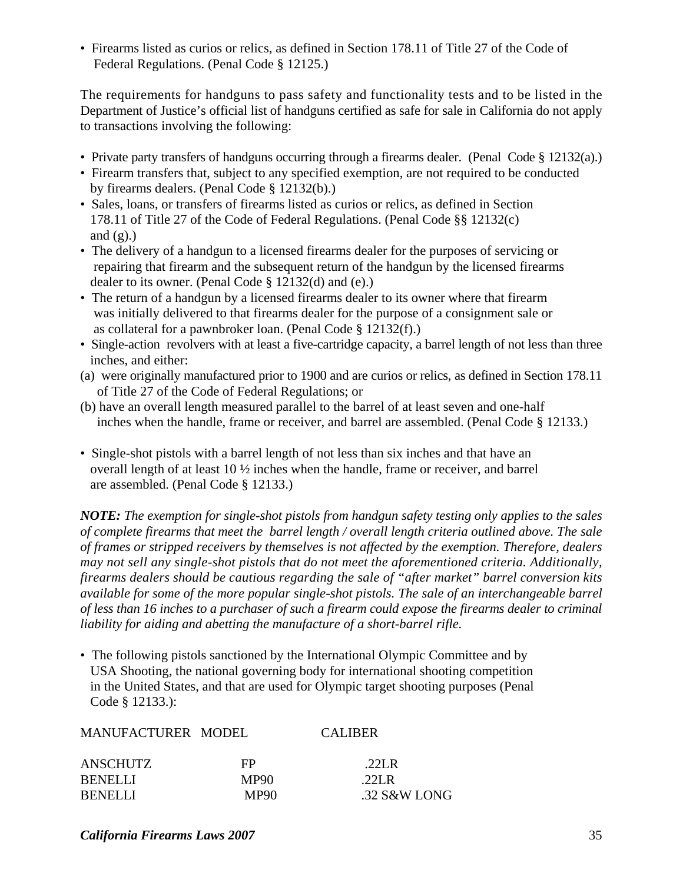- Firearms listed as curios or relics, as defined in Section 178.11 of Title 27 of the Code of Federal Regulations. (Penal Code § 12125.)

The requirements for handguns to pass safety and functionality tests and to be listed in the Department of Justice's official list of handguns certified as safe for sale in California do not apply to transactions involving the following:

- Private party transfers of handguns occurring through a firearms dealer. (Penal Code § 12132(a).)
- Firearm transfers that, subject to any specified exemption, are not required to be conducted by firearms dealers. (Penal Code § 12132(b).)
- Sales, loans, or transfers of firearms listed as curios or relics, as defined in Section 178.11 of Title 27 of the Code of Federal Regulations. (Penal Code §§ 12132(c) and (g).)
- The delivery of a handgun to a licensed firearms dealer for the purposes of servicing or repairing that firearm and the subsequent return of the handgun by the licensed firearms dealer to its owner. (Penal Code § 12132(d) and (e).)
- The return of a handgun by a licensed firearms dealer to its owner where that firearm was initially delivered to that firearms dealer for the purpose of a consignment sale or as collateral for a pawnbroker loan. (Penal Code § 12132(f).)
- Single-action revolvers with at least a five-cartridge capacity, a barrel length of not less than three inches, and either:

(a) were originally manufactured prior to 1900 and are curios or relics, as defined in Section 178.11 of Title 27 of the Code of Federal Regulations; or

(b) have an overall length measured parallel to the barrel of at least seven and one-half inches when the handle, frame or receiver, and barrel are assembled. (Penal Code § 12133.)

- Single-shot pistols with a barrel length of not less than six inches and that have an overall length of at least 10 ½ inches when the handle, frame or receiver, and barrel are assembled. (Penal Code § 12133.)

***NOTE:*** *The exemption for single-shot pistols from handgun safety testing only applies to the sales of complete firearms that meet the barrel length / overall length criteria outlined above. The sale of frames or stripped receivers by themselves is not affected by the exemption. Therefore, dealers may not sell any single-shot pistols that do not meet the aforementioned criteria. Additionally, firearms dealers should be cautious regarding the sale of "after market" barrel conversion kits available for some of the more popular single-shot pistols. The sale of an interchangeable barrel of less than 16 inches to a purchaser of such a firearm could expose the firearms dealer to criminal liability for aiding and abetting the manufacture of a short-barrel rifle.*

- The following pistols sanctioned by the International Olympic Committee and by USA Shooting, the national governing body for international shooting competition in the United States, and that are used for Olympic target shooting purposes (Penal Code § 12133.):

| MANUFACTURER | MODEL | CALIBER |
|---|---|---|
| ANSCHUTZ | FP | .22LR |
| BENELLI | MP90 | .22LR |
| BENELLI | MP90 | .32 S&W LONG |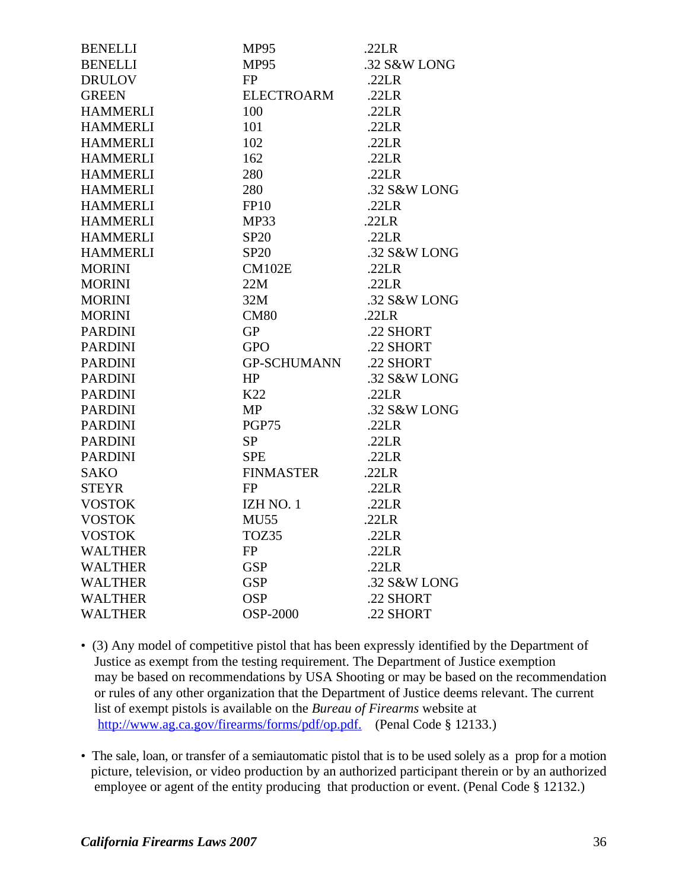| | | |
|---|---|---|
| BENELLI | MP95 | .22LR |
| BENELLI | MP95 | .32 S&W LONG |
| DRULOV | FP | .22LR |
| GREEN | ELECTROARM | .22LR |
| HAMMERLI | 100 | .22LR |
| HAMMERLI | 101 | .22LR |
| HAMMERLI | 102 | .22LR |
| HAMMERLI | 162 | .22LR |
| HAMMERLI | 280 | .22LR |
| HAMMERLI | 280 | .32 S&W LONG |
| HAMMERLI | FP10 | .22LR |
| HAMMERLI | MP33 | .22LR |
| HAMMERLI | SP20 | .22LR |
| HAMMERLI | SP20 | .32 S&W LONG |
| MORINI | CM102E | .22LR |
| MORINI | 22M | .22LR |
| MORINI | 32M | .32 S&W LONG |
| MORINI | CM80 | .22LR |
| PARDINI | GP | .22 SHORT |
| PARDINI | GPO | .22 SHORT |
| PARDINI | GP-SCHUMANN | .22 SHORT |
| PARDINI | HP | .32 S&W LONG |
| PARDINI | K22 | .22LR |
| PARDINI | MP | .32 S&W LONG |
| PARDINI | PGP75 | .22LR |
| PARDINI | SP | .22LR |
| PARDINI | SPE | .22LR |
| SAKO | FINMASTER | .22LR |
| STEYR | FP | .22LR |
| VOSTOK | IZH NO. 1 | .22LR |
| VOSTOK | MU55 | .22LR |
| VOSTOK | TOZ35 | .22LR |
| WALTHER | FP | .22LR |
| WALTHER | GSP | .22LR |
| WALTHER | GSP | .32 S&W LONG |
| WALTHER | OSP | .22 SHORT |
| WALTHER | OSP-2000 | .22 SHORT |

- (3) Any model of competitive pistol that has been expressly identified by the Department of Justice as exempt from the testing requirement. The Department of Justice exemption may be based on recommendations by USA Shooting or may be based on the recommendation or rules of any other organization that the Department of Justice deems relevant. The current list of exempt pistols is available on the *Bureau of Firearms* website at http://www.ag.ca.gov/firearms/forms/pdf/op.pdf. (Penal Code § 12133.)

- The sale, loan, or transfer of a semiautomatic pistol that is to be used solely as a prop for a motion picture, television, or video production by an authorized participant therein or by an authorized employee or agent of the entity producing that production or event. (Penal Code § 12132.)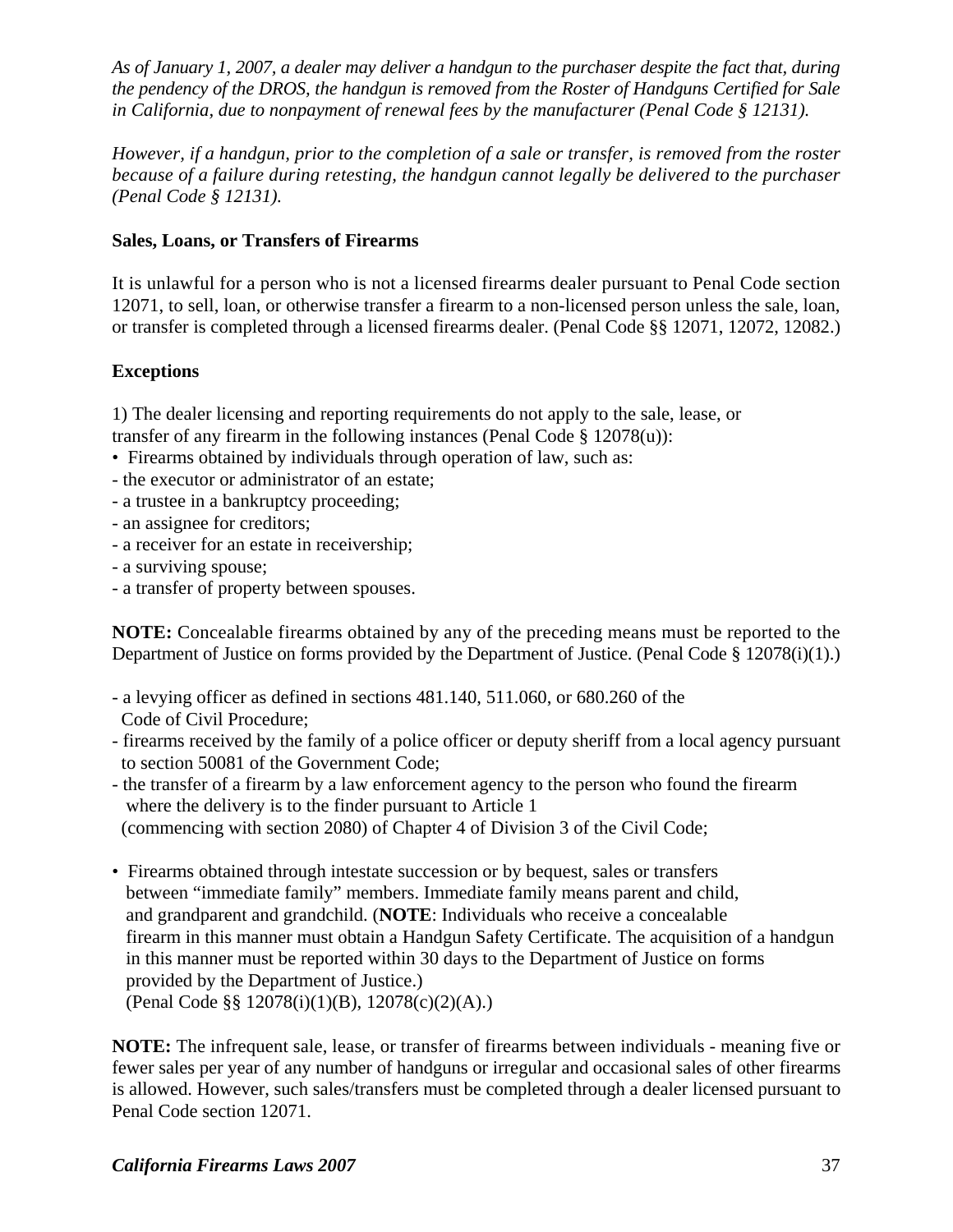*As of January 1, 2007, a dealer may deliver a handgun to the purchaser despite the fact that, during the pendency of the DROS, the handgun is removed from the Roster of Handguns Certified for Sale in California, due to nonpayment of renewal fees by the manufacturer (Penal Code § 12131).*

*However, if a handgun, prior to the completion of a sale or transfer, is removed from the roster because of a failure during retesting, the handgun cannot legally be delivered to the purchaser (Penal Code § 12131).*

**Sales, Loans, or Transfers of Firearms**

It is unlawful for a person who is not a licensed firearms dealer pursuant to Penal Code section 12071, to sell, loan, or otherwise transfer a firearm to a non-licensed person unless the sale, loan, or transfer is completed through a licensed firearms dealer. (Penal Code §§ 12071, 12072, 12082.)

**Exceptions**

1) The dealer licensing and reporting requirements do not apply to the sale, lease, or transfer of any firearm in the following instances (Penal Code § 12078(u)):

- Firearms obtained by individuals through operation of law, such as:
  - the executor or administrator of an estate;
  - a trustee in a bankruptcy proceeding;
  - an assignee for creditors;
  - a receiver for an estate in receivership;
  - a surviving spouse;
  - a transfer of property between spouses.

**NOTE:** Concealable firearms obtained by any of the preceding means must be reported to the Department of Justice on forms provided by the Department of Justice. (Penal Code § 12078(i)(1).)

- a levying officer as defined in sections 481.140, 511.060, or 680.260 of the Code of Civil Procedure;
- firearms received by the family of a police officer or deputy sheriff from a local agency pursuant to section 50081 of the Government Code;
- the transfer of a firearm by a law enforcement agency to the person who found the firearm where the delivery is to the finder pursuant to Article 1 (commencing with section 2080) of Chapter 4 of Division 3 of the Civil Code;

- Firearms obtained through intestate succession or by bequest, sales or transfers between "immediate family" members. Immediate family means parent and child, and grandparent and grandchild. (**NOTE**: Individuals who receive a concealable firearm in this manner must obtain a Handgun Safety Certificate. The acquisition of a handgun in this manner must be reported within 30 days to the Department of Justice on forms provided by the Department of Justice.) (Penal Code §§ 12078(i)(1)(B), 12078(c)(2)(A).)

**NOTE:** The infrequent sale, lease, or transfer of firearms between individuals - meaning five or fewer sales per year of any number of handguns or irregular and occasional sales of other firearms is allowed. However, such sales/transfers must be completed through a dealer licensed pursuant to Penal Code section 12071.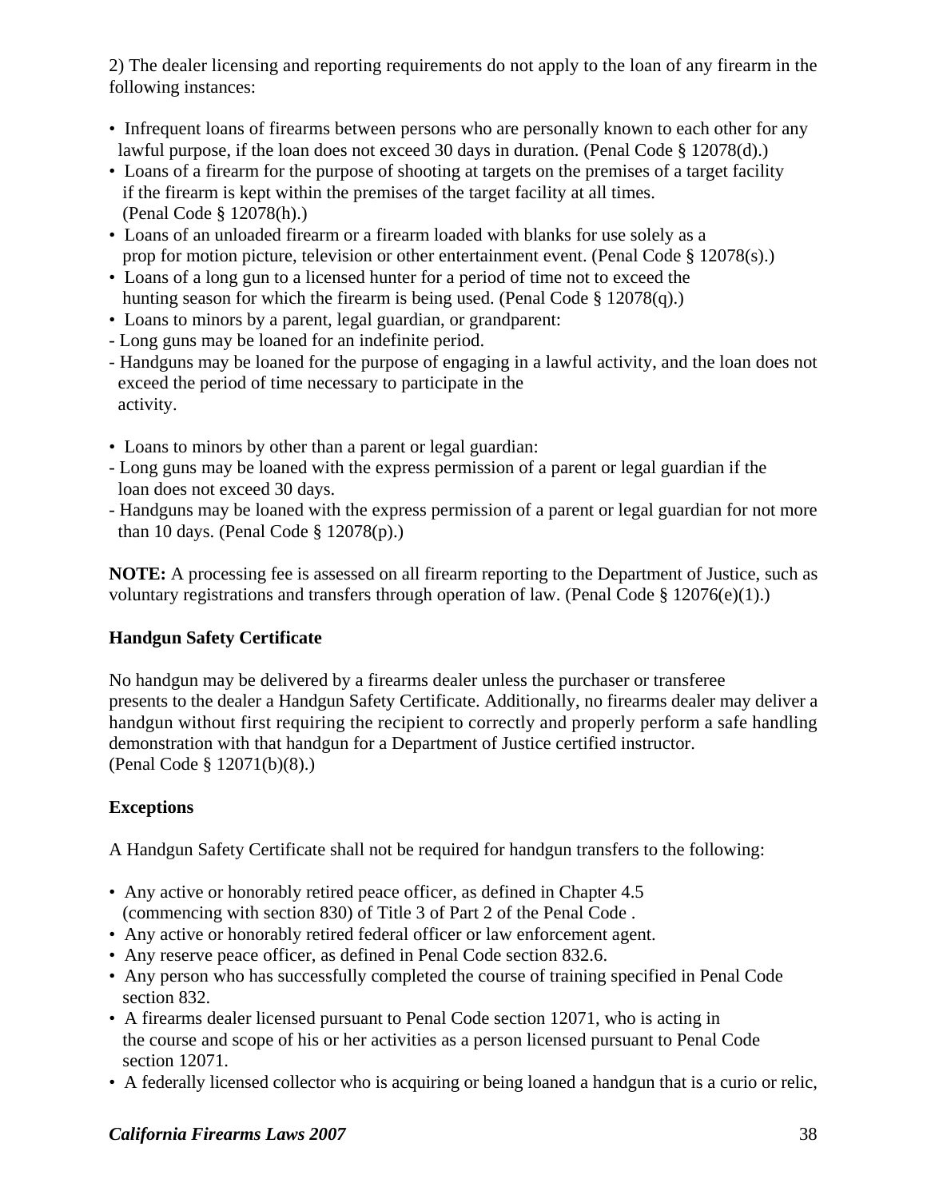2) The dealer licensing and reporting requirements do not apply to the loan of any firearm in the following instances:

- Infrequent loans of firearms between persons who are personally known to each other for any lawful purpose, if the loan does not exceed 30 days in duration. (Penal Code § 12078(d).)
- Loans of a firearm for the purpose of shooting at targets on the premises of a target facility if the firearm is kept within the premises of the target facility at all times. (Penal Code § 12078(h).)
- Loans of an unloaded firearm or a firearm loaded with blanks for use solely as a prop for motion picture, television or other entertainment event. (Penal Code § 12078(s).)
- Loans of a long gun to a licensed hunter for a period of time not to exceed the hunting season for which the firearm is being used. (Penal Code § 12078(q).)
- Loans to minors by a parent, legal guardian, or grandparent:
  - Long guns may be loaned for an indefinite period.
  - Handguns may be loaned for the purpose of engaging in a lawful activity, and the loan does not exceed the period of time necessary to participate in the activity.
- Loans to minors by other than a parent or legal guardian:
  - Long guns may be loaned with the express permission of a parent or legal guardian if the loan does not exceed 30 days.
  - Handguns may be loaned with the express permission of a parent or legal guardian for not more than 10 days. (Penal Code § 12078(p).)

**NOTE:** A processing fee is assessed on all firearm reporting to the Department of Justice, such as voluntary registrations and transfers through operation of law. (Penal Code § 12076(e)(1).)

**Handgun Safety Certificate**

No handgun may be delivered by a firearms dealer unless the purchaser or transferee presents to the dealer a Handgun Safety Certificate. Additionally, no firearms dealer may deliver a handgun without first requiring the recipient to correctly and properly perform a safe handling demonstration with that handgun for a Department of Justice certified instructor. (Penal Code § 12071(b)(8).)

**Exceptions**

A Handgun Safety Certificate shall not be required for handgun transfers to the following:

- Any active or honorably retired peace officer, as defined in Chapter 4.5 (commencing with section 830) of Title 3 of Part 2 of the Penal Code .
- Any active or honorably retired federal officer or law enforcement agent.
- Any reserve peace officer, as defined in Penal Code section 832.6.
- Any person who has successfully completed the course of training specified in Penal Code section 832.
- A firearms dealer licensed pursuant to Penal Code section 12071, who is acting in the course and scope of his or her activities as a person licensed pursuant to Penal Code section 12071.
- A federally licensed collector who is acquiring or being loaned a handgun that is a curio or relic,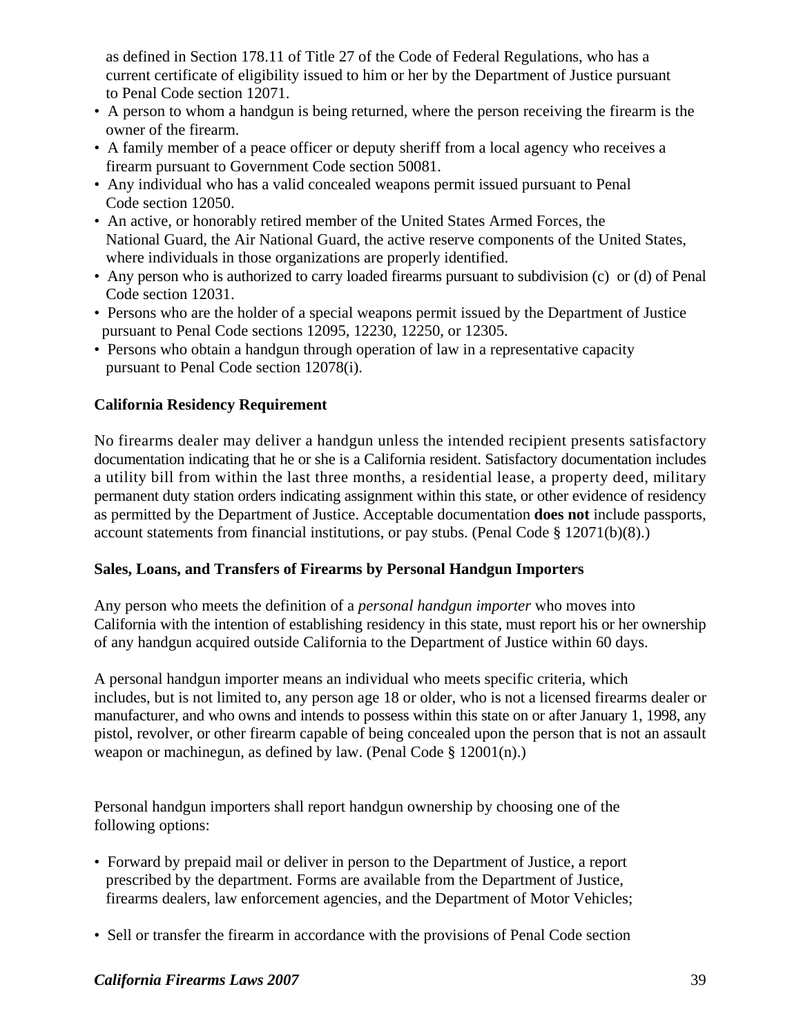as defined in Section 178.11 of Title 27 of the Code of Federal Regulations, who has a current certificate of eligibility issued to him or her by the Department of Justice pursuant to Penal Code section 12071.

- A person to whom a handgun is being returned, where the person receiving the firearm is the owner of the firearm.
- A family member of a peace officer or deputy sheriff from a local agency who receives a firearm pursuant to Government Code section 50081.
- Any individual who has a valid concealed weapons permit issued pursuant to Penal Code section 12050.
- An active, or honorably retired member of the United States Armed Forces, the National Guard, the Air National Guard, the active reserve components of the United States, where individuals in those organizations are properly identified.
- Any person who is authorized to carry loaded firearms pursuant to subdivision (c) or (d) of Penal Code section 12031.
- Persons who are the holder of a special weapons permit issued by the Department of Justice pursuant to Penal Code sections 12095, 12230, 12250, or 12305.
- Persons who obtain a handgun through operation of law in a representative capacity pursuant to Penal Code section 12078(i).

**California Residency Requirement**

No firearms dealer may deliver a handgun unless the intended recipient presents satisfactory documentation indicating that he or she is a California resident. Satisfactory documentation includes a utility bill from within the last three months, a residential lease, a property deed, military permanent duty station orders indicating assignment within this state, or other evidence of residency as permitted by the Department of Justice. Acceptable documentation **does not** include passports, account statements from financial institutions, or pay stubs. (Penal Code § 12071(b)(8).)

**Sales, Loans, and Transfers of Firearms by Personal Handgun Importers**

Any person who meets the definition of a *personal handgun importer* who moves into California with the intention of establishing residency in this state, must report his or her ownership of any handgun acquired outside California to the Department of Justice within 60 days.

A personal handgun importer means an individual who meets specific criteria, which includes, but is not limited to, any person age 18 or older, who is not a licensed firearms dealer or manufacturer, and who owns and intends to possess within this state on or after January 1, 1998, any pistol, revolver, or other firearm capable of being concealed upon the person that is not an assault weapon or machinegun, as defined by law. (Penal Code § 12001(n).)

Personal handgun importers shall report handgun ownership by choosing one of the following options:

- Forward by prepaid mail or deliver in person to the Department of Justice, a report prescribed by the department. Forms are available from the Department of Justice, firearms dealers, law enforcement agencies, and the Department of Motor Vehicles;

- Sell or transfer the firearm in accordance with the provisions of Penal Code section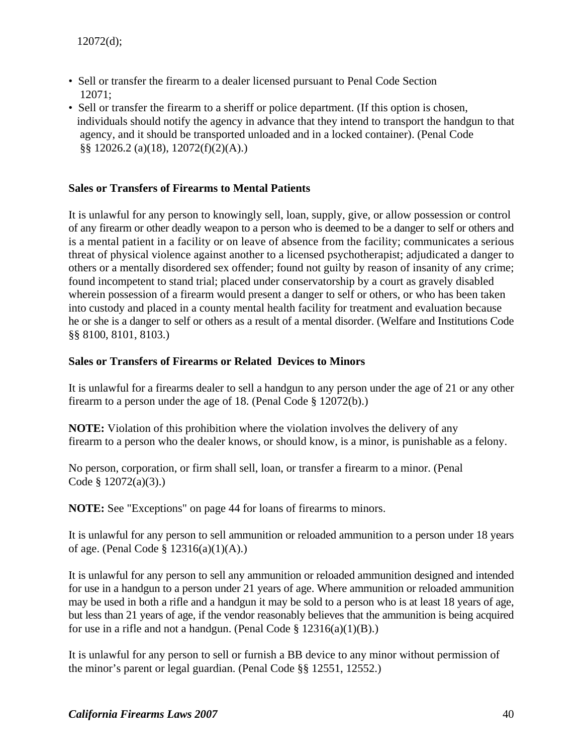12072(d);

- Sell or transfer the firearm to a dealer licensed pursuant to Penal Code Section 12071;
- Sell or transfer the firearm to a sheriff or police department. (If this option is chosen, individuals should notify the agency in advance that they intend to transport the handgun to that agency, and it should be transported unloaded and in a locked container). (Penal Code §§ 12026.2 (a)(18), 12072(f)(2)(A).)

**Sales or Transfers of Firearms to Mental Patients**

It is unlawful for any person to knowingly sell, loan, supply, give, or allow possession or control of any firearm or other deadly weapon to a person who is deemed to be a danger to self or others and is a mental patient in a facility or on leave of absence from the facility; communicates a serious threat of physical violence against another to a licensed psychotherapist; adjudicated a danger to others or a mentally disordered sex offender; found not guilty by reason of insanity of any crime; found incompetent to stand trial; placed under conservatorship by a court as gravely disabled wherein possession of a firearm would present a danger to self or others, or who has been taken into custody and placed in a county mental health facility for treatment and evaluation because he or she is a danger to self or others as a result of a mental disorder. (Welfare and Institutions Code §§ 8100, 8101, 8103.)

**Sales or Transfers of Firearms or Related Devices to Minors**

It is unlawful for a firearms dealer to sell a handgun to any person under the age of 21 or any other firearm to a person under the age of 18. (Penal Code § 12072(b).)

**NOTE:** Violation of this prohibition where the violation involves the delivery of any firearm to a person who the dealer knows, or should know, is a minor, is punishable as a felony.

No person, corporation, or firm shall sell, loan, or transfer a firearm to a minor. (Penal Code § 12072(a)(3).)

**NOTE:** See "Exceptions" on page 44 for loans of firearms to minors.

It is unlawful for any person to sell ammunition or reloaded ammunition to a person under 18 years of age. (Penal Code § 12316(a)(1)(A).)

It is unlawful for any person to sell any ammunition or reloaded ammunition designed and intended for use in a handgun to a person under 21 years of age. Where ammunition or reloaded ammunition may be used in both a rifle and a handgun it may be sold to a person who is at least 18 years of age, but less than 21 years of age, if the vendor reasonably believes that the ammunition is being acquired for use in a rifle and not a handgun. (Penal Code § 12316(a)(1)(B).)

It is unlawful for any person to sell or furnish a BB device to any minor without permission of the minor's parent or legal guardian. (Penal Code §§ 12551, 12552.)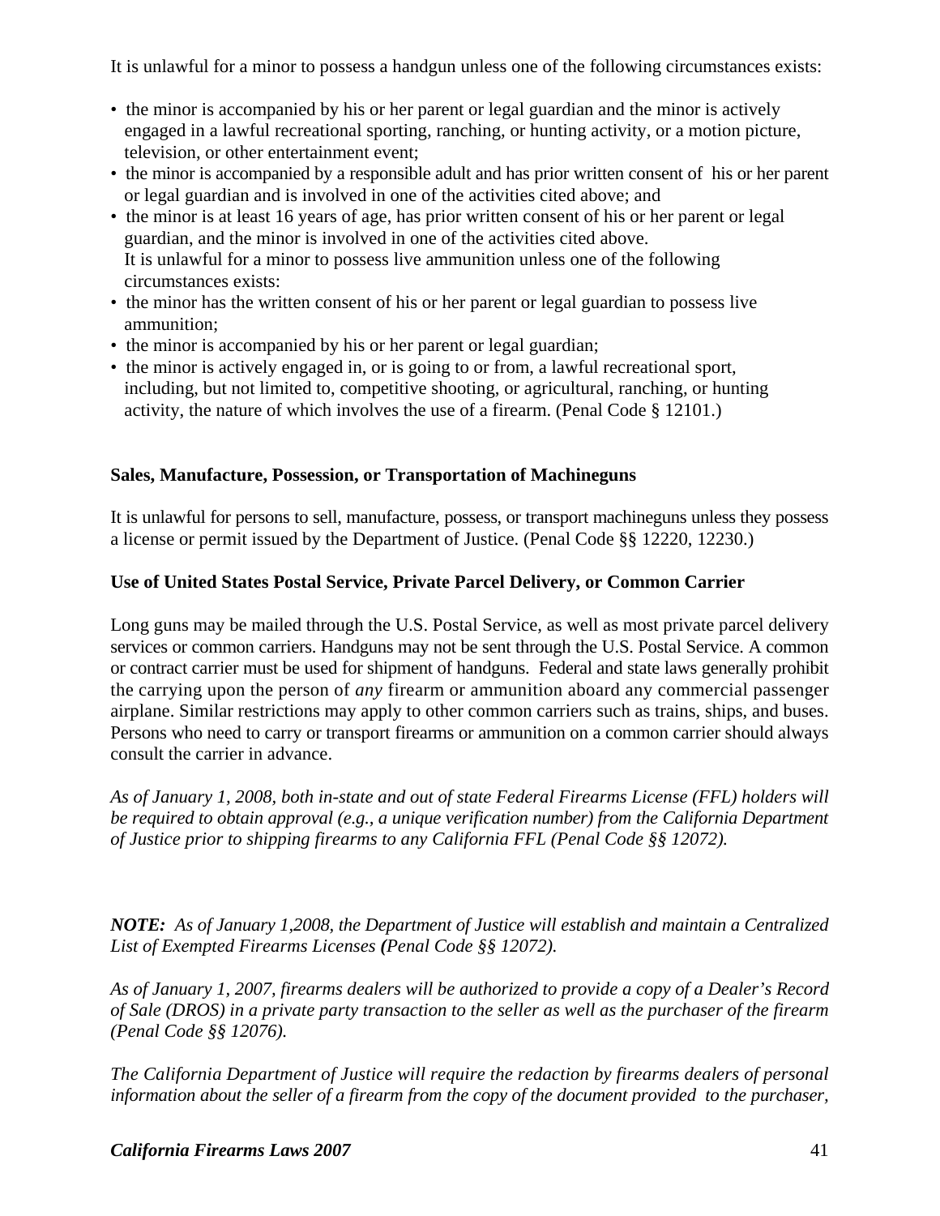It is unlawful for a minor to possess a handgun unless one of the following circumstances exists:

- the minor is accompanied by his or her parent or legal guardian and the minor is actively engaged in a lawful recreational sporting, ranching, or hunting activity, or a motion picture, television, or other entertainment event;
- the minor is accompanied by a responsible adult and has prior written consent of his or her parent or legal guardian and is involved in one of the activities cited above; and
- the minor is at least 16 years of age, has prior written consent of his or her parent or legal guardian, and the minor is involved in one of the activities cited above.

It is unlawful for a minor to possess live ammunition unless one of the following circumstances exists:

- the minor has the written consent of his or her parent or legal guardian to possess live ammunition;
- the minor is accompanied by his or her parent or legal guardian;
- the minor is actively engaged in, or is going to or from, a lawful recreational sport, including, but not limited to, competitive shooting, or agricultural, ranching, or hunting activity, the nature of which involves the use of a firearm. (Penal Code § 12101.)

**Sales, Manufacture, Possession, or Transportation of Machineguns**

It is unlawful for persons to sell, manufacture, possess, or transport machineguns unless they possess a license or permit issued by the Department of Justice. (Penal Code §§ 12220, 12230.)

**Use of United States Postal Service, Private Parcel Delivery, or Common Carrier**

Long guns may be mailed through the U.S. Postal Service, as well as most private parcel delivery services or common carriers. Handguns may not be sent through the U.S. Postal Service. A common or contract carrier must be used for shipment of handguns. Federal and state laws generally prohibit the carrying upon the person of *any* firearm or ammunition aboard any commercial passenger airplane. Similar restrictions may apply to other common carriers such as trains, ships, and buses. Persons who need to carry or transport firearms or ammunition on a common carrier should always consult the carrier in advance.

*As of January 1, 2008, both in-state and out of state Federal Firearms License (FFL) holders will be required to obtain approval (e.g., a unique verification number) from the California Department of Justice prior to shipping firearms to any California FFL (Penal Code §§ 12072).*

***NOTE:** As of January 1,2008, the Department of Justice will establish and maintain a Centralized List of Exempted Firearms Licenses **(**Penal Code §§ 12072).*

*As of January 1, 2007, firearms dealers will be authorized to provide a copy of a Dealer's Record of Sale (DROS) in a private party transaction to the seller as well as the purchaser of the firearm (Penal Code §§ 12076).*

*The California Department of Justice will require the redaction by firearms dealers of personal information about the seller of a firearm from the copy of the document provided to the purchaser,*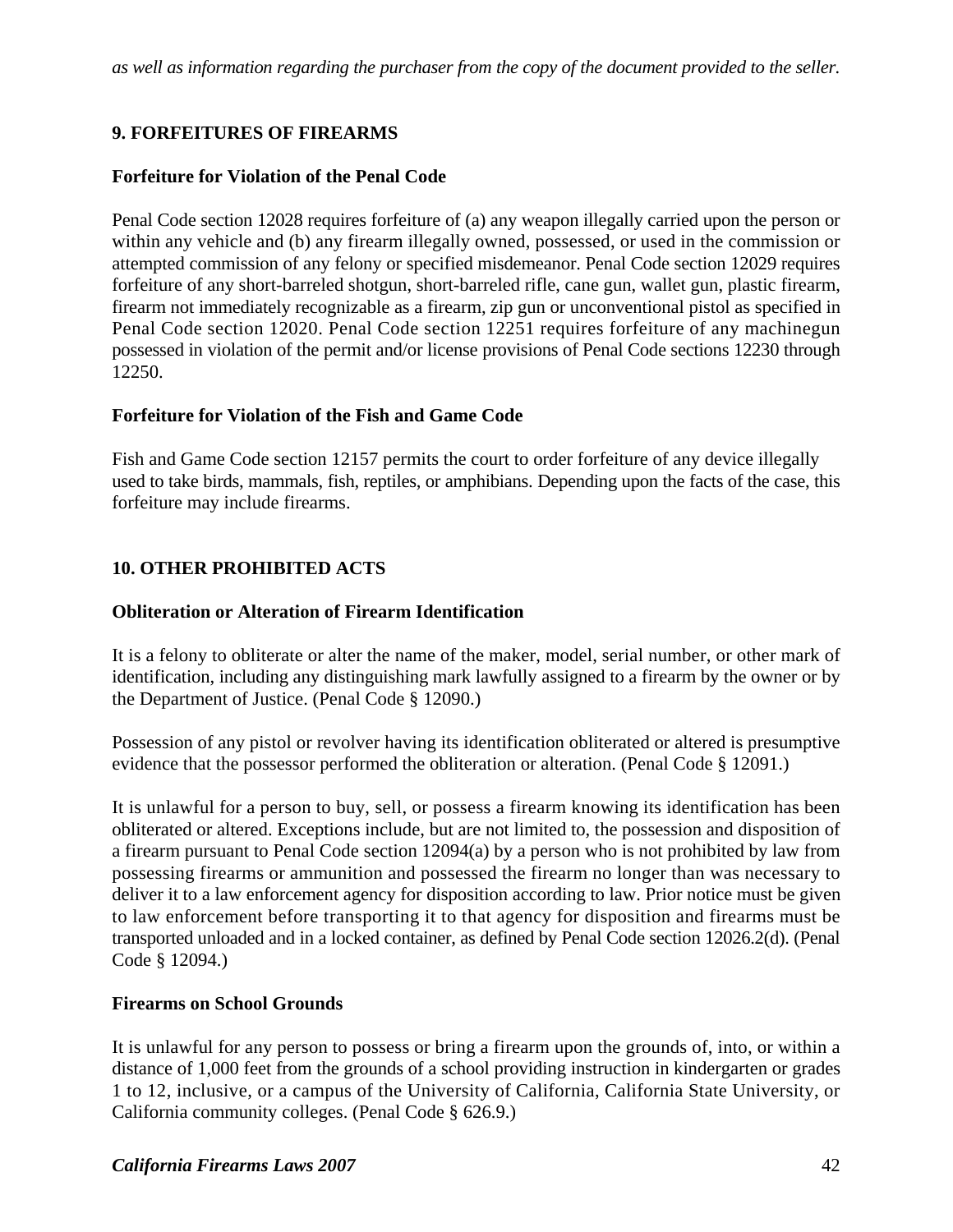*as well as information regarding the purchaser from the copy of the document provided to the seller.*

## 9. FORFEITURES OF FIREARMS

### Forfeiture for Violation of the Penal Code

Penal Code section 12028 requires forfeiture of (a) any weapon illegally carried upon the person or within any vehicle and (b) any firearm illegally owned, possessed, or used in the commission or attempted commission of any felony or specified misdemeanor. Penal Code section 12029 requires forfeiture of any short-barreled shotgun, short-barreled rifle, cane gun, wallet gun, plastic firearm, firearm not immediately recognizable as a firearm, zip gun or unconventional pistol as specified in Penal Code section 12020. Penal Code section 12251 requires forfeiture of any machinegun possessed in violation of the permit and/or license provisions of Penal Code sections 12230 through 12250.

### Forfeiture for Violation of the Fish and Game Code

Fish and Game Code section 12157 permits the court to order forfeiture of any device illegally used to take birds, mammals, fish, reptiles, or amphibians. Depending upon the facts of the case, this forfeiture may include firearms.

## 10. OTHER PROHIBITED ACTS

### Obliteration or Alteration of Firearm Identification

It is a felony to obliterate or alter the name of the maker, model, serial number, or other mark of identification, including any distinguishing mark lawfully assigned to a firearm by the owner or by the Department of Justice. (Penal Code § 12090.)

Possession of any pistol or revolver having its identification obliterated or altered is presumptive evidence that the possessor performed the obliteration or alteration. (Penal Code § 12091.)

It is unlawful for a person to buy, sell, or possess a firearm knowing its identification has been obliterated or altered. Exceptions include, but are not limited to, the possession and disposition of a firearm pursuant to Penal Code section 12094(a) by a person who is not prohibited by law from possessing firearms or ammunition and possessed the firearm no longer than was necessary to deliver it to a law enforcement agency for disposition according to law. Prior notice must be given to law enforcement before transporting it to that agency for disposition and firearms must be transported unloaded and in a locked container, as defined by Penal Code section 12026.2(d). (Penal Code § 12094.)

### Firearms on School Grounds

It is unlawful for any person to possess or bring a firearm upon the grounds of, into, or within a distance of 1,000 feet from the grounds of a school providing instruction in kindergarten or grades 1 to 12, inclusive, or a campus of the University of California, California State University, or California community colleges. (Penal Code § 626.9.)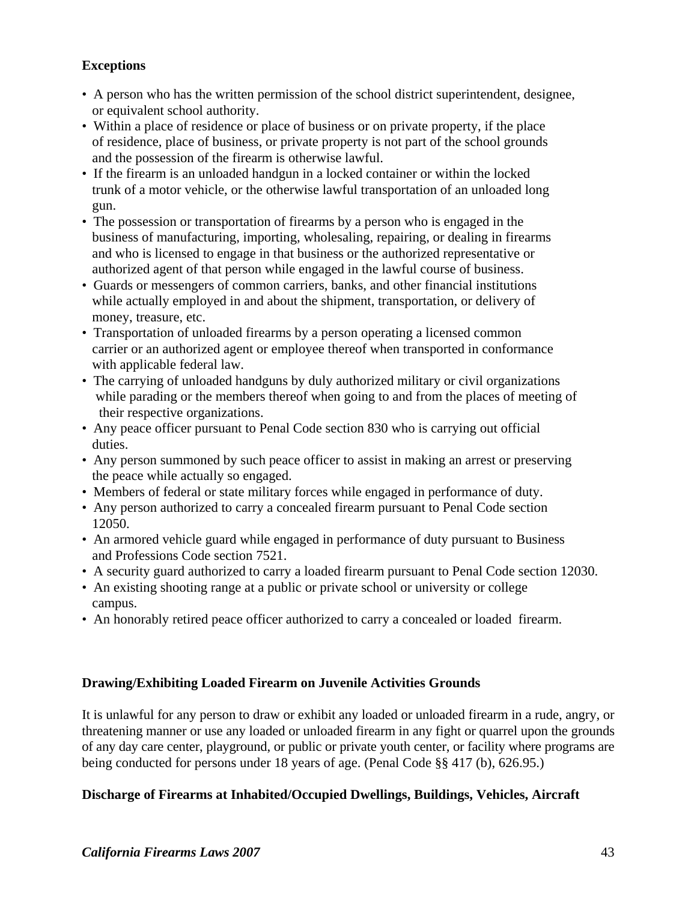### Exceptions

- A person who has the written permission of the school district superintendent, designee, or equivalent school authority.
- Within a place of residence or place of business or on private property, if the place of residence, place of business, or private property is not part of the school grounds and the possession of the firearm is otherwise lawful.
- If the firearm is an unloaded handgun in a locked container or within the locked trunk of a motor vehicle, or the otherwise lawful transportation of an unloaded long gun.
- The possession or transportation of firearms by a person who is engaged in the business of manufacturing, importing, wholesaling, repairing, or dealing in firearms and who is licensed to engage in that business or the authorized representative or authorized agent of that person while engaged in the lawful course of business.
- Guards or messengers of common carriers, banks, and other financial institutions while actually employed in and about the shipment, transportation, or delivery of money, treasure, etc.
- Transportation of unloaded firearms by a person operating a licensed common carrier or an authorized agent or employee thereof when transported in conformance with applicable federal law.
- The carrying of unloaded handguns by duly authorized military or civil organizations while parading or the members thereof when going to and from the places of meeting of their respective organizations.
- Any peace officer pursuant to Penal Code section 830 who is carrying out official duties.
- Any person summoned by such peace officer to assist in making an arrest or preserving the peace while actually so engaged.
- Members of federal or state military forces while engaged in performance of duty.
- Any person authorized to carry a concealed firearm pursuant to Penal Code section 12050.
- An armored vehicle guard while engaged in performance of duty pursuant to Business and Professions Code section 7521.
- A security guard authorized to carry a loaded firearm pursuant to Penal Code section 12030.
- An existing shooting range at a public or private school or university or college campus.
- An honorably retired peace officer authorized to carry a concealed or loaded firearm.

### Drawing/Exhibiting Loaded Firearm on Juvenile Activities Grounds

It is unlawful for any person to draw or exhibit any loaded or unloaded firearm in a rude, angry, or threatening manner or use any loaded or unloaded firearm in any fight or quarrel upon the grounds of any day care center, playground, or public or private youth center, or facility where programs are being conducted for persons under 18 years of age. (Penal Code §§ 417 (b), 626.95.)

### Discharge of Firearms at Inhabited/Occupied Dwellings, Buildings, Vehicles, Aircraft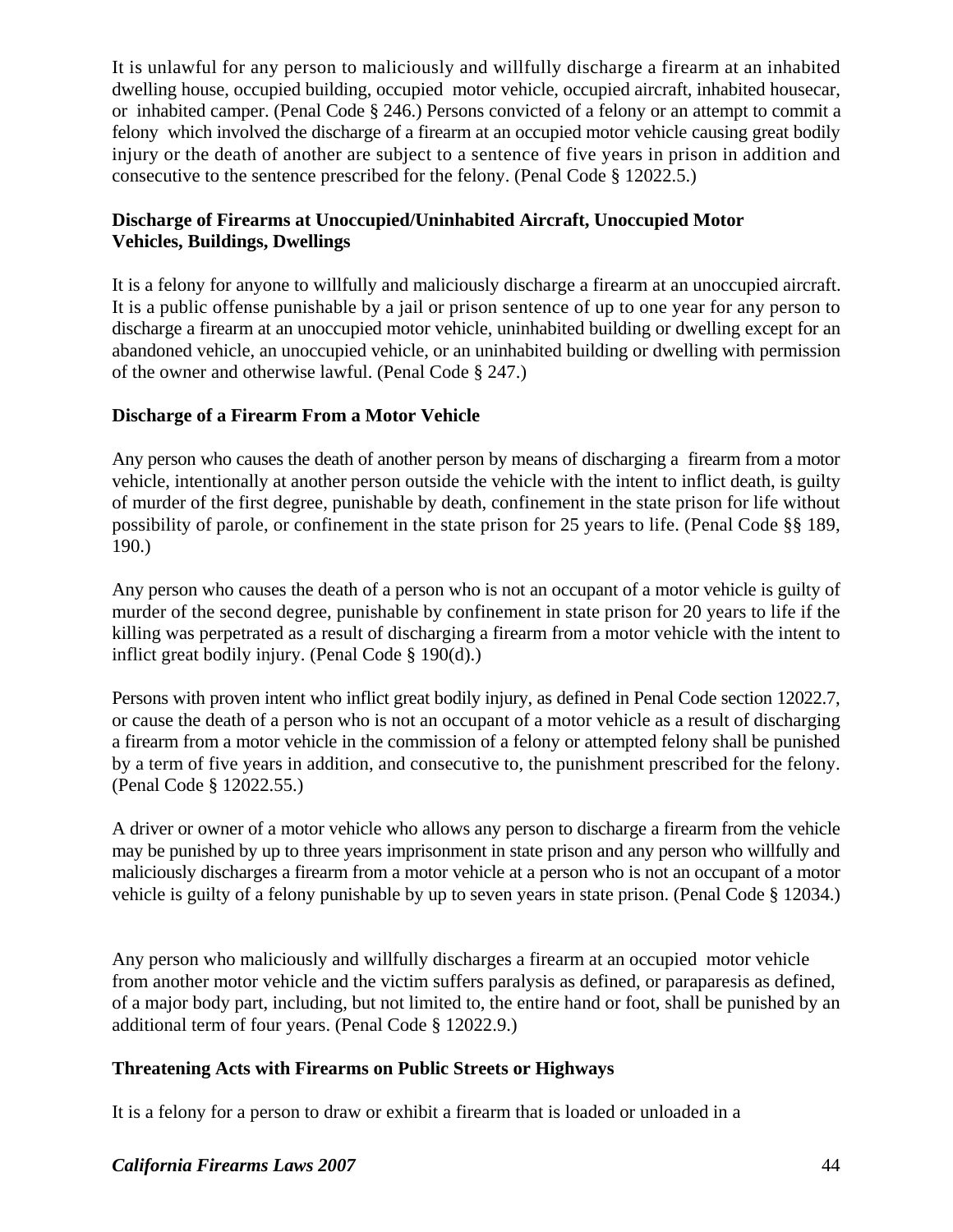It is unlawful for any person to maliciously and willfully discharge a firearm at an inhabited dwelling house, occupied building, occupied motor vehicle, occupied aircraft, inhabited housecar, or inhabited camper. (Penal Code § 246.) Persons convicted of a felony or an attempt to commit a felony which involved the discharge of a firearm at an occupied motor vehicle causing great bodily injury or the death of another are subject to a sentence of five years in prison in addition and consecutive to the sentence prescribed for the felony. (Penal Code § 12022.5.)

**Discharge of Firearms at Unoccupied/Uninhabited Aircraft, Unoccupied Motor Vehicles, Buildings, Dwellings**

It is a felony for anyone to willfully and maliciously discharge a firearm at an unoccupied aircraft. It is a public offense punishable by a jail or prison sentence of up to one year for any person to discharge a firearm at an unoccupied motor vehicle, uninhabited building or dwelling except for an abandoned vehicle, an unoccupied vehicle, or an uninhabited building or dwelling with permission of the owner and otherwise lawful. (Penal Code § 247.)

**Discharge of a Firearm From a Motor Vehicle**

Any person who causes the death of another person by means of discharging a firearm from a motor vehicle, intentionally at another person outside the vehicle with the intent to inflict death, is guilty of murder of the first degree, punishable by death, confinement in the state prison for life without possibility of parole, or confinement in the state prison for 25 years to life. (Penal Code §§ 189, 190.)

Any person who causes the death of a person who is not an occupant of a motor vehicle is guilty of murder of the second degree, punishable by confinement in state prison for 20 years to life if the killing was perpetrated as a result of discharging a firearm from a motor vehicle with the intent to inflict great bodily injury. (Penal Code § 190(d).)

Persons with proven intent who inflict great bodily injury, as defined in Penal Code section 12022.7, or cause the death of a person who is not an occupant of a motor vehicle as a result of discharging a firearm from a motor vehicle in the commission of a felony or attempted felony shall be punished by a term of five years in addition, and consecutive to, the punishment prescribed for the felony. (Penal Code § 12022.55.)

A driver or owner of a motor vehicle who allows any person to discharge a firearm from the vehicle may be punished by up to three years imprisonment in state prison and any person who willfully and maliciously discharges a firearm from a motor vehicle at a person who is not an occupant of a motor vehicle is guilty of a felony punishable by up to seven years in state prison. (Penal Code § 12034.)

Any person who maliciously and willfully discharges a firearm at an occupied motor vehicle from another motor vehicle and the victim suffers paralysis as defined, or paraparesis as defined, of a major body part, including, but not limited to, the entire hand or foot, shall be punished by an additional term of four years. (Penal Code § 12022.9.)

**Threatening Acts with Firearms on Public Streets or Highways**

It is a felony for a person to draw or exhibit a firearm that is loaded or unloaded in a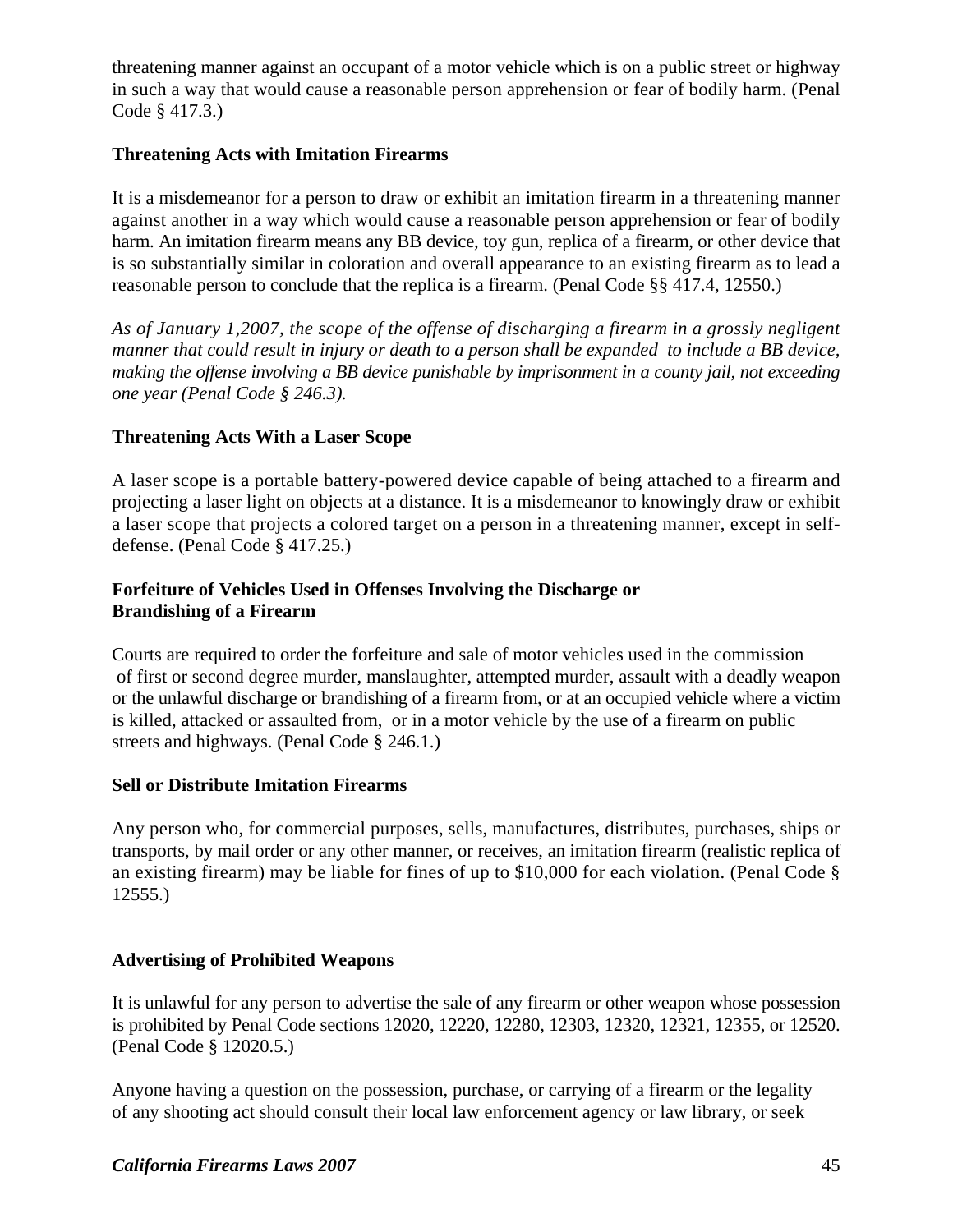threatening manner against an occupant of a motor vehicle which is on a public street or highway in such a way that would cause a reasonable person apprehension or fear of bodily harm. (Penal Code § 417.3.)

**Threatening Acts with Imitation Firearms**

It is a misdemeanor for a person to draw or exhibit an imitation firearm in a threatening manner against another in a way which would cause a reasonable person apprehension or fear of bodily harm. An imitation firearm means any BB device, toy gun, replica of a firearm, or other device that is so substantially similar in coloration and overall appearance to an existing firearm as to lead a reasonable person to conclude that the replica is a firearm. (Penal Code §§ 417.4, 12550.)

*As of January 1,2007, the scope of the offense of discharging a firearm in a grossly negligent manner that could result in injury or death to a person shall be expanded to include a BB device, making the offense involving a BB device punishable by imprisonment in a county jail, not exceeding one year (Penal Code § 246.3).*

**Threatening Acts With a Laser Scope**

A laser scope is a portable battery-powered device capable of being attached to a firearm and projecting a laser light on objects at a distance. It is a misdemeanor to knowingly draw or exhibit a laser scope that projects a colored target on a person in a threatening manner, except in self-defense. (Penal Code § 417.25.)

**Forfeiture of Vehicles Used in Offenses Involving the Discharge or Brandishing of a Firearm**

Courts are required to order the forfeiture and sale of motor vehicles used in the commission of first or second degree murder, manslaughter, attempted murder, assault with a deadly weapon or the unlawful discharge or brandishing of a firearm from, or at an occupied vehicle where a victim is killed, attacked or assaulted from, or in a motor vehicle by the use of a firearm on public streets and highways. (Penal Code § 246.1.)

**Sell or Distribute Imitation Firearms**

Any person who, for commercial purposes, sells, manufactures, distributes, purchases, ships or transports, by mail order or any other manner, or receives, an imitation firearm (realistic replica of an existing firearm) may be liable for fines of up to $10,000 for each violation. (Penal Code § 12555.)

**Advertising of Prohibited Weapons**

It is unlawful for any person to advertise the sale of any firearm or other weapon whose possession is prohibited by Penal Code sections 12020, 12220, 12280, 12303, 12320, 12321, 12355, or 12520. (Penal Code § 12020.5.)

Anyone having a question on the possession, purchase, or carrying of a firearm or the legality of any shooting act should consult their local law enforcement agency or law library, or seek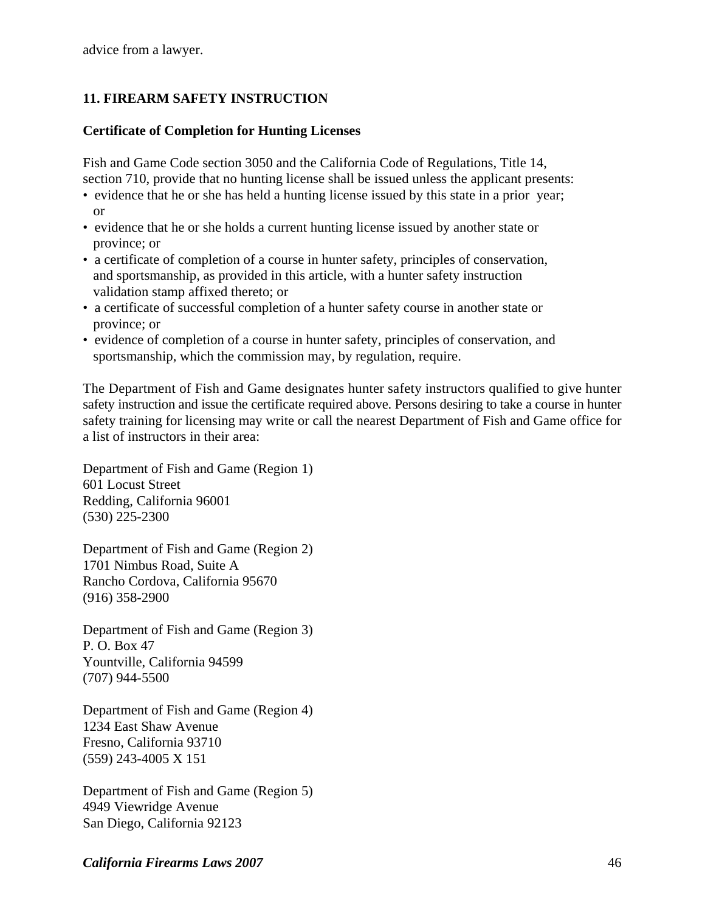advice from a lawyer.

## 11. FIREARM SAFETY INSTRUCTION

### Certificate of Completion for Hunting Licenses

Fish and Game Code section 3050 and the California Code of Regulations, Title 14, section 710, provide that no hunting license shall be issued unless the applicant presents:

- evidence that he or she has held a hunting license issued by this state in a prior year; or
- evidence that he or she holds a current hunting license issued by another state or province; or
- a certificate of completion of a course in hunter safety, principles of conservation, and sportsmanship, as provided in this article, with a hunter safety instruction validation stamp affixed thereto; or
- a certificate of successful completion of a hunter safety course in another state or province; or
- evidence of completion of a course in hunter safety, principles of conservation, and sportsmanship, which the commission may, by regulation, require.

The Department of Fish and Game designates hunter safety instructors qualified to give hunter safety instruction and issue the certificate required above. Persons desiring to take a course in hunter safety training for licensing may write or call the nearest Department of Fish and Game office for a list of instructors in their area:

Department of Fish and Game (Region 1)
601 Locust Street
Redding, California 96001
(530) 225-2300

Department of Fish and Game (Region 2)
1701 Nimbus Road, Suite A
Rancho Cordova, California 95670
(916) 358-2900

Department of Fish and Game (Region 3)
P. O. Box 47
Yountville, California 94599
(707) 944-5500

Department of Fish and Game (Region 4)
1234 East Shaw Avenue
Fresno, California 93710
(559) 243-4005 X 151

Department of Fish and Game (Region 5)
4949 Viewridge Avenue
San Diego, California 92123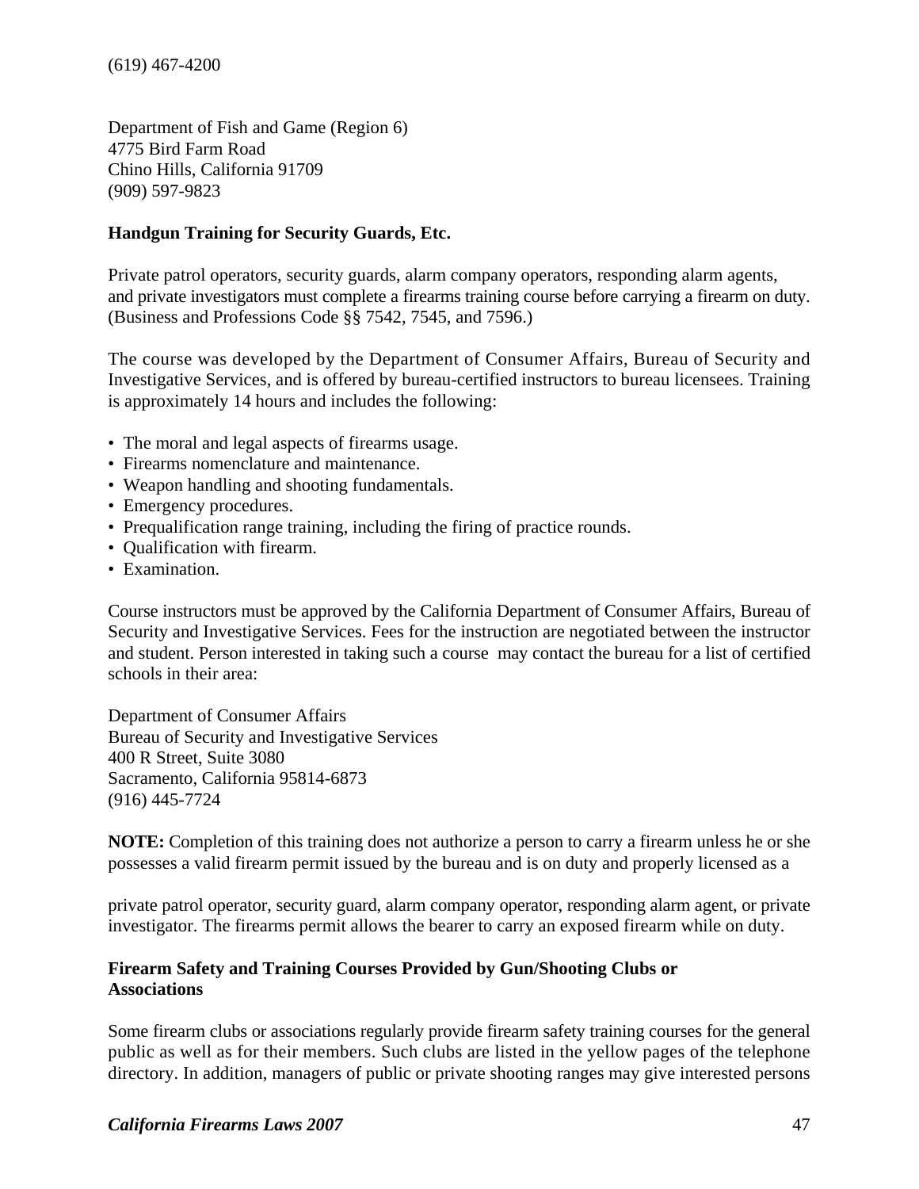(619) 467-4200

Department of Fish and Game (Region 6)
4775 Bird Farm Road
Chino Hills, California 91709
(909) 597-9823

**Handgun Training for Security Guards, Etc.**

Private patrol operators, security guards, alarm company operators, responding alarm agents, and private investigators must complete a firearms training course before carrying a firearm on duty. (Business and Professions Code §§ 7542, 7545, and 7596.)

The course was developed by the Department of Consumer Affairs, Bureau of Security and Investigative Services, and is offered by bureau-certified instructors to bureau licensees. Training is approximately 14 hours and includes the following:

- The moral and legal aspects of firearms usage.
- Firearms nomenclature and maintenance.
- Weapon handling and shooting fundamentals.
- Emergency procedures.
- Prequalification range training, including the firing of practice rounds.
- Qualification with firearm.
- Examination.

Course instructors must be approved by the California Department of Consumer Affairs, Bureau of Security and Investigative Services. Fees for the instruction are negotiated between the instructor and student. Person interested in taking such a course may contact the bureau for a list of certified schools in their area:

Department of Consumer Affairs
Bureau of Security and Investigative Services
400 R Street, Suite 3080
Sacramento, California 95814-6873
(916) 445-7724

**NOTE:** Completion of this training does not authorize a person to carry a firearm unless he or she possesses a valid firearm permit issued by the bureau and is on duty and properly licensed as a private patrol operator, security guard, alarm company operator, responding alarm agent, or private investigator. The firearms permit allows the bearer to carry an exposed firearm while on duty.

**Firearm Safety and Training Courses Provided by Gun/Shooting Clubs or Associations**

Some firearm clubs or associations regularly provide firearm safety training courses for the general public as well as for their members. Such clubs are listed in the yellow pages of the telephone directory. In addition, managers of public or private shooting ranges may give interested persons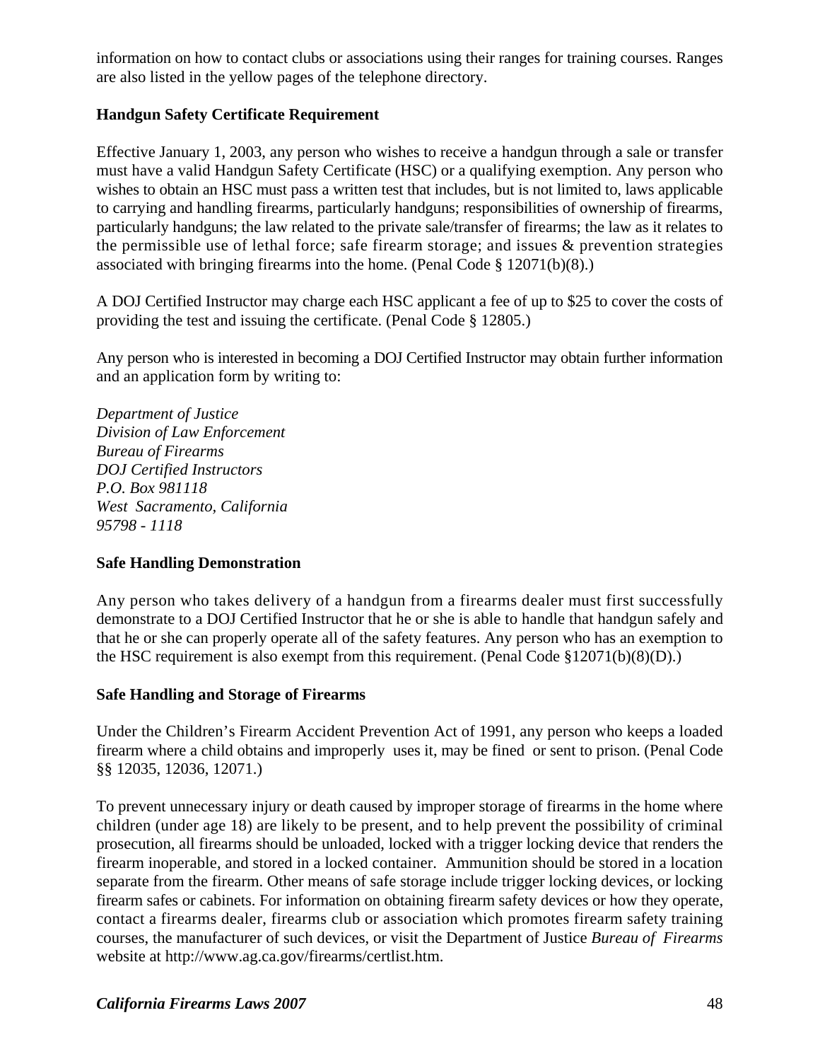information on how to contact clubs or associations using their ranges for training courses. Ranges are also listed in the yellow pages of the telephone directory.

**Handgun Safety Certificate Requirement**

Effective January 1, 2003, any person who wishes to receive a handgun through a sale or transfer must have a valid Handgun Safety Certificate (HSC) or a qualifying exemption. Any person who wishes to obtain an HSC must pass a written test that includes, but is not limited to, laws applicable to carrying and handling firearms, particularly handguns; responsibilities of ownership of firearms, particularly handguns; the law related to the private sale/transfer of firearms; the law as it relates to the permissible use of lethal force; safe firearm storage; and issues & prevention strategies associated with bringing firearms into the home. (Penal Code § 12071(b)(8).)

A DOJ Certified Instructor may charge each HSC applicant a fee of up to $25 to cover the costs of providing the test and issuing the certificate. (Penal Code § 12805.)

Any person who is interested in becoming a DOJ Certified Instructor may obtain further information and an application form by writing to:

*Department of Justice*
*Division of Law Enforcement*
*Bureau of Firearms*
*DOJ Certified Instructors*
*P.O. Box 981118*
*West Sacramento, California*
*95798 - 1118*

**Safe Handling Demonstration**

Any person who takes delivery of a handgun from a firearms dealer must first successfully demonstrate to a DOJ Certified Instructor that he or she is able to handle that handgun safely and that he or she can properly operate all of the safety features. Any person who has an exemption to the HSC requirement is also exempt from this requirement. (Penal Code §12071(b)(8)(D).)

**Safe Handling and Storage of Firearms**

Under the Children's Firearm Accident Prevention Act of 1991, any person who keeps a loaded firearm where a child obtains and improperly uses it, may be fined or sent to prison. (Penal Code §§ 12035, 12036, 12071.)

To prevent unnecessary injury or death caused by improper storage of firearms in the home where children (under age 18) are likely to be present, and to help prevent the possibility of criminal prosecution, all firearms should be unloaded, locked with a trigger locking device that renders the firearm inoperable, and stored in a locked container. Ammunition should be stored in a location separate from the firearm. Other means of safe storage include trigger locking devices, or locking firearm safes or cabinets. For information on obtaining firearm safety devices or how they operate, contact a firearms dealer, firearms club or association which promotes firearm safety training courses, the manufacturer of such devices, or visit the Department of Justice *Bureau of Firearms* website at http://www.ag.ca.gov/firearms/certlist.htm.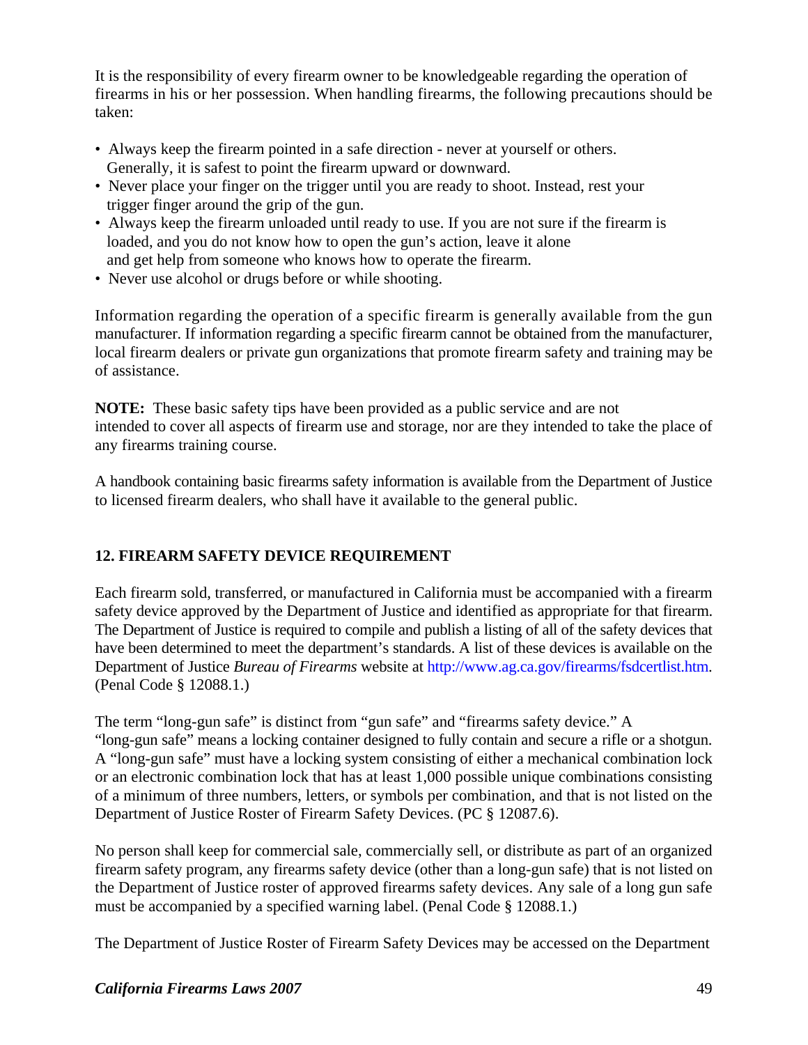It is the responsibility of every firearm owner to be knowledgeable regarding the operation of firearms in his or her possession. When handling firearms, the following precautions should be taken:

- Always keep the firearm pointed in a safe direction - never at yourself or others. Generally, it is safest to point the firearm upward or downward.
- Never place your finger on the trigger until you are ready to shoot. Instead, rest your trigger finger around the grip of the gun.
- Always keep the firearm unloaded until ready to use. If you are not sure if the firearm is loaded, and you do not know how to open the gun's action, leave it alone and get help from someone who knows how to operate the firearm.
- Never use alcohol or drugs before or while shooting.

Information regarding the operation of a specific firearm is generally available from the gun manufacturer. If information regarding a specific firearm cannot be obtained from the manufacturer, local firearm dealers or private gun organizations that promote firearm safety and training may be of assistance.

**NOTE:** These basic safety tips have been provided as a public service and are not intended to cover all aspects of firearm use and storage, nor are they intended to take the place of any firearms training course.

A handbook containing basic firearms safety information is available from the Department of Justice to licensed firearm dealers, who shall have it available to the general public.

## 12. FIREARM SAFETY DEVICE REQUIREMENT

Each firearm sold, transferred, or manufactured in California must be accompanied with a firearm safety device approved by the Department of Justice and identified as appropriate for that firearm. The Department of Justice is required to compile and publish a listing of all of the safety devices that have been determined to meet the department's standards. A list of these devices is available on the Department of Justice *Bureau of Firearms* website at http://www.ag.ca.gov/firearms/fsdcertlist.htm. (Penal Code § 12088.1.)

The term "long-gun safe" is distinct from "gun safe" and "firearms safety device." A "long-gun safe" means a locking container designed to fully contain and secure a rifle or a shotgun. A "long-gun safe" must have a locking system consisting of either a mechanical combination lock or an electronic combination lock that has at least 1,000 possible unique combinations consisting of a minimum of three numbers, letters, or symbols per combination, and that is not listed on the Department of Justice Roster of Firearm Safety Devices. (PC § 12087.6).

No person shall keep for commercial sale, commercially sell, or distribute as part of an organized firearm safety program, any firearms safety device (other than a long-gun safe) that is not listed on the Department of Justice roster of approved firearms safety devices. Any sale of a long gun safe must be accompanied by a specified warning label. (Penal Code § 12088.1.)

The Department of Justice Roster of Firearm Safety Devices may be accessed on the Department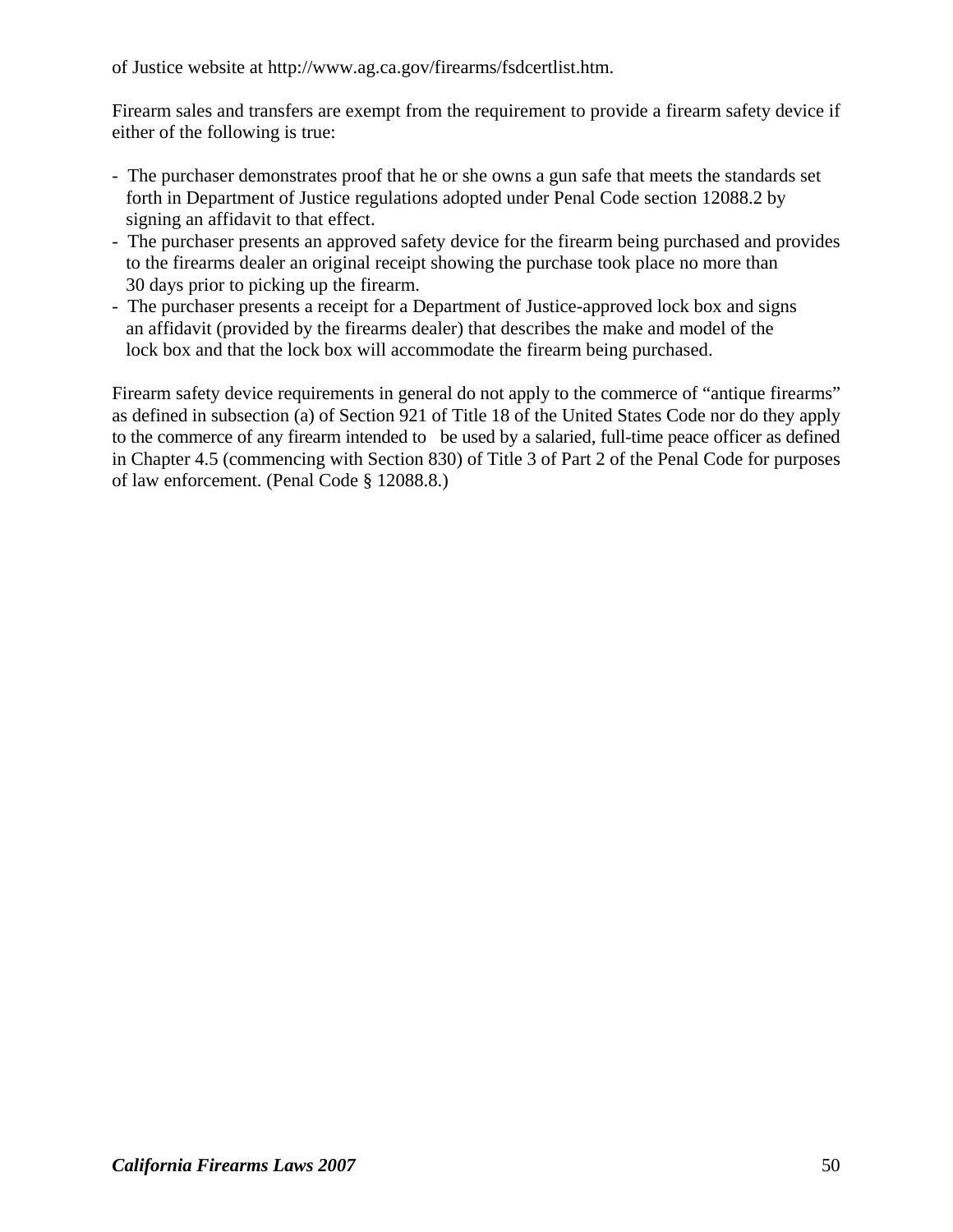of Justice website at http://www.ag.ca.gov/firearms/fsdcertlist.htm.

Firearm sales and transfers are exempt from the requirement to provide a firearm safety device if either of the following is true:

- The purchaser demonstrates proof that he or she owns a gun safe that meets the standards set forth in Department of Justice regulations adopted under Penal Code section 12088.2 by signing an affidavit to that effect.
- The purchaser presents an approved safety device for the firearm being purchased and provides to the firearms dealer an original receipt showing the purchase took place no more than 30 days prior to picking up the firearm.
- The purchaser presents a receipt for a Department of Justice-approved lock box and signs an affidavit (provided by the firearms dealer) that describes the make and model of the lock box and that the lock box will accommodate the firearm being purchased.

Firearm safety device requirements in general do not apply to the commerce of "antique firearms" as defined in subsection (a) of Section 921 of Title 18 of the United States Code nor do they apply to the commerce of any firearm intended to be used by a salaried, full-time peace officer as defined in Chapter 4.5 (commencing with Section 830) of Title 3 of Part 2 of the Penal Code for purposes of law enforcement. (Penal Code § 12088.8.)